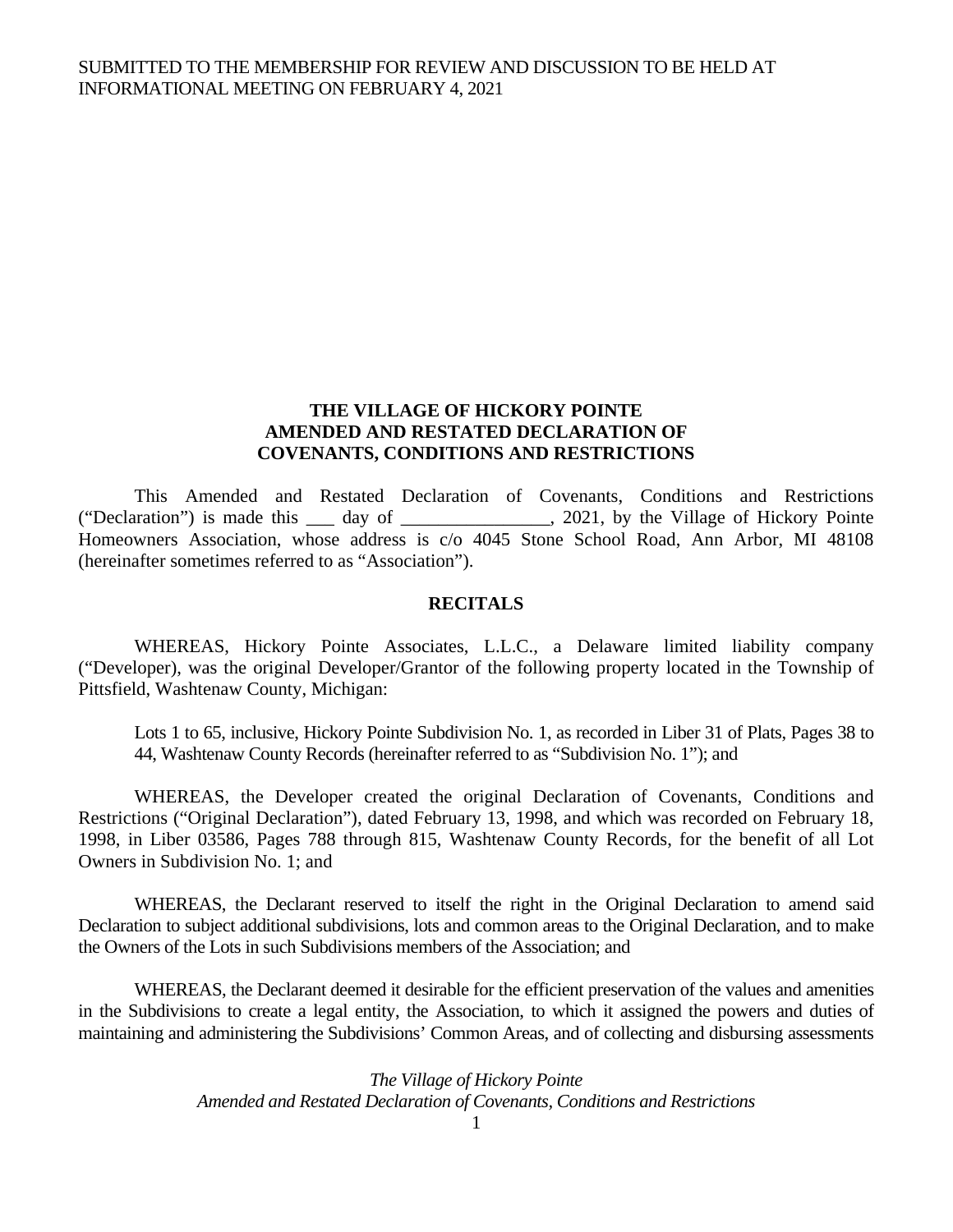SUBMITTED TO THE MEMBERSHIP FOR REVIEW AND DISCUSSION TO BE HELD AT INFORMATIONAL MEETING ON FEBRUARY 4, 2021

# THE VILLAGE OF HICKORY POINTE AMENDED AND RESTATED DECLARATION OF COVENANTS, CONDITIONS AND RESTRICTIONS

This Amended and Restated Declaration of Covenants, Conditions and Restrictions ("Declaration") is made this ___ day of ________________, 2021, by the Village of Hickory Pointe Homeowners Association, whose address is c/o 4045 Stone School Road, Ann Arbor, MI 48108 (hereinafter sometimes referred to as "Association").

## RECITALS

WHEREAS, Hickory Pointe Associates, L.L.C., a Delaware limited liability company ("Developer), was the original Developer/Grantor of the following property located in the Township of Pittsfield, Washtenaw County, Michigan:

> Lots 1 to 65, inclusive, Hickory Pointe Subdivision No. 1, as recorded in Liber 31 of Plats, Pages 38 to 44, Washtenaw County Records (hereinafter referred to as "Subdivision No. 1"); and

WHEREAS, the Developer created the original Declaration of Covenants, Conditions and Restrictions ("Original Declaration"), dated February 13, 1998, and which was recorded on February 18, 1998, in Liber 03586, Pages 788 through 815, Washtenaw County Records, for the benefit of all Lot Owners in Subdivision No. 1; and

WHEREAS, the Declarant reserved to itself the right in the Original Declaration to amend said Declaration to subject additional subdivisions, lots and common areas to the Original Declaration, and to make the Owners of the Lots in such Subdivisions members of the Association; and

WHEREAS, the Declarant deemed it desirable for the efficient preservation of the values and amenities in the Subdivisions to create a legal entity, the Association, to which it assigned the powers and duties of maintaining and administering the Subdivisions' Common Areas, and of collecting and disbursing assessments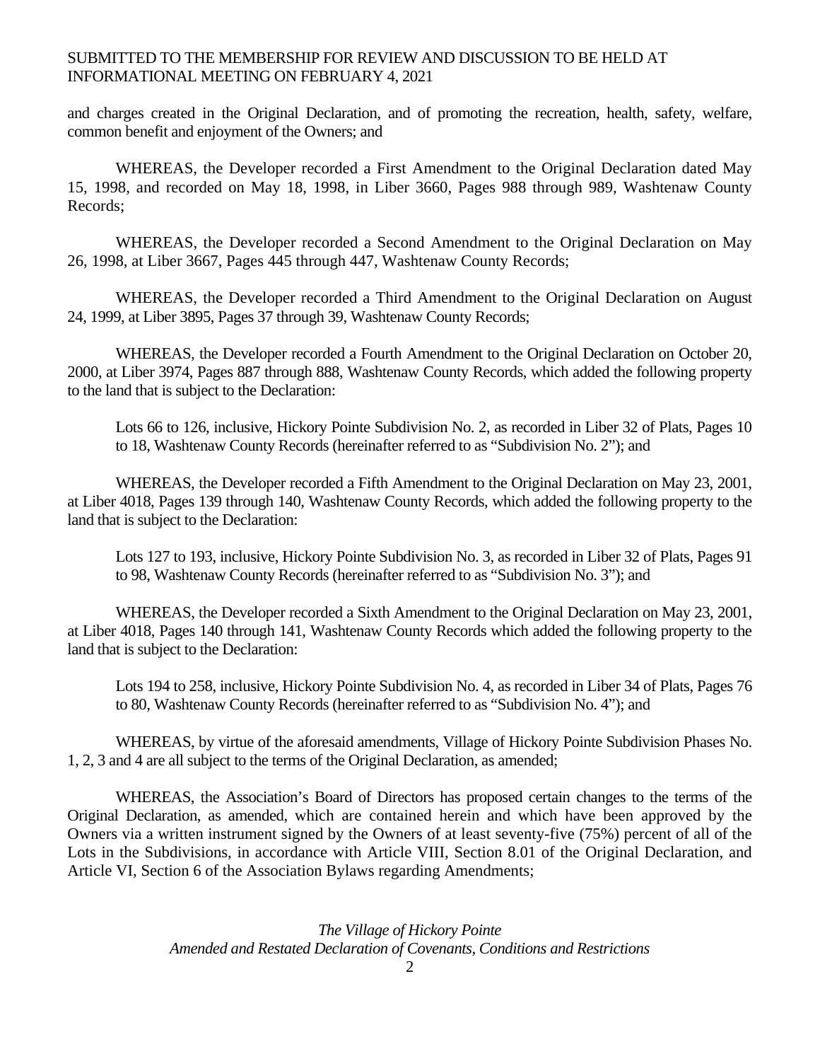and charges created in the Original Declaration, and of promoting the recreation, health, safety, welfare, common benefit and enjoyment of the Owners; and

WHEREAS, the Developer recorded a First Amendment to the Original Declaration dated May 15, 1998, and recorded on May 18, 1998, in Liber 3660, Pages 988 through 989, Washtenaw County Records;

WHEREAS, the Developer recorded a Second Amendment to the Original Declaration on May 26, 1998, at Liber 3667, Pages 445 through 447, Washtenaw County Records;

WHEREAS, the Developer recorded a Third Amendment to the Original Declaration on August 24, 1999, at Liber 3895, Pages 37 through 39, Washtenaw County Records;

WHEREAS, the Developer recorded a Fourth Amendment to the Original Declaration on October 20, 2000, at Liber 3974, Pages 887 through 888, Washtenaw County Records, which added the following property to the land that is subject to the Declaration:

> Lots 66 to 126, inclusive, Hickory Pointe Subdivision No. 2, as recorded in Liber 32 of Plats, Pages 10 to 18, Washtenaw County Records (hereinafter referred to as "Subdivision No. 2"); and

WHEREAS, the Developer recorded a Fifth Amendment to the Original Declaration on May 23, 2001, at Liber 4018, Pages 139 through 140, Washtenaw County Records, which added the following property to the land that is subject to the Declaration:

> Lots 127 to 193, inclusive, Hickory Pointe Subdivision No. 3, as recorded in Liber 32 of Plats, Pages 91 to 98, Washtenaw County Records (hereinafter referred to as "Subdivision No. 3"); and

WHEREAS, the Developer recorded a Sixth Amendment to the Original Declaration on May 23, 2001, at Liber 4018, Pages 140 through 141, Washtenaw County Records which added the following property to the land that is subject to the Declaration:

> Lots 194 to 258, inclusive, Hickory Pointe Subdivision No. 4, as recorded in Liber 34 of Plats, Pages 76 to 80, Washtenaw County Records (hereinafter referred to as "Subdivision No. 4"); and

WHEREAS, by virtue of the aforesaid amendments, Village of Hickory Pointe Subdivision Phases No. 1, 2, 3 and 4 are all subject to the terms of the Original Declaration, as amended;

WHEREAS, the Association's Board of Directors has proposed certain changes to the terms of the Original Declaration, as amended, which are contained herein and which have been approved by the Owners via a written instrument signed by the Owners of at least seventy-five (75%) percent of all of the Lots in the Subdivisions, in accordance with Article VIII, Section 8.01 of the Original Declaration, and Article VI, Section 6 of the Association Bylaws regarding Amendments;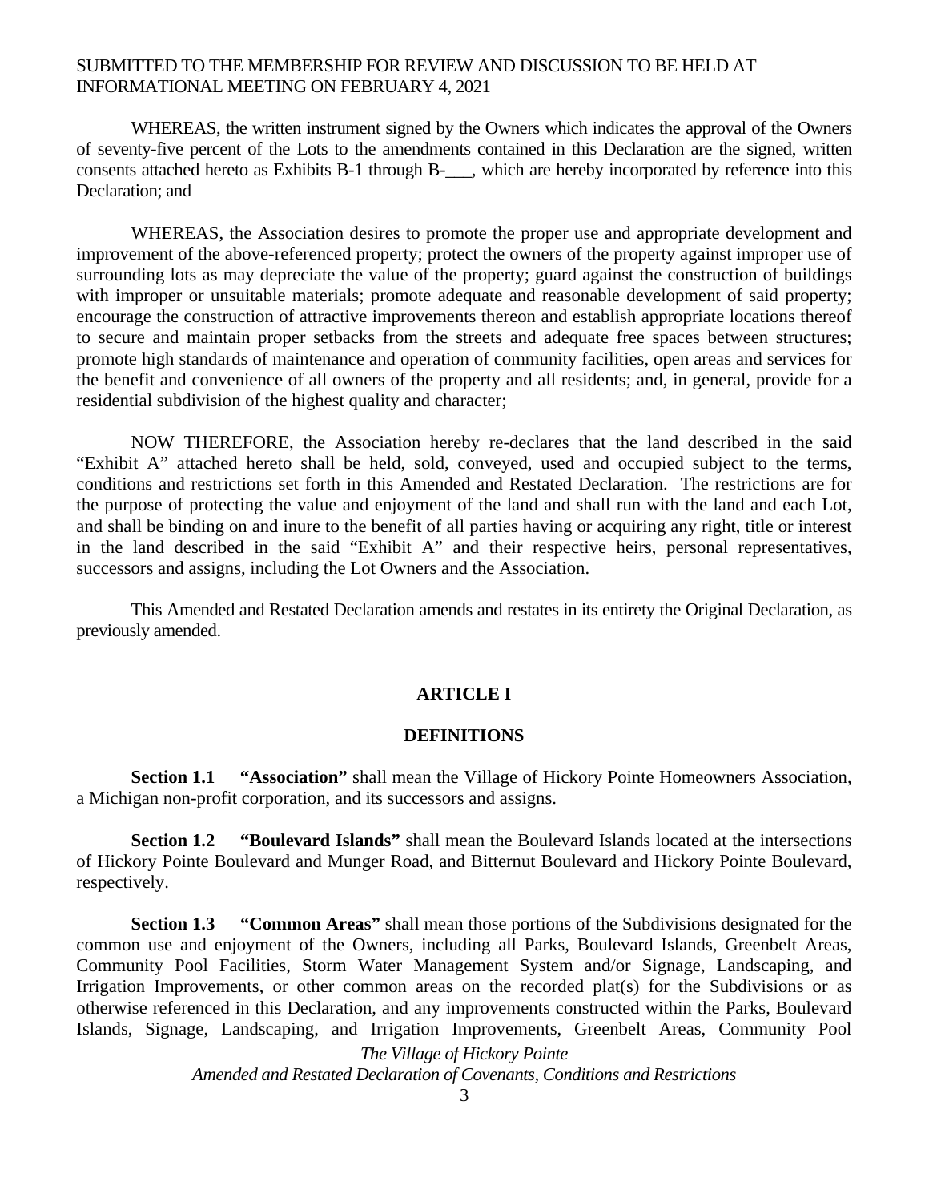WHEREAS, the written instrument signed by the Owners which indicates the approval of the Owners of seventy-five percent of the Lots to the amendments contained in this Declaration are the signed, written consents attached hereto as Exhibits B-1 through B-___, which are hereby incorporated by reference into this Declaration; and

WHEREAS, the Association desires to promote the proper use and appropriate development and improvement of the above-referenced property; protect the owners of the property against improper use of surrounding lots as may depreciate the value of the property; guard against the construction of buildings with improper or unsuitable materials; promote adequate and reasonable development of said property; encourage the construction of attractive improvements thereon and establish appropriate locations thereof to secure and maintain proper setbacks from the streets and adequate free spaces between structures; promote high standards of maintenance and operation of community facilities, open areas and services for the benefit and convenience of all owners of the property and all residents; and, in general, provide for a residential subdivision of the highest quality and character;

NOW THEREFORE, the Association hereby re-declares that the land described in the said "Exhibit A" attached hereto shall be held, sold, conveyed, used and occupied subject to the terms, conditions and restrictions set forth in this Amended and Restated Declaration. The restrictions are for the purpose of protecting the value and enjoyment of the land and shall run with the land and each Lot, and shall be binding on and inure to the benefit of all parties having or acquiring any right, title or interest in the land described in the said "Exhibit A" and their respective heirs, personal representatives, successors and assigns, including the Lot Owners and the Association.

This Amended and Restated Declaration amends and restates in its entirety the Original Declaration, as previously amended.

## ARTICLE I

## DEFINITIONS

**Section 1.1 "Association"** shall mean the Village of Hickory Pointe Homeowners Association, a Michigan non-profit corporation, and its successors and assigns.

**Section 1.2 "Boulevard Islands"** shall mean the Boulevard Islands located at the intersections of Hickory Pointe Boulevard and Munger Road, and Bitternut Boulevard and Hickory Pointe Boulevard, respectively.

**Section 1.3 "Common Areas"** shall mean those portions of the Subdivisions designated for the common use and enjoyment of the Owners, including all Parks, Boulevard Islands, Greenbelt Areas, Community Pool Facilities, Storm Water Management System and/or Signage, Landscaping, and Irrigation Improvements, or other common areas on the recorded plat(s) for the Subdivisions or as otherwise referenced in this Declaration, and any improvements constructed within the Parks, Boulevard Islands, Signage, Landscaping, and Irrigation Improvements, Greenbelt Areas, Community Pool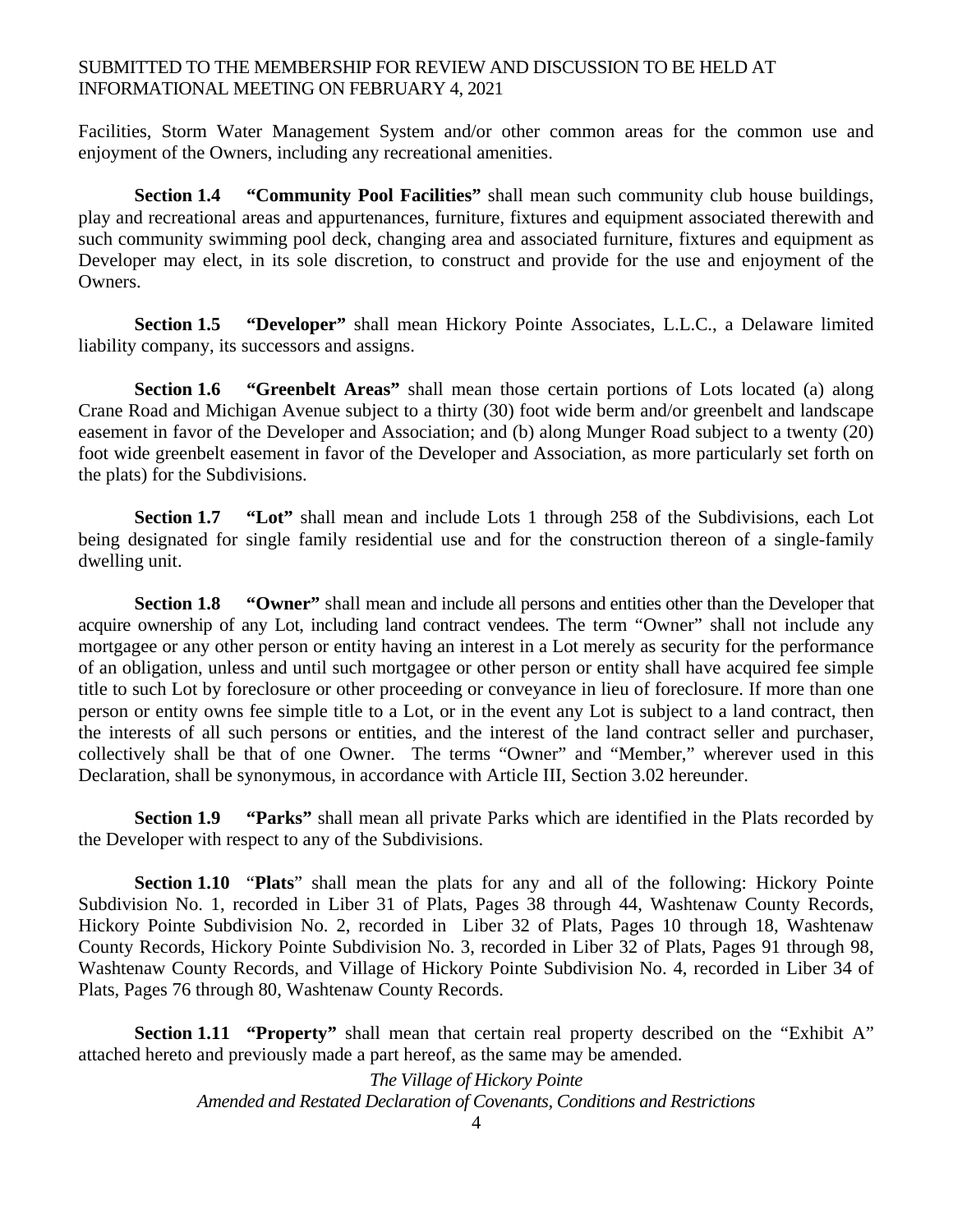Facilities, Storm Water Management System and/or other common areas for the common use and enjoyment of the Owners, including any recreational amenities.

**Section 1.4 "Community Pool Facilities"** shall mean such community club house buildings, play and recreational areas and appurtenances, furniture, fixtures and equipment associated therewith and such community swimming pool deck, changing area and associated furniture, fixtures and equipment as Developer may elect, in its sole discretion, to construct and provide for the use and enjoyment of the Owners.

**Section 1.5 "Developer"** shall mean Hickory Pointe Associates, L.L.C., a Delaware limited liability company, its successors and assigns.

**Section 1.6 "Greenbelt Areas"** shall mean those certain portions of Lots located (a) along Crane Road and Michigan Avenue subject to a thirty (30) foot wide berm and/or greenbelt and landscape easement in favor of the Developer and Association; and (b) along Munger Road subject to a twenty (20) foot wide greenbelt easement in favor of the Developer and Association, as more particularly set forth on the plats) for the Subdivisions.

**Section 1.7 "Lot"** shall mean and include Lots 1 through 258 of the Subdivisions, each Lot being designated for single family residential use and for the construction thereon of a single-family dwelling unit.

**Section 1.8 "Owner"** shall mean and include all persons and entities other than the Developer that acquire ownership of any Lot, including land contract vendees. The term "Owner" shall not include any mortgagee or any other person or entity having an interest in a Lot merely as security for the performance of an obligation, unless and until such mortgagee or other person or entity shall have acquired fee simple title to such Lot by foreclosure or other proceeding or conveyance in lieu of foreclosure. If more than one person or entity owns fee simple title to a Lot, or in the event any Lot is subject to a land contract, then the interests of all such persons or entities, and the interest of the land contract seller and purchaser, collectively shall be that of one Owner. The terms "Owner" and "Member," wherever used in this Declaration, shall be synonymous, in accordance with Article III, Section 3.02 hereunder.

**Section 1.9 "Parks"** shall mean all private Parks which are identified in the Plats recorded by the Developer with respect to any of the Subdivisions.

**Section 1.10** "**Plats**" shall mean the plats for any and all of the following: Hickory Pointe Subdivision No. 1, recorded in Liber 31 of Plats, Pages 38 through 44, Washtenaw County Records, Hickory Pointe Subdivision No. 2, recorded in Liber 32 of Plats, Pages 10 through 18, Washtenaw County Records, Hickory Pointe Subdivision No. 3, recorded in Liber 32 of Plats, Pages 91 through 98, Washtenaw County Records, and Village of Hickory Pointe Subdivision No. 4, recorded in Liber 34 of Plats, Pages 76 through 80, Washtenaw County Records.

**Section 1.11 "Property"** shall mean that certain real property described on the "Exhibit A" attached hereto and previously made a part hereof, as the same may be amended.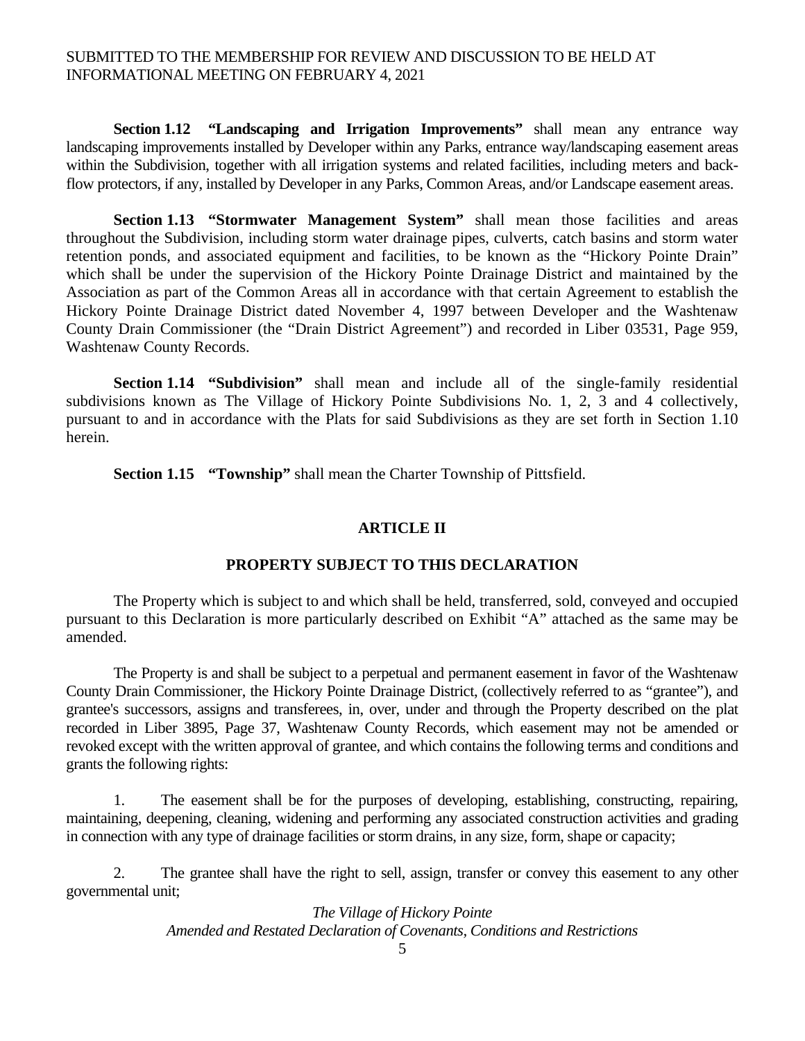**Section 1.12 "Landscaping and Irrigation Improvements"** shall mean any entrance way landscaping improvements installed by Developer within any Parks, entrance way/landscaping easement areas within the Subdivision, together with all irrigation systems and related facilities, including meters and back-flow protectors, if any, installed by Developer in any Parks, Common Areas, and/or Landscape easement areas.

**Section 1.13 "Stormwater Management System"** shall mean those facilities and areas throughout the Subdivision, including storm water drainage pipes, culverts, catch basins and storm water retention ponds, and associated equipment and facilities, to be known as the "Hickory Pointe Drain" which shall be under the supervision of the Hickory Pointe Drainage District and maintained by the Association as part of the Common Areas all in accordance with that certain Agreement to establish the Hickory Pointe Drainage District dated November 4, 1997 between Developer and the Washtenaw County Drain Commissioner (the "Drain District Agreement") and recorded in Liber 03531, Page 959, Washtenaw County Records.

**Section 1.14 "Subdivision"** shall mean and include all of the single-family residential subdivisions known as The Village of Hickory Pointe Subdivisions No. 1, 2, 3 and 4 collectively, pursuant to and in accordance with the Plats for said Subdivisions as they are set forth in Section 1.10 herein.

**Section 1.15 "Township"** shall mean the Charter Township of Pittsfield.

## ARTICLE II

## PROPERTY SUBJECT TO THIS DECLARATION

The Property which is subject to and which shall be held, transferred, sold, conveyed and occupied pursuant to this Declaration is more particularly described on Exhibit "A" attached as the same may be amended.

The Property is and shall be subject to a perpetual and permanent easement in favor of the Washtenaw County Drain Commissioner, the Hickory Pointe Drainage District, (collectively referred to as "grantee"), and grantee's successors, assigns and transferees, in, over, under and through the Property described on the plat recorded in Liber 3895, Page 37, Washtenaw County Records, which easement may not be amended or revoked except with the written approval of grantee, and which contains the following terms and conditions and grants the following rights:

1. The easement shall be for the purposes of developing, establishing, constructing, repairing, maintaining, deepening, cleaning, widening and performing any associated construction activities and grading in connection with any type of drainage facilities or storm drains, in any size, form, shape or capacity;

2. The grantee shall have the right to sell, assign, transfer or convey this easement to any other governmental unit;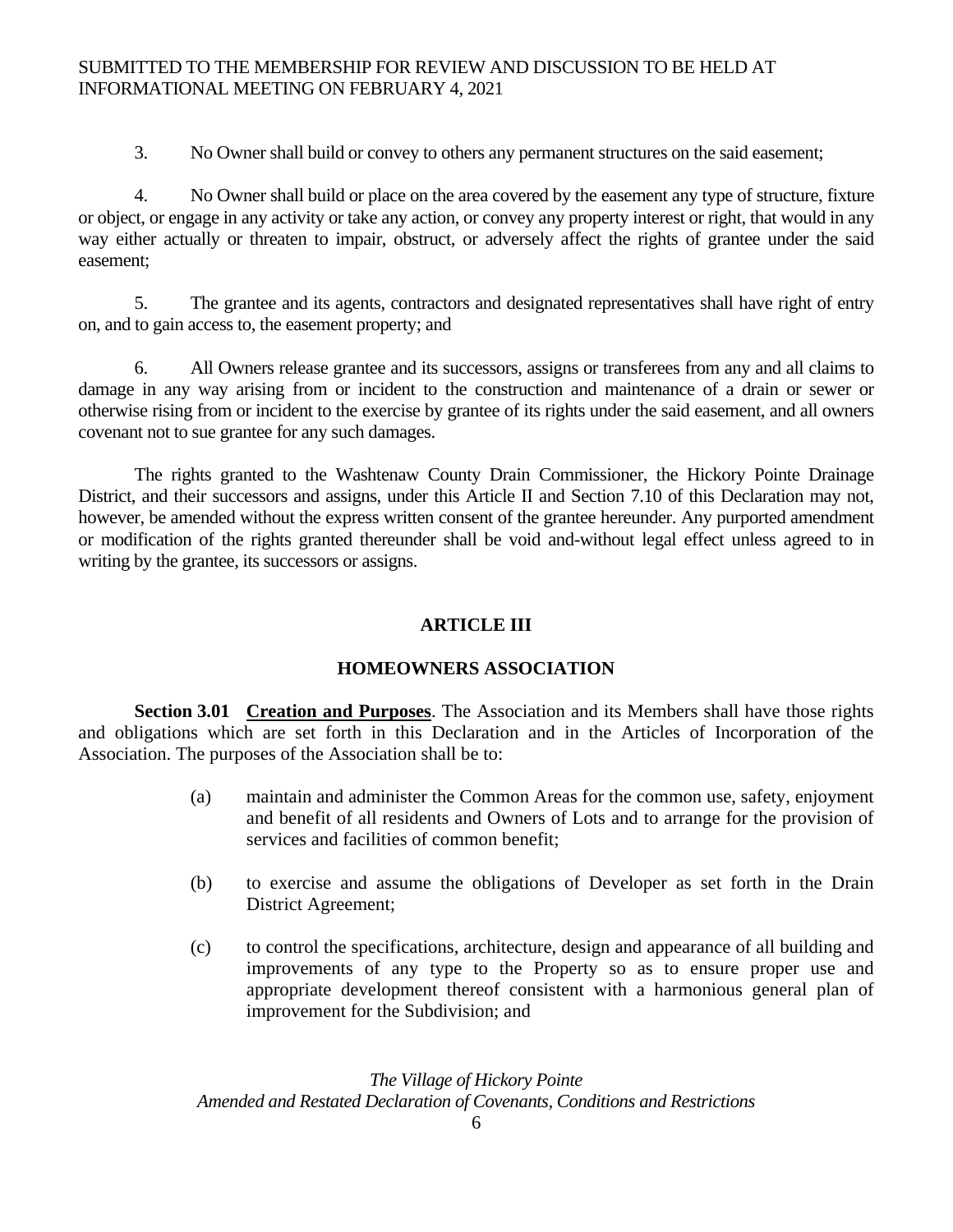3. No Owner shall build or convey to others any permanent structures on the said easement;

4. No Owner shall build or place on the area covered by the easement any type of structure, fixture or object, or engage in any activity or take any action, or convey any property interest or right, that would in any way either actually or threaten to impair, obstruct, or adversely affect the rights of grantee under the said easement;

5. The grantee and its agents, contractors and designated representatives shall have right of entry on, and to gain access to, the easement property; and

6. All Owners release grantee and its successors, assigns or transferees from any and all claims to damage in any way arising from or incident to the construction and maintenance of a drain or sewer or otherwise rising from or incident to the exercise by grantee of its rights under the said easement, and all owners covenant not to sue grantee for any such damages.

The rights granted to the Washtenaw County Drain Commissioner, the Hickory Pointe Drainage District, and their successors and assigns, under this Article II and Section 7.10 of this Declaration may not, however, be amended without the express written consent of the grantee hereunder. Any purported amendment or modification of the rights granted thereunder shall be void and-without legal effect unless agreed to in writing by the grantee, its successors or assigns.

## ARTICLE III

## HOMEOWNERS ASSOCIATION

**Section 3.01 <u>Creation and Purposes</u>**. The Association and its Members shall have those rights and obligations which are set forth in this Declaration and in the Articles of Incorporation of the Association. The purposes of the Association shall be to:

(a) maintain and administer the Common Areas for the common use, safety, enjoyment and benefit of all residents and Owners of Lots and to arrange for the provision of services and facilities of common benefit;

(b) to exercise and assume the obligations of Developer as set forth in the Drain District Agreement;

(c) to control the specifications, architecture, design and appearance of all building and improvements of any type to the Property so as to ensure proper use and appropriate development thereof consistent with a harmonious general plan of improvement for the Subdivision; and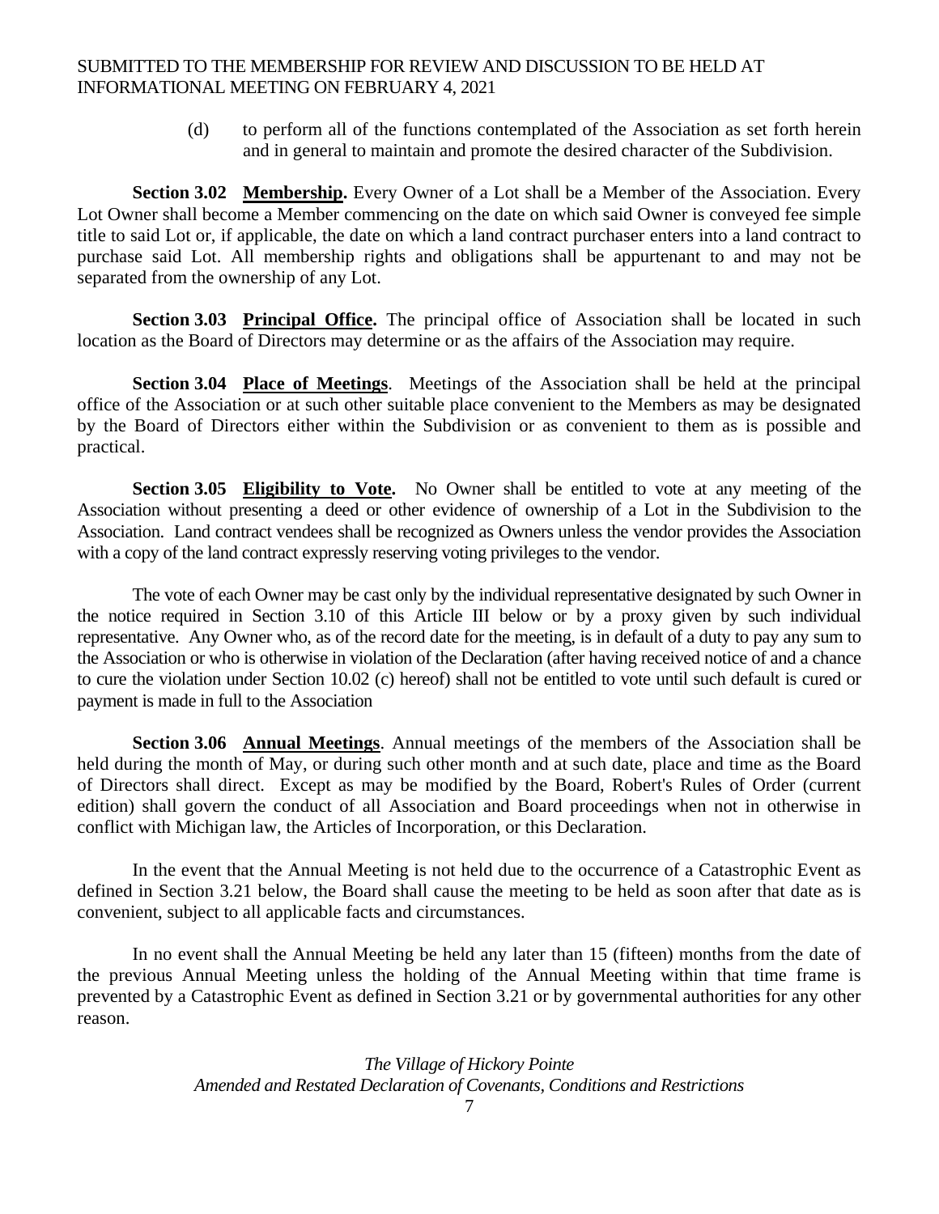(d) to perform all of the functions contemplated of the Association as set forth herein and in general to maintain and promote the desired character of the Subdivision.

**Section 3.02 <u>Membership</u>.** Every Owner of a Lot shall be a Member of the Association. Every Lot Owner shall become a Member commencing on the date on which said Owner is conveyed fee simple title to said Lot or, if applicable, the date on which a land contract purchaser enters into a land contract to purchase said Lot. All membership rights and obligations shall be appurtenant to and may not be separated from the ownership of any Lot.

**Section 3.03 <u>Principal Office</u>.** The principal office of Association shall be located in such location as the Board of Directors may determine or as the affairs of the Association may require.

**Section 3.04 <u>Place of Meetings</u>**. Meetings of the Association shall be held at the principal office of the Association or at such other suitable place convenient to the Members as may be designated by the Board of Directors either within the Subdivision or as convenient to them as is possible and practical.

**Section 3.05 <u>Eligibility to Vote</u>.** No Owner shall be entitled to vote at any meeting of the Association without presenting a deed or other evidence of ownership of a Lot in the Subdivision to the Association. Land contract vendees shall be recognized as Owners unless the vendor provides the Association with a copy of the land contract expressly reserving voting privileges to the vendor.

The vote of each Owner may be cast only by the individual representative designated by such Owner in the notice required in Section 3.10 of this Article III below or by a proxy given by such individual representative. Any Owner who, as of the record date for the meeting, is in default of a duty to pay any sum to the Association or who is otherwise in violation of the Declaration (after having received notice of and a chance to cure the violation under Section 10.02 (c) hereof) shall not be entitled to vote until such default is cured or payment is made in full to the Association

**Section 3.06 <u>Annual Meetings</u>**. Annual meetings of the members of the Association shall be held during the month of May, or during such other month and at such date, place and time as the Board of Directors shall direct. Except as may be modified by the Board, Robert's Rules of Order (current edition) shall govern the conduct of all Association and Board proceedings when not in otherwise in conflict with Michigan law, the Articles of Incorporation, or this Declaration.

In the event that the Annual Meeting is not held due to the occurrence of a Catastrophic Event as defined in Section 3.21 below, the Board shall cause the meeting to be held as soon after that date as is convenient, subject to all applicable facts and circumstances.

In no event shall the Annual Meeting be held any later than 15 (fifteen) months from the date of the previous Annual Meeting unless the holding of the Annual Meeting within that time frame is prevented by a Catastrophic Event as defined in Section 3.21 or by governmental authorities for any other reason.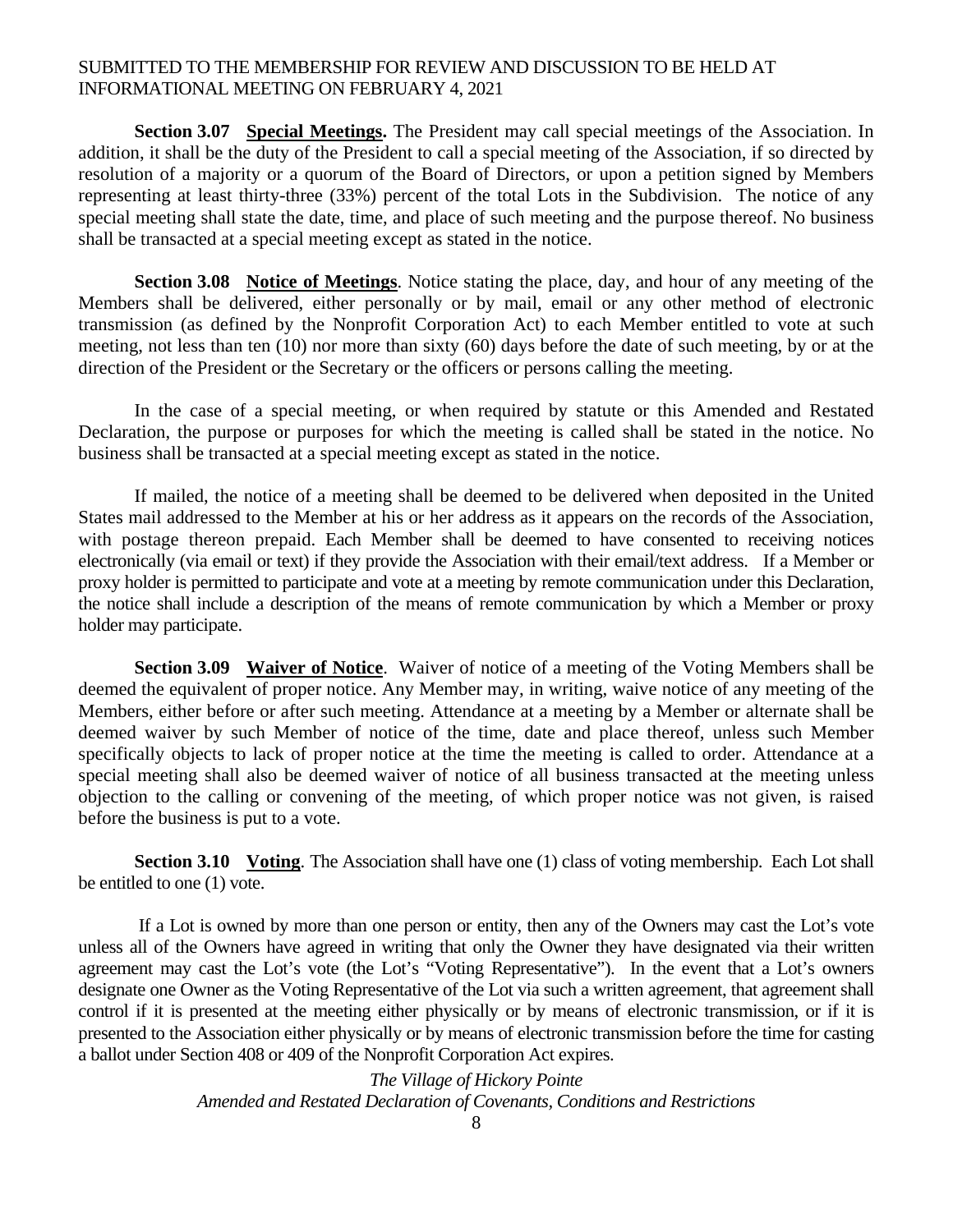**Section 3.07 Special Meetings.** The President may call special meetings of the Association. In addition, it shall be the duty of the President to call a special meeting of the Association, if so directed by resolution of a majority or a quorum of the Board of Directors, or upon a petition signed by Members representing at least thirty-three (33%) percent of the total Lots in the Subdivision. The notice of any special meeting shall state the date, time, and place of such meeting and the purpose thereof. No business shall be transacted at a special meeting except as stated in the notice.

**Section 3.08 Notice of Meetings**. Notice stating the place, day, and hour of any meeting of the Members shall be delivered, either personally or by mail, email or any other method of electronic transmission (as defined by the Nonprofit Corporation Act) to each Member entitled to vote at such meeting, not less than ten (10) nor more than sixty (60) days before the date of such meeting, by or at the direction of the President or the Secretary or the officers or persons calling the meeting.

In the case of a special meeting, or when required by statute or this Amended and Restated Declaration, the purpose or purposes for which the meeting is called shall be stated in the notice. No business shall be transacted at a special meeting except as stated in the notice.

If mailed, the notice of a meeting shall be deemed to be delivered when deposited in the United States mail addressed to the Member at his or her address as it appears on the records of the Association, with postage thereon prepaid. Each Member shall be deemed to have consented to receiving notices electronically (via email or text) if they provide the Association with their email/text address. If a Member or proxy holder is permitted to participate and vote at a meeting by remote communication under this Declaration, the notice shall include a description of the means of remote communication by which a Member or proxy holder may participate.

**Section 3.09 Waiver of Notice**. Waiver of notice of a meeting of the Voting Members shall be deemed the equivalent of proper notice. Any Member may, in writing, waive notice of any meeting of the Members, either before or after such meeting. Attendance at a meeting by a Member or alternate shall be deemed waiver by such Member of notice of the time, date and place thereof, unless such Member specifically objects to lack of proper notice at the time the meeting is called to order. Attendance at a special meeting shall also be deemed waiver of notice of all business transacted at the meeting unless objection to the calling or convening of the meeting, of which proper notice was not given, is raised before the business is put to a vote.

**Section 3.10 Voting**. The Association shall have one (1) class of voting membership. Each Lot shall be entitled to one (1) vote.

If a Lot is owned by more than one person or entity, then any of the Owners may cast the Lot's vote unless all of the Owners have agreed in writing that only the Owner they have designated via their written agreement may cast the Lot's vote (the Lot's "Voting Representative"). In the event that a Lot's owners designate one Owner as the Voting Representative of the Lot via such a written agreement, that agreement shall control if it is presented at the meeting either physically or by means of electronic transmission, or if it is presented to the Association either physically or by means of electronic transmission before the time for casting a ballot under Section 408 or 409 of the Nonprofit Corporation Act expires.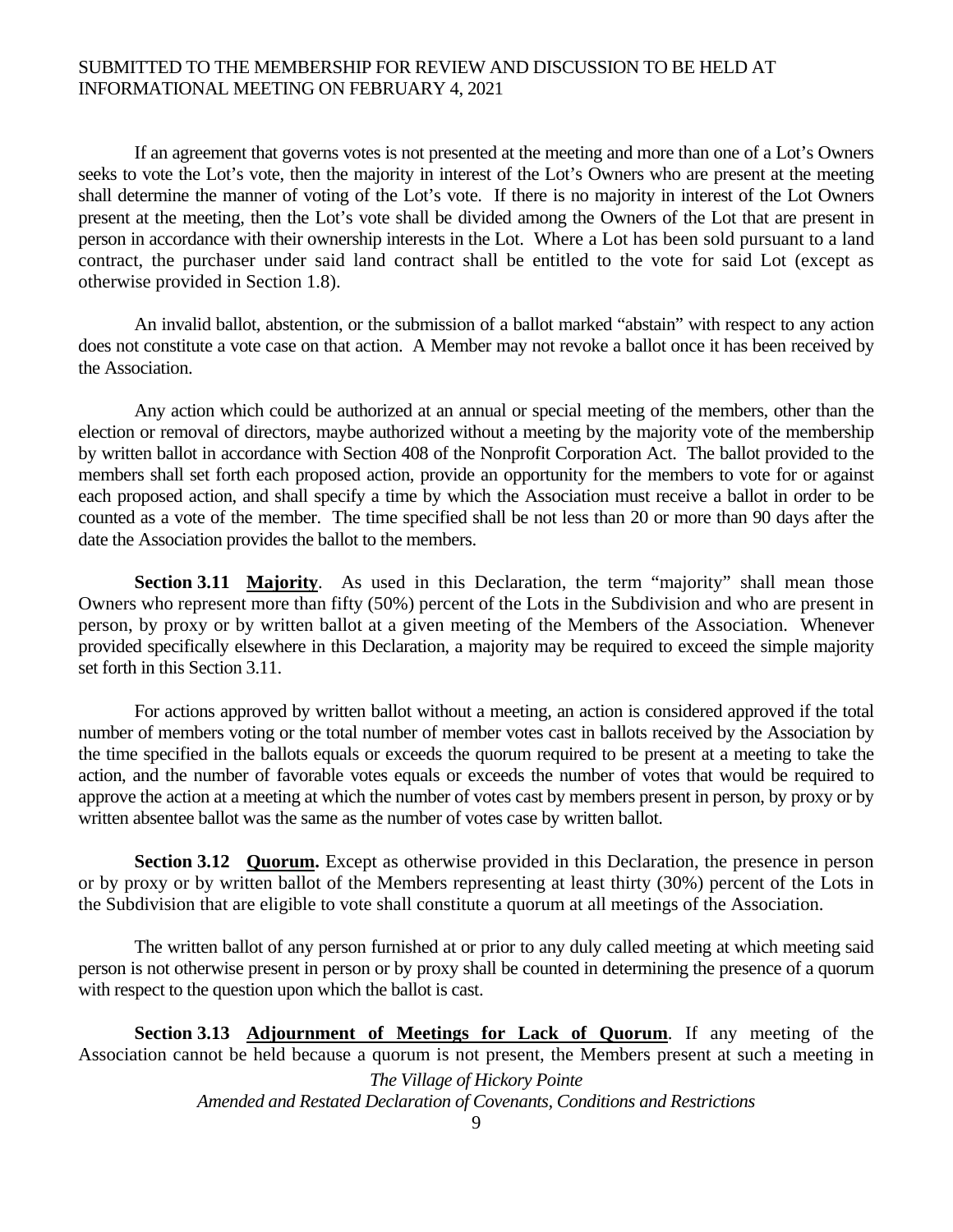If an agreement that governs votes is not presented at the meeting and more than one of a Lot's Owners seeks to vote the Lot's vote, then the majority in interest of the Lot's Owners who are present at the meeting shall determine the manner of voting of the Lot's vote. If there is no majority in interest of the Lot Owners present at the meeting, then the Lot's vote shall be divided among the Owners of the Lot that are present in person in accordance with their ownership interests in the Lot. Where a Lot has been sold pursuant to a land contract, the purchaser under said land contract shall be entitled to the vote for said Lot (except as otherwise provided in Section 1.8).

An invalid ballot, abstention, or the submission of a ballot marked "abstain" with respect to any action does not constitute a vote case on that action. A Member may not revoke a ballot once it has been received by the Association.

Any action which could be authorized at an annual or special meeting of the members, other than the election or removal of directors, maybe authorized without a meeting by the majority vote of the membership by written ballot in accordance with Section 408 of the Nonprofit Corporation Act. The ballot provided to the members shall set forth each proposed action, provide an opportunity for the members to vote for or against each proposed action, and shall specify a time by which the Association must receive a ballot in order to be counted as a vote of the member. The time specified shall be not less than 20 or more than 90 days after the date the Association provides the ballot to the members.

**Section 3.11 Majority**. As used in this Declaration, the term "majority" shall mean those Owners who represent more than fifty (50%) percent of the Lots in the Subdivision and who are present in person, by proxy or by written ballot at a given meeting of the Members of the Association. Whenever provided specifically elsewhere in this Declaration, a majority may be required to exceed the simple majority set forth in this Section 3.11.

For actions approved by written ballot without a meeting, an action is considered approved if the total number of members voting or the total number of member votes cast in ballots received by the Association by the time specified in the ballots equals or exceeds the quorum required to be present at a meeting to take the action, and the number of favorable votes equals or exceeds the number of votes that would be required to approve the action at a meeting at which the number of votes cast by members present in person, by proxy or by written absentee ballot was the same as the number of votes case by written ballot.

**Section 3.12 Quorum.** Except as otherwise provided in this Declaration, the presence in person or by proxy or by written ballot of the Members representing at least thirty (30%) percent of the Lots in the Subdivision that are eligible to vote shall constitute a quorum at all meetings of the Association.

The written ballot of any person furnished at or prior to any duly called meeting at which meeting said person is not otherwise present in person or by proxy shall be counted in determining the presence of a quorum with respect to the question upon which the ballot is cast.

**Section 3.13 Adjournment of Meetings for Lack of Quorum**. If any meeting of the Association cannot be held because a quorum is not present, the Members present at such a meeting in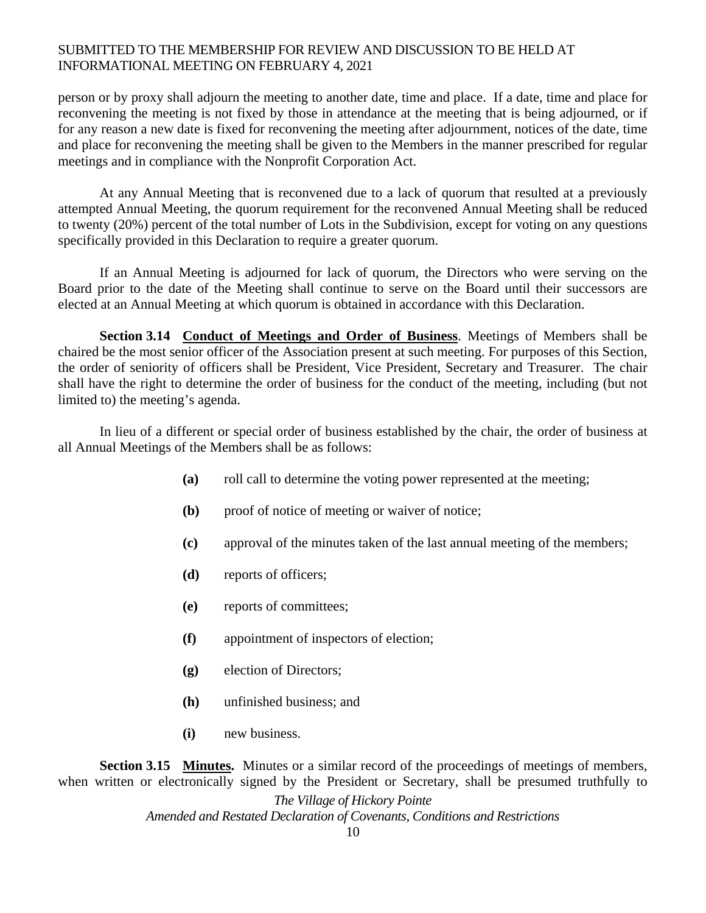person or by proxy shall adjourn the meeting to another date, time and place. If a date, time and place for reconvening the meeting is not fixed by those in attendance at the meeting that is being adjourned, or if for any reason a new date is fixed for reconvening the meeting after adjournment, notices of the date, time and place for reconvening the meeting shall be given to the Members in the manner prescribed for regular meetings and in compliance with the Nonprofit Corporation Act.

At any Annual Meeting that is reconvened due to a lack of quorum that resulted at a previously attempted Annual Meeting, the quorum requirement for the reconvened Annual Meeting shall be reduced to twenty (20%) percent of the total number of Lots in the Subdivision, except for voting on any questions specifically provided in this Declaration to require a greater quorum.

If an Annual Meeting is adjourned for lack of quorum, the Directors who were serving on the Board prior to the date of the Meeting shall continue to serve on the Board until their successors are elected at an Annual Meeting at which quorum is obtained in accordance with this Declaration.

**Section 3.14 Conduct of Meetings and Order of Business**. Meetings of Members shall be chaired be the most senior officer of the Association present at such meeting. For purposes of this Section, the order of seniority of officers shall be President, Vice President, Secretary and Treasurer. The chair shall have the right to determine the order of business for the conduct of the meeting, including (but not limited to) the meeting's agenda.

In lieu of a different or special order of business established by the chair, the order of business at all Annual Meetings of the Members shall be as follows:

- **(a)** roll call to determine the voting power represented at the meeting;
- **(b)** proof of notice of meeting or waiver of notice;
- **(c)** approval of the minutes taken of the last annual meeting of the members;
- **(d)** reports of officers;
- **(e)** reports of committees;
- **(f)** appointment of inspectors of election;
- **(g)** election of Directors;
- **(h)** unfinished business; and
- **(i)** new business.

**Section 3.15 Minutes.** Minutes or a similar record of the proceedings of meetings of members, when written or electronically signed by the President or Secretary, shall be presumed truthfully to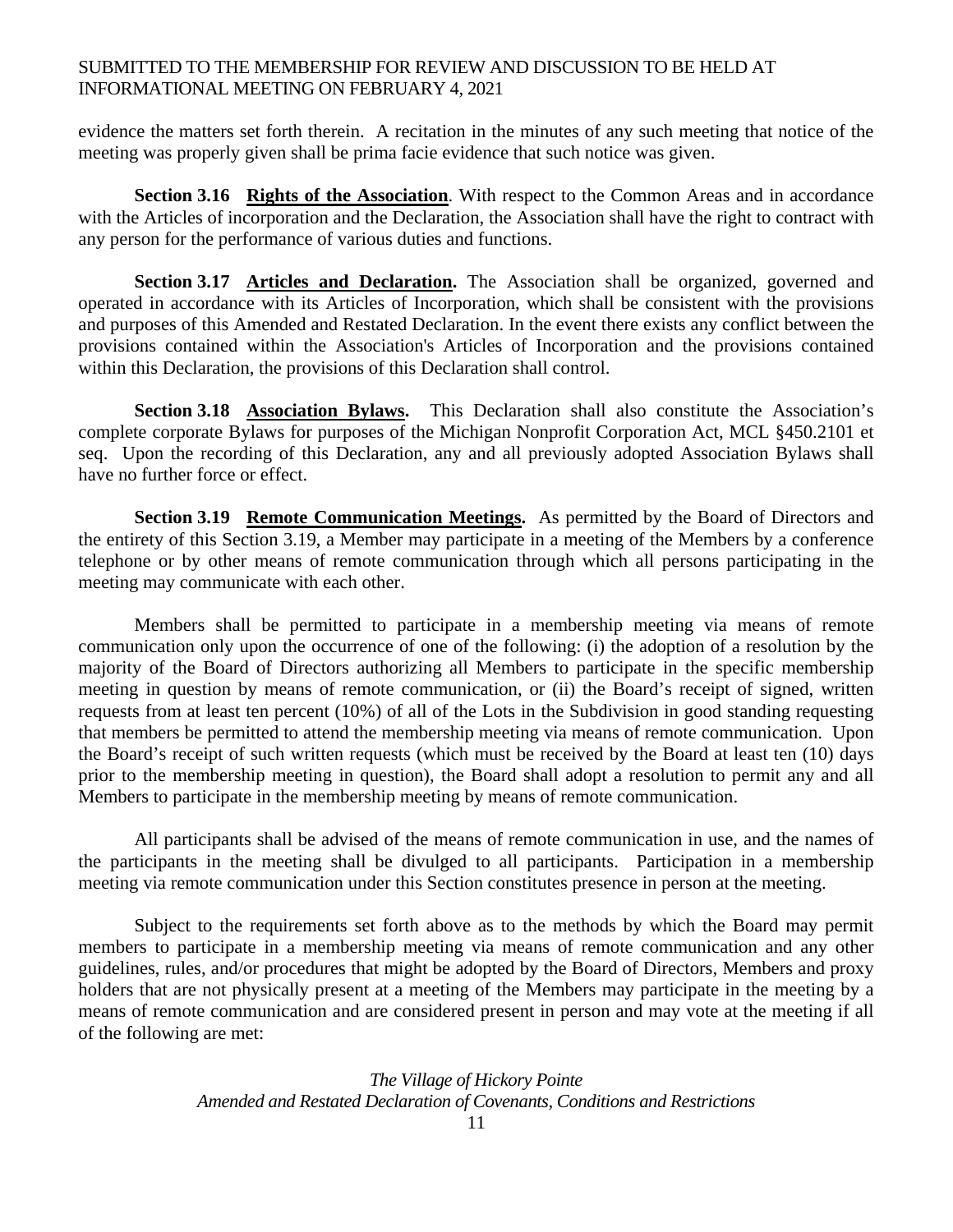evidence the matters set forth therein. A recitation in the minutes of any such meeting that notice of the meeting was properly given shall be prima facie evidence that such notice was given.

**Section 3.16 Rights of the Association**. With respect to the Common Areas and in accordance with the Articles of incorporation and the Declaration, the Association shall have the right to contract with any person for the performance of various duties and functions.

**Section 3.17 Articles and Declaration.** The Association shall be organized, governed and operated in accordance with its Articles of Incorporation, which shall be consistent with the provisions and purposes of this Amended and Restated Declaration. In the event there exists any conflict between the provisions contained within the Association's Articles of Incorporation and the provisions contained within this Declaration, the provisions of this Declaration shall control.

**Section 3.18 Association Bylaws.** This Declaration shall also constitute the Association's complete corporate Bylaws for purposes of the Michigan Nonprofit Corporation Act, MCL §450.2101 et seq. Upon the recording of this Declaration, any and all previously adopted Association Bylaws shall have no further force or effect.

**Section 3.19 Remote Communication Meetings.** As permitted by the Board of Directors and the entirety of this Section 3.19, a Member may participate in a meeting of the Members by a conference telephone or by other means of remote communication through which all persons participating in the meeting may communicate with each other.

Members shall be permitted to participate in a membership meeting via means of remote communication only upon the occurrence of one of the following: (i) the adoption of a resolution by the majority of the Board of Directors authorizing all Members to participate in the specific membership meeting in question by means of remote communication, or (ii) the Board's receipt of signed, written requests from at least ten percent (10%) of all of the Lots in the Subdivision in good standing requesting that members be permitted to attend the membership meeting via means of remote communication. Upon the Board's receipt of such written requests (which must be received by the Board at least ten (10) days prior to the membership meeting in question), the Board shall adopt a resolution to permit any and all Members to participate in the membership meeting by means of remote communication.

All participants shall be advised of the means of remote communication in use, and the names of the participants in the meeting shall be divulged to all participants. Participation in a membership meeting via remote communication under this Section constitutes presence in person at the meeting.

Subject to the requirements set forth above as to the methods by which the Board may permit members to participate in a membership meeting via means of remote communication and any other guidelines, rules, and/or procedures that might be adopted by the Board of Directors, Members and proxy holders that are not physically present at a meeting of the Members may participate in the meeting by a means of remote communication and are considered present in person and may vote at the meeting if all of the following are met: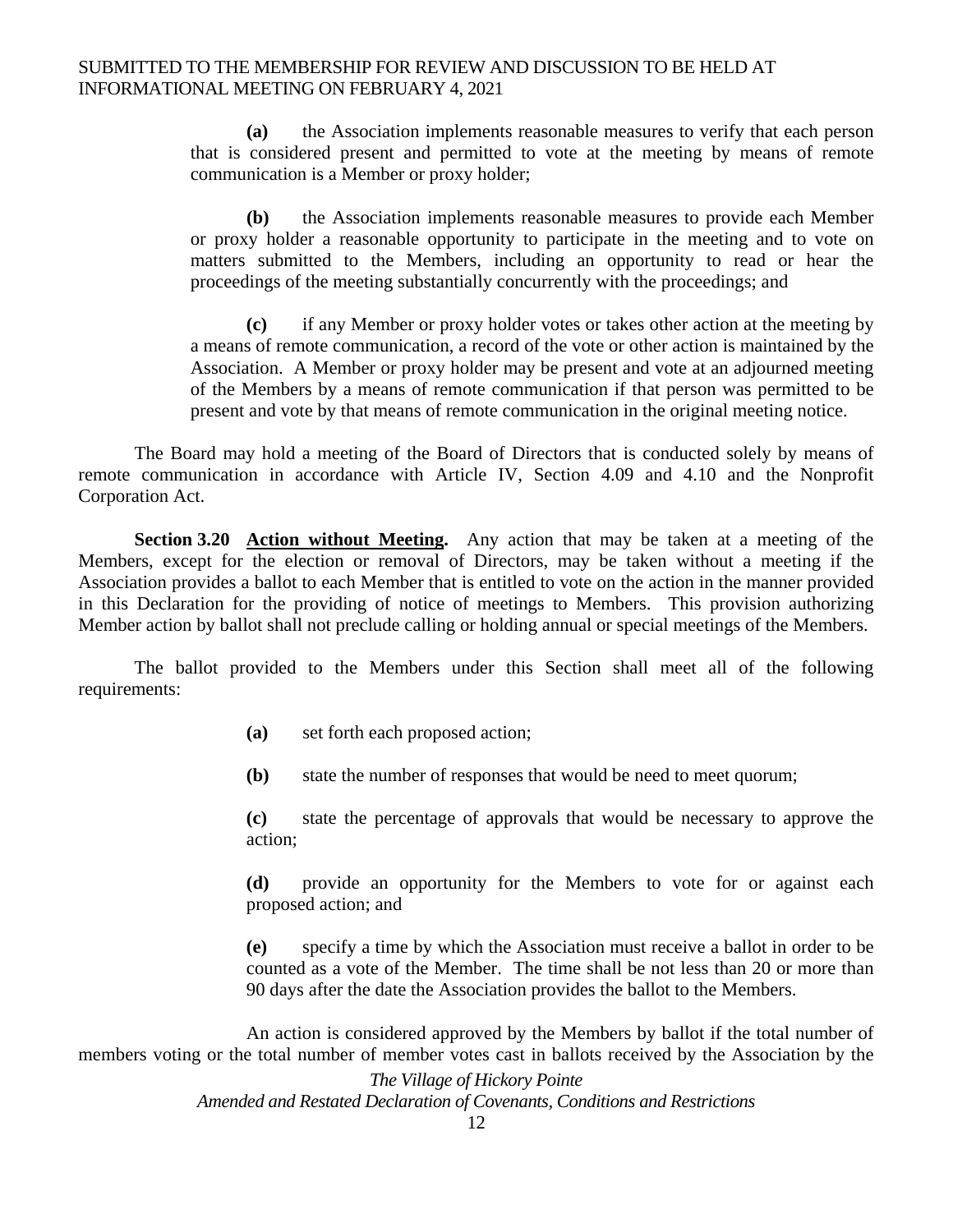**(a)** the Association implements reasonable measures to verify that each person that is considered present and permitted to vote at the meeting by means of remote communication is a Member or proxy holder;

**(b)** the Association implements reasonable measures to provide each Member or proxy holder a reasonable opportunity to participate in the meeting and to vote on matters submitted to the Members, including an opportunity to read or hear the proceedings of the meeting substantially concurrently with the proceedings; and

**(c)** if any Member or proxy holder votes or takes other action at the meeting by a means of remote communication, a record of the vote or other action is maintained by the Association. A Member or proxy holder may be present and vote at an adjourned meeting of the Members by a means of remote communication if that person was permitted to be present and vote by that means of remote communication in the original meeting notice.

The Board may hold a meeting of the Board of Directors that is conducted solely by means of remote communication in accordance with Article IV, Section 4.09 and 4.10 and the Nonprofit Corporation Act.

**Section 3.20 <u>Action without Meeting</u>.** Any action that may be taken at a meeting of the Members, except for the election or removal of Directors, may be taken without a meeting if the Association provides a ballot to each Member that is entitled to vote on the action in the manner provided in this Declaration for the providing of notice of meetings to Members. This provision authorizing Member action by ballot shall not preclude calling or holding annual or special meetings of the Members.

The ballot provided to the Members under this Section shall meet all of the following requirements:

**(a)** set forth each proposed action;

**(b)** state the number of responses that would be need to meet quorum;

**(c)** state the percentage of approvals that would be necessary to approve the action;

**(d)** provide an opportunity for the Members to vote for or against each proposed action; and

**(e)** specify a time by which the Association must receive a ballot in order to be counted as a vote of the Member. The time shall be not less than 20 or more than 90 days after the date the Association provides the ballot to the Members.

An action is considered approved by the Members by ballot if the total number of members voting or the total number of member votes cast in ballots received by the Association by the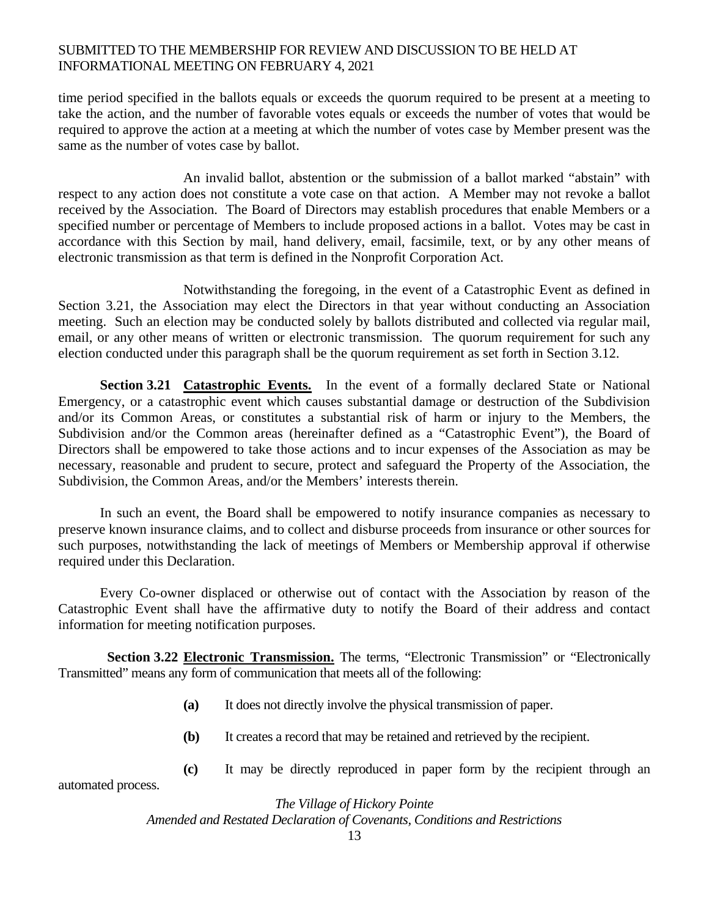time period specified in the ballots equals or exceeds the quorum required to be present at a meeting to take the action, and the number of favorable votes equals or exceeds the number of votes that would be required to approve the action at a meeting at which the number of votes case by Member present was the same as the number of votes case by ballot.

An invalid ballot, abstention or the submission of a ballot marked "abstain" with respect to any action does not constitute a vote case on that action. A Member may not revoke a ballot received by the Association. The Board of Directors may establish procedures that enable Members or a specified number or percentage of Members to include proposed actions in a ballot. Votes may be cast in accordance with this Section by mail, hand delivery, email, facsimile, text, or by any other means of electronic transmission as that term is defined in the Nonprofit Corporation Act.

Notwithstanding the foregoing, in the event of a Catastrophic Event as defined in Section 3.21, the Association may elect the Directors in that year without conducting an Association meeting. Such an election may be conducted solely by ballots distributed and collected via regular mail, email, or any other means of written or electronic transmission. The quorum requirement for such any election conducted under this paragraph shall be the quorum requirement as set forth in Section 3.12.

**Section 3.21 Catastrophic Events.** In the event of a formally declared State or National Emergency, or a catastrophic event which causes substantial damage or destruction of the Subdivision and/or its Common Areas, or constitutes a substantial risk of harm or injury to the Members, the Subdivision and/or the Common areas (hereinafter defined as a "Catastrophic Event"), the Board of Directors shall be empowered to take those actions and to incur expenses of the Association as may be necessary, reasonable and prudent to secure, protect and safeguard the Property of the Association, the Subdivision, the Common Areas, and/or the Members' interests therein.

In such an event, the Board shall be empowered to notify insurance companies as necessary to preserve known insurance claims, and to collect and disburse proceeds from insurance or other sources for such purposes, notwithstanding the lack of meetings of Members or Membership approval if otherwise required under this Declaration.

Every Co-owner displaced or otherwise out of contact with the Association by reason of the Catastrophic Event shall have the affirmative duty to notify the Board of their address and contact information for meeting notification purposes.

**Section 3.22 Electronic Transmission.** The terms, "Electronic Transmission" or "Electronically Transmitted" means any form of communication that meets all of the following:

**(a)** It does not directly involve the physical transmission of paper.

**(b)** It creates a record that may be retained and retrieved by the recipient.

**(c)** It may be directly reproduced in paper form by the recipient through an automated process.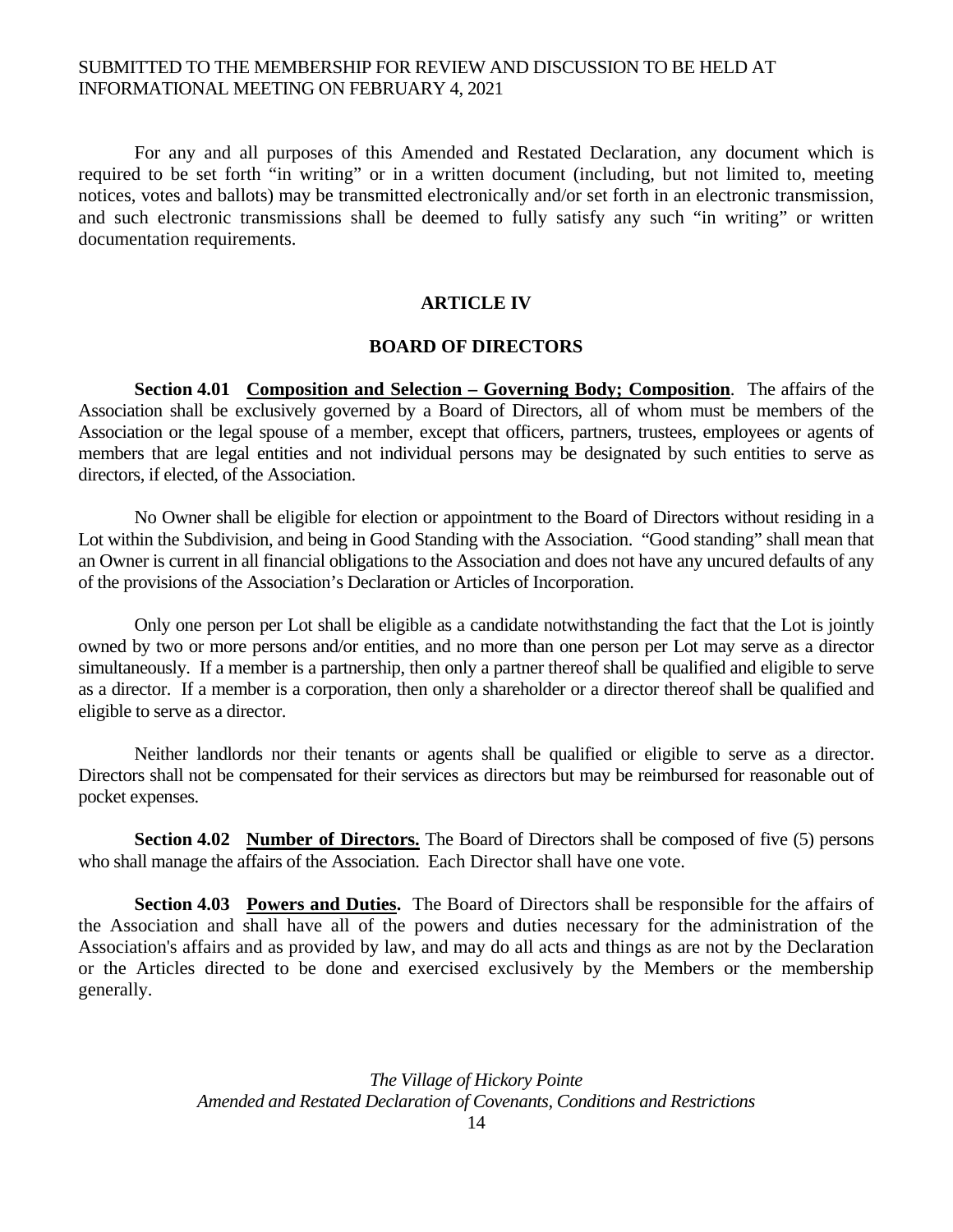For any and all purposes of this Amended and Restated Declaration, any document which is required to be set forth "in writing" or in a written document (including, but not limited to, meeting notices, votes and ballots) may be transmitted electronically and/or set forth in an electronic transmission, and such electronic transmissions shall be deemed to fully satisfy any such "in writing" or written documentation requirements.

## ARTICLE IV

## BOARD OF DIRECTORS

**Section 4.01 <u>Composition and Selection – Governing Body; Composition</u>**. The affairs of the Association shall be exclusively governed by a Board of Directors, all of whom must be members of the Association or the legal spouse of a member, except that officers, partners, trustees, employees or agents of members that are legal entities and not individual persons may be designated by such entities to serve as directors, if elected, of the Association.

No Owner shall be eligible for election or appointment to the Board of Directors without residing in a Lot within the Subdivision, and being in Good Standing with the Association. "Good standing" shall mean that an Owner is current in all financial obligations to the Association and does not have any uncured defaults of any of the provisions of the Association's Declaration or Articles of Incorporation.

Only one person per Lot shall be eligible as a candidate notwithstanding the fact that the Lot is jointly owned by two or more persons and/or entities, and no more than one person per Lot may serve as a director simultaneously. If a member is a partnership, then only a partner thereof shall be qualified and eligible to serve as a director. If a member is a corporation, then only a shareholder or a director thereof shall be qualified and eligible to serve as a director.

Neither landlords nor their tenants or agents shall be qualified or eligible to serve as a director. Directors shall not be compensated for their services as directors but may be reimbursed for reasonable out of pocket expenses.

**Section 4.02 <u>Number of Directors.</u>** The Board of Directors shall be composed of five (5) persons who shall manage the affairs of the Association. Each Director shall have one vote.

**Section 4.03 <u>Powers and Duties.</u>** The Board of Directors shall be responsible for the affairs of the Association and shall have all of the powers and duties necessary for the administration of the Association's affairs and as provided by law, and may do all acts and things as are not by the Declaration or the Articles directed to be done and exercised exclusively by the Members or the membership generally.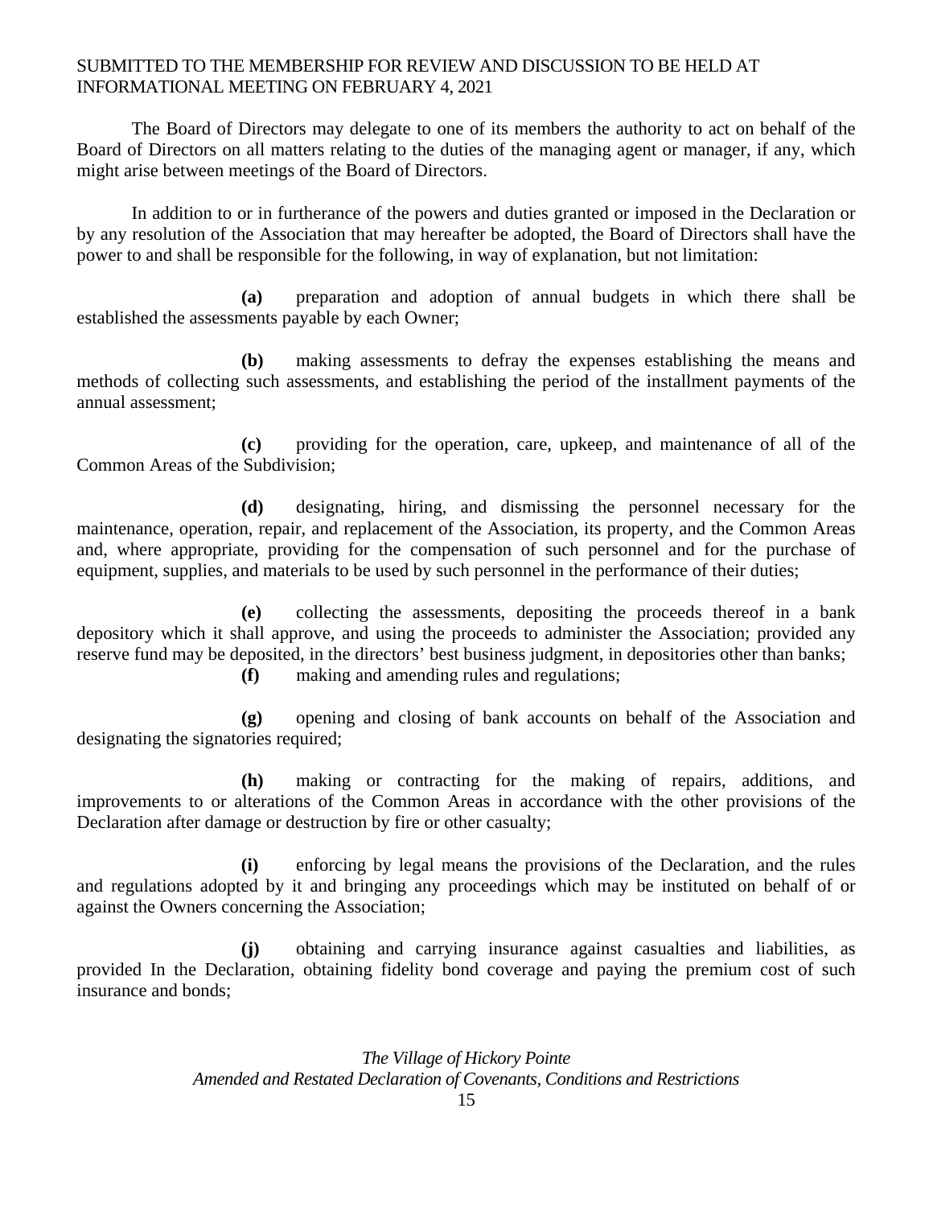The Board of Directors may delegate to one of its members the authority to act on behalf of the Board of Directors on all matters relating to the duties of the managing agent or manager, if any, which might arise between meetings of the Board of Directors.

In addition to or in furtherance of the powers and duties granted or imposed in the Declaration or by any resolution of the Association that may hereafter be adopted, the Board of Directors shall have the power to and shall be responsible for the following, in way of explanation, but not limitation:

**(a)** preparation and adoption of annual budgets in which there shall be established the assessments payable by each Owner;

**(b)** making assessments to defray the expenses establishing the means and methods of collecting such assessments, and establishing the period of the installment payments of the annual assessment;

**(c)** providing for the operation, care, upkeep, and maintenance of all of the Common Areas of the Subdivision;

**(d)** designating, hiring, and dismissing the personnel necessary for the maintenance, operation, repair, and replacement of the Association, its property, and the Common Areas and, where appropriate, providing for the compensation of such personnel and for the purchase of equipment, supplies, and materials to be used by such personnel in the performance of their duties;

**(e)** collecting the assessments, depositing the proceeds thereof in a bank depository which it shall approve, and using the proceeds to administer the Association; provided any reserve fund may be deposited, in the directors' best business judgment, in depositories other than banks;

**(f)** making and amending rules and regulations;

**(g)** opening and closing of bank accounts on behalf of the Association and designating the signatories required;

**(h)** making or contracting for the making of repairs, additions, and improvements to or alterations of the Common Areas in accordance with the other provisions of the Declaration after damage or destruction by fire or other casualty;

**(i)** enforcing by legal means the provisions of the Declaration, and the rules and regulations adopted by it and bringing any proceedings which may be instituted on behalf of or against the Owners concerning the Association;

**(j)** obtaining and carrying insurance against casualties and liabilities, as provided In the Declaration, obtaining fidelity bond coverage and paying the premium cost of such insurance and bonds;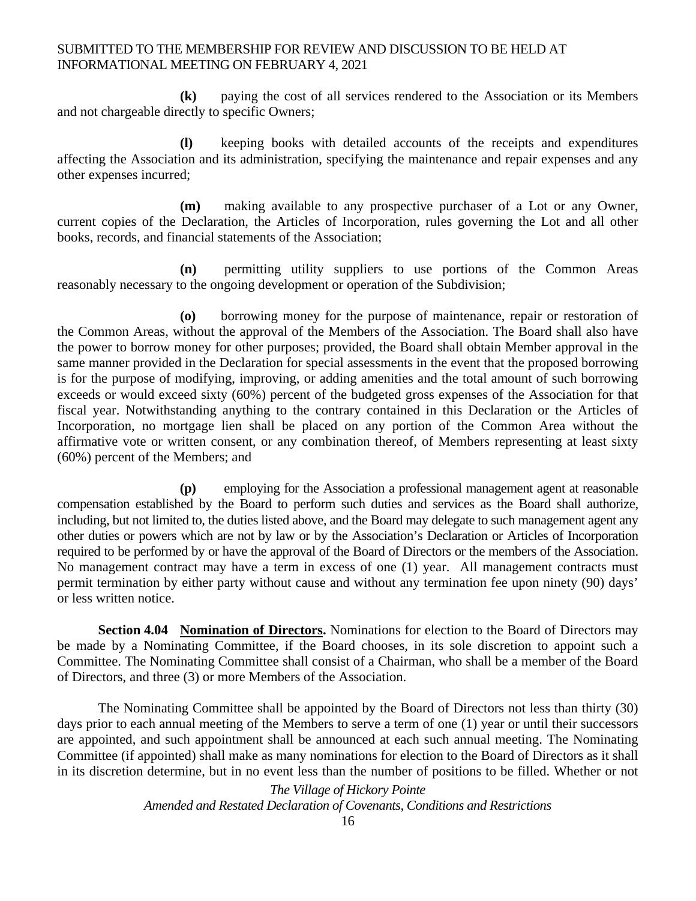**(k)** paying the cost of all services rendered to the Association or its Members and not chargeable directly to specific Owners;

**(l)** keeping books with detailed accounts of the receipts and expenditures affecting the Association and its administration, specifying the maintenance and repair expenses and any other expenses incurred;

**(m)** making available to any prospective purchaser of a Lot or any Owner, current copies of the Declaration, the Articles of Incorporation, rules governing the Lot and all other books, records, and financial statements of the Association;

**(n)** permitting utility suppliers to use portions of the Common Areas reasonably necessary to the ongoing development or operation of the Subdivision;

**(o)** borrowing money for the purpose of maintenance, repair or restoration of the Common Areas, without the approval of the Members of the Association. The Board shall also have the power to borrow money for other purposes; provided, the Board shall obtain Member approval in the same manner provided in the Declaration for special assessments in the event that the proposed borrowing is for the purpose of modifying, improving, or adding amenities and the total amount of such borrowing exceeds or would exceed sixty (60%) percent of the budgeted gross expenses of the Association for that fiscal year. Notwithstanding anything to the contrary contained in this Declaration or the Articles of Incorporation, no mortgage lien shall be placed on any portion of the Common Area without the affirmative vote or written consent, or any combination thereof, of Members representing at least sixty (60%) percent of the Members; and

**(p)** employing for the Association a professional management agent at reasonable compensation established by the Board to perform such duties and services as the Board shall authorize, including, but not limited to, the duties listed above, and the Board may delegate to such management agent any other duties or powers which are not by law or by the Association's Declaration or Articles of Incorporation required to be performed by or have the approval of the Board of Directors or the members of the Association. No management contract may have a term in excess of one (1) year. All management contracts must permit termination by either party without cause and without any termination fee upon ninety (90) days' or less written notice.

**Section 4.04 <u>Nomination of Directors</u>.** Nominations for election to the Board of Directors may be made by a Nominating Committee, if the Board chooses, in its sole discretion to appoint such a Committee. The Nominating Committee shall consist of a Chairman, who shall be a member of the Board of Directors, and three (3) or more Members of the Association.

The Nominating Committee shall be appointed by the Board of Directors not less than thirty (30) days prior to each annual meeting of the Members to serve a term of one (1) year or until their successors are appointed, and such appointment shall be announced at each such annual meeting. The Nominating Committee (if appointed) shall make as many nominations for election to the Board of Directors as it shall in its discretion determine, but in no event less than the number of positions to be filled. Whether or not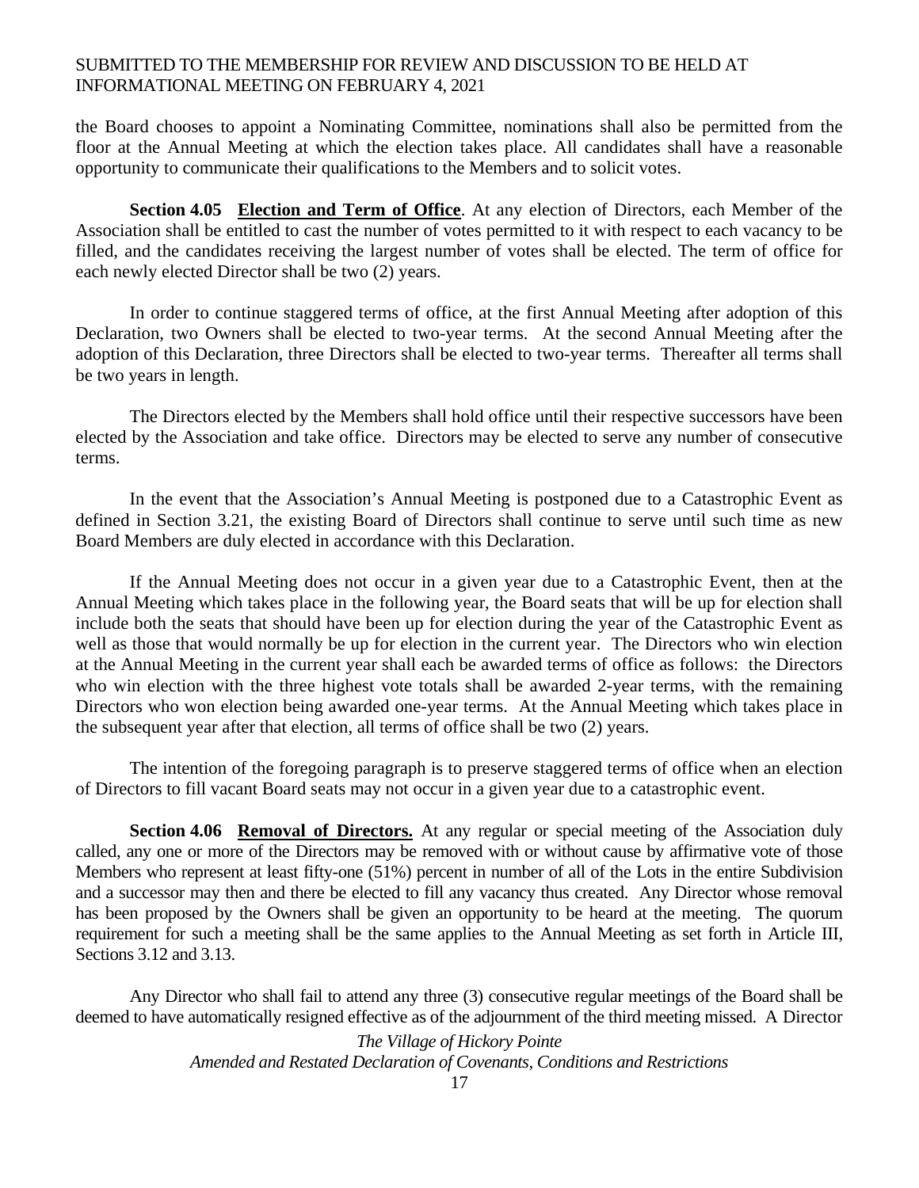the Board chooses to appoint a Nominating Committee, nominations shall also be permitted from the floor at the Annual Meeting at which the election takes place. All candidates shall have a reasonable opportunity to communicate their qualifications to the Members and to solicit votes.

**Section 4.05 <u>Election and Term of Office</u>**. At any election of Directors, each Member of the Association shall be entitled to cast the number of votes permitted to it with respect to each vacancy to be filled, and the candidates receiving the largest number of votes shall be elected. The term of office for each newly elected Director shall be two (2) years.

In order to continue staggered terms of office, at the first Annual Meeting after adoption of this Declaration, two Owners shall be elected to two-year terms. At the second Annual Meeting after the adoption of this Declaration, three Directors shall be elected to two-year terms. Thereafter all terms shall be two years in length.

The Directors elected by the Members shall hold office until their respective successors have been elected by the Association and take office. Directors may be elected to serve any number of consecutive terms.

In the event that the Association's Annual Meeting is postponed due to a Catastrophic Event as defined in Section 3.21, the existing Board of Directors shall continue to serve until such time as new Board Members are duly elected in accordance with this Declaration.

If the Annual Meeting does not occur in a given year due to a Catastrophic Event, then at the Annual Meeting which takes place in the following year, the Board seats that will be up for election shall include both the seats that should have been up for election during the year of the Catastrophic Event as well as those that would normally be up for election in the current year. The Directors who win election at the Annual Meeting in the current year shall each be awarded terms of office as follows: the Directors who win election with the three highest vote totals shall be awarded 2-year terms, with the remaining Directors who won election being awarded one-year terms. At the Annual Meeting which takes place in the subsequent year after that election, all terms of office shall be two (2) years.

The intention of the foregoing paragraph is to preserve staggered terms of office when an election of Directors to fill vacant Board seats may not occur in a given year due to a catastrophic event.

**Section 4.06 <u>Removal of Directors.</u>** At any regular or special meeting of the Association duly called, any one or more of the Directors may be removed with or without cause by affirmative vote of those Members who represent at least fifty-one (51%) percent in number of all of the Lots in the entire Subdivision and a successor may then and there be elected to fill any vacancy thus created. Any Director whose removal has been proposed by the Owners shall be given an opportunity to be heard at the meeting. The quorum requirement for such a meeting shall be the same applies to the Annual Meeting as set forth in Article III, Sections 3.12 and 3.13.

Any Director who shall fail to attend any three (3) consecutive regular meetings of the Board shall be deemed to have automatically resigned effective as of the adjournment of the third meeting missed. A Director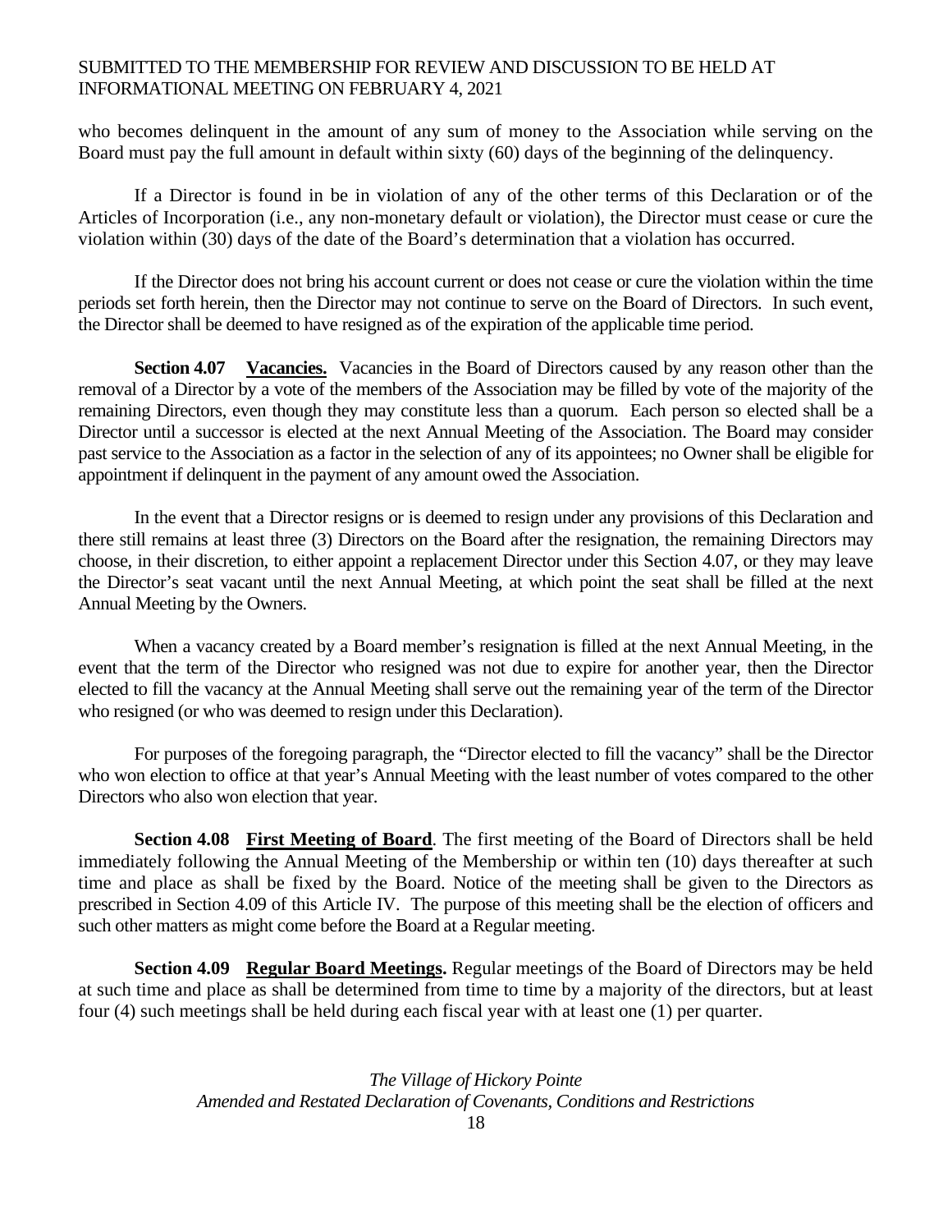who becomes delinquent in the amount of any sum of money to the Association while serving on the Board must pay the full amount in default within sixty (60) days of the beginning of the delinquency.

If a Director is found in be in violation of any of the other terms of this Declaration or of the Articles of Incorporation (i.e., any non-monetary default or violation), the Director must cease or cure the violation within (30) days of the date of the Board's determination that a violation has occurred.

If the Director does not bring his account current or does not cease or cure the violation within the time periods set forth herein, then the Director may not continue to serve on the Board of Directors. In such event, the Director shall be deemed to have resigned as of the expiration of the applicable time period.

**Section 4.07 Vacancies.** Vacancies in the Board of Directors caused by any reason other than the removal of a Director by a vote of the members of the Association may be filled by vote of the majority of the remaining Directors, even though they may constitute less than a quorum. Each person so elected shall be a Director until a successor is elected at the next Annual Meeting of the Association. The Board may consider past service to the Association as a factor in the selection of any of its appointees; no Owner shall be eligible for appointment if delinquent in the payment of any amount owed the Association.

In the event that a Director resigns or is deemed to resign under any provisions of this Declaration and there still remains at least three (3) Directors on the Board after the resignation, the remaining Directors may choose, in their discretion, to either appoint a replacement Director under this Section 4.07, or they may leave the Director's seat vacant until the next Annual Meeting, at which point the seat shall be filled at the next Annual Meeting by the Owners.

When a vacancy created by a Board member's resignation is filled at the next Annual Meeting, in the event that the term of the Director who resigned was not due to expire for another year, then the Director elected to fill the vacancy at the Annual Meeting shall serve out the remaining year of the term of the Director who resigned (or who was deemed to resign under this Declaration).

For purposes of the foregoing paragraph, the "Director elected to fill the vacancy" shall be the Director who won election to office at that year's Annual Meeting with the least number of votes compared to the other Directors who also won election that year.

**Section 4.08 First Meeting of Board**. The first meeting of the Board of Directors shall be held immediately following the Annual Meeting of the Membership or within ten (10) days thereafter at such time and place as shall be fixed by the Board. Notice of the meeting shall be given to the Directors as prescribed in Section 4.09 of this Article IV. The purpose of this meeting shall be the election of officers and such other matters as might come before the Board at a Regular meeting.

**Section 4.09 Regular Board Meetings.** Regular meetings of the Board of Directors may be held at such time and place as shall be determined from time to time by a majority of the directors, but at least four (4) such meetings shall be held during each fiscal year with at least one (1) per quarter.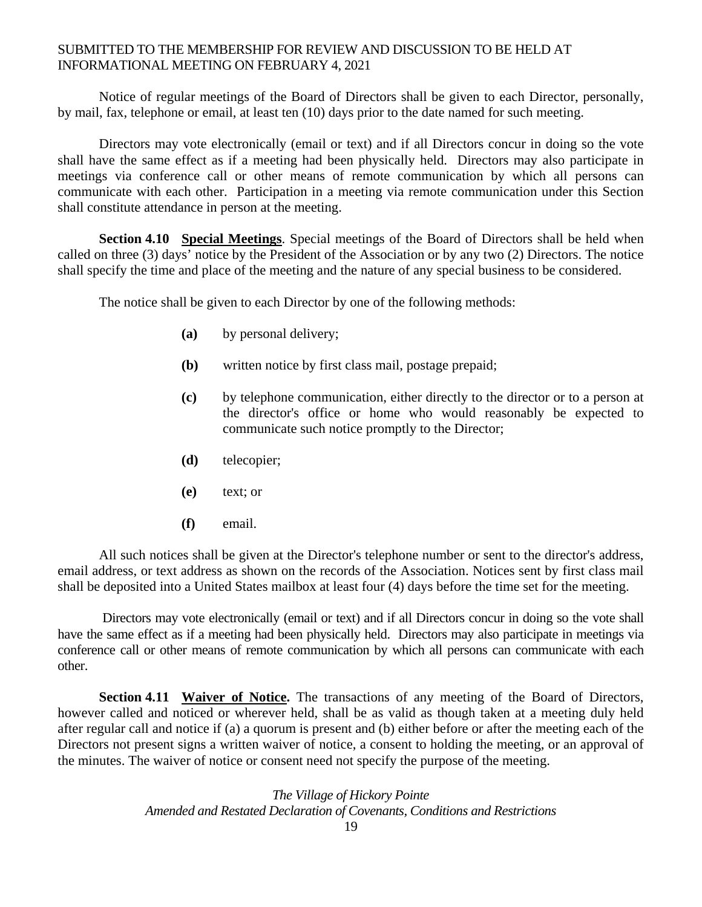Notice of regular meetings of the Board of Directors shall be given to each Director, personally, by mail, fax, telephone or email, at least ten (10) days prior to the date named for such meeting.

Directors may vote electronically (email or text) and if all Directors concur in doing so the vote shall have the same effect as if a meeting had been physically held. Directors may also participate in meetings via conference call or other means of remote communication by which all persons can communicate with each other. Participation in a meeting via remote communication under this Section shall constitute attendance in person at the meeting.

**Section 4.10** **<u>Special Meetings</u>**. Special meetings of the Board of Directors shall be held when called on three (3) days' notice by the President of the Association or by any two (2) Directors. The notice shall specify the time and place of the meeting and the nature of any special business to be considered.

The notice shall be given to each Director by one of the following methods:

**(a)** by personal delivery;

**(b)** written notice by first class mail, postage prepaid;

**(c)** by telephone communication, either directly to the director or to a person at the director's office or home who would reasonably be expected to communicate such notice promptly to the Director;

**(d)** telecopier;

**(e)** text; or

**(f)** email.

All such notices shall be given at the Director's telephone number or sent to the director's address, email address, or text address as shown on the records of the Association. Notices sent by first class mail shall be deposited into a United States mailbox at least four (4) days before the time set for the meeting.

Directors may vote electronically (email or text) and if all Directors concur in doing so the vote shall have the same effect as if a meeting had been physically held. Directors may also participate in meetings via conference call or other means of remote communication by which all persons can communicate with each other.

**Section 4.11** **<u>Waiver of Notice</u>.** The transactions of any meeting of the Board of Directors, however called and noticed or wherever held, shall be as valid as though taken at a meeting duly held after regular call and notice if (a) a quorum is present and (b) either before or after the meeting each of the Directors not present signs a written waiver of notice, a consent to holding the meeting, or an approval of the minutes. The waiver of notice or consent need not specify the purpose of the meeting.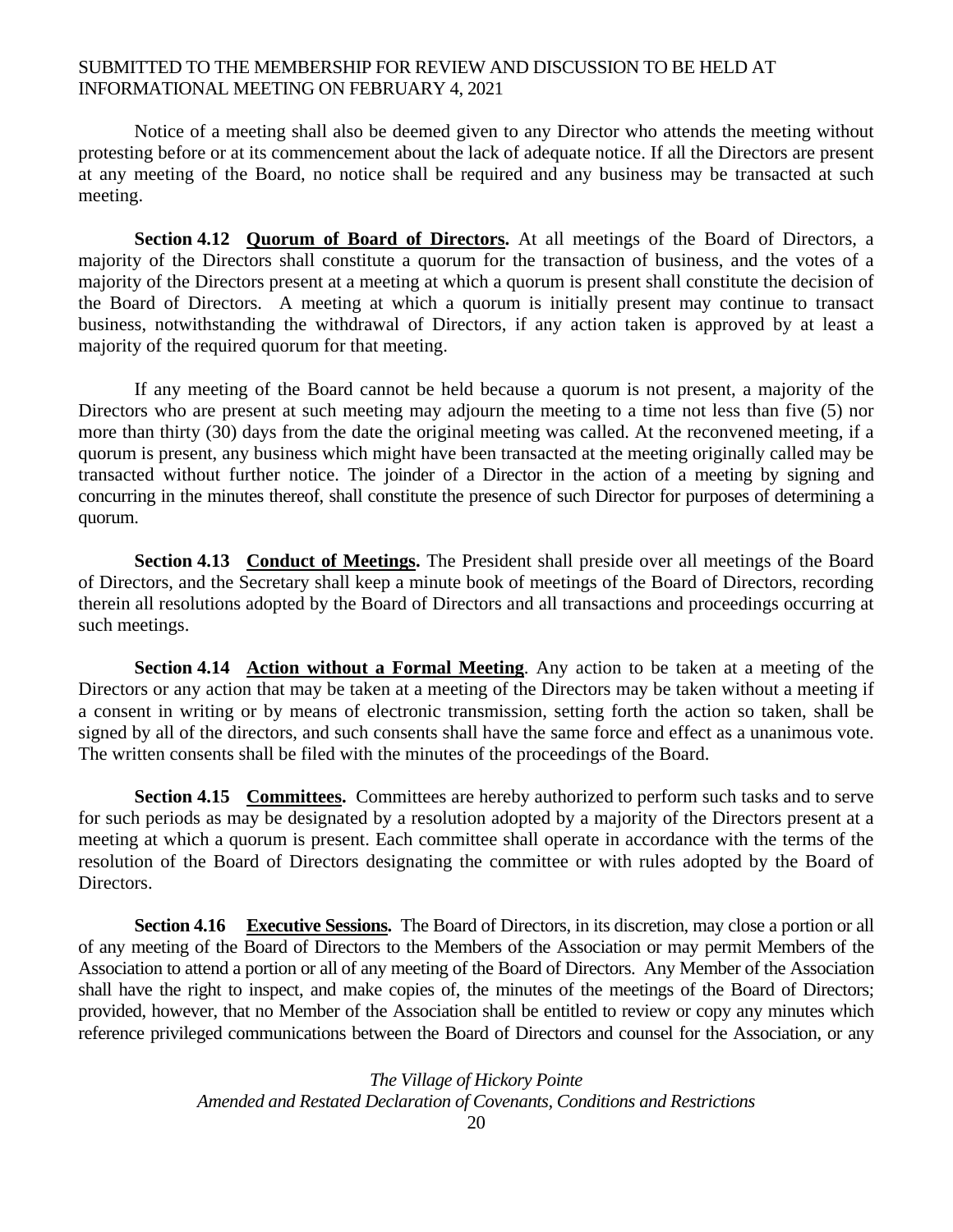Notice of a meeting shall also be deemed given to any Director who attends the meeting without protesting before or at its commencement about the lack of adequate notice. If all the Directors are present at any meeting of the Board, no notice shall be required and any business may be transacted at such meeting.

**Section 4.12 <u>Quorum of Board of Directors</u>.** At all meetings of the Board of Directors, a majority of the Directors shall constitute a quorum for the transaction of business, and the votes of a majority of the Directors present at a meeting at which a quorum is present shall constitute the decision of the Board of Directors. A meeting at which a quorum is initially present may continue to transact business, notwithstanding the withdrawal of Directors, if any action taken is approved by at least a majority of the required quorum for that meeting.

If any meeting of the Board cannot be held because a quorum is not present, a majority of the Directors who are present at such meeting may adjourn the meeting to a time not less than five (5) nor more than thirty (30) days from the date the original meeting was called. At the reconvened meeting, if a quorum is present, any business which might have been transacted at the meeting originally called may be transacted without further notice. The joinder of a Director in the action of a meeting by signing and concurring in the minutes thereof, shall constitute the presence of such Director for purposes of determining a quorum.

**Section 4.13 <u>Conduct of Meetings</u>.** The President shall preside over all meetings of the Board of Directors, and the Secretary shall keep a minute book of meetings of the Board of Directors, recording therein all resolutions adopted by the Board of Directors and all transactions and proceedings occurring at such meetings.

**Section 4.14 <u>Action without a Formal Meeting</u>**. Any action to be taken at a meeting of the Directors or any action that may be taken at a meeting of the Directors may be taken without a meeting if a consent in writing or by means of electronic transmission, setting forth the action so taken, shall be signed by all of the directors, and such consents shall have the same force and effect as a unanimous vote. The written consents shall be filed with the minutes of the proceedings of the Board.

**Section 4.15 <u>Committees</u>.** Committees are hereby authorized to perform such tasks and to serve for such periods as may be designated by a resolution adopted by a majority of the Directors present at a meeting at which a quorum is present. Each committee shall operate in accordance with the terms of the resolution of the Board of Directors designating the committee or with rules adopted by the Board of Directors.

**Section 4.16 <u>Executive Sessions</u>.** The Board of Directors, in its discretion, may close a portion or all of any meeting of the Board of Directors to the Members of the Association or may permit Members of the Association to attend a portion or all of any meeting of the Board of Directors. Any Member of the Association shall have the right to inspect, and make copies of, the minutes of the meetings of the Board of Directors; provided, however, that no Member of the Association shall be entitled to review or copy any minutes which reference privileged communications between the Board of Directors and counsel for the Association, or any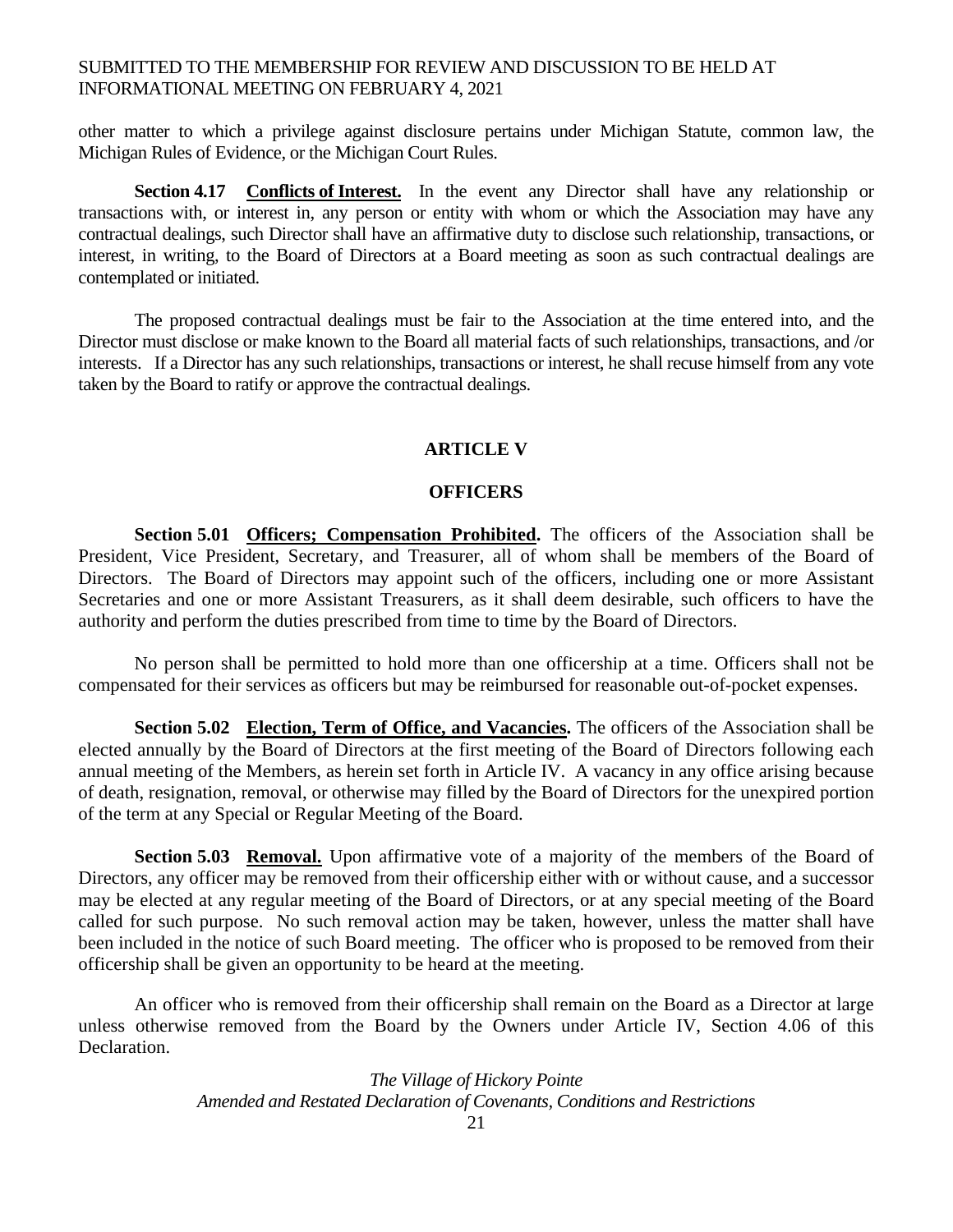other matter to which a privilege against disclosure pertains under Michigan Statute, common law, the Michigan Rules of Evidence, or the Michigan Court Rules.

**Section 4.17 Conflicts of Interest.** In the event any Director shall have any relationship or transactions with, or interest in, any person or entity with whom or which the Association may have any contractual dealings, such Director shall have an affirmative duty to disclose such relationship, transactions, or interest, in writing, to the Board of Directors at a Board meeting as soon as such contractual dealings are contemplated or initiated.

The proposed contractual dealings must be fair to the Association at the time entered into, and the Director must disclose or make known to the Board all material facts of such relationships, transactions, and /or interests. If a Director has any such relationships, transactions or interest, he shall recuse himself from any vote taken by the Board to ratify or approve the contractual dealings.

## ARTICLE V

## OFFICERS

**Section 5.01 Officers; Compensation Prohibited.** The officers of the Association shall be President, Vice President, Secretary, and Treasurer, all of whom shall be members of the Board of Directors. The Board of Directors may appoint such of the officers, including one or more Assistant Secretaries and one or more Assistant Treasurers, as it shall deem desirable, such officers to have the authority and perform the duties prescribed from time to time by the Board of Directors.

No person shall be permitted to hold more than one officership at a time. Officers shall not be compensated for their services as officers but may be reimbursed for reasonable out-of-pocket expenses.

**Section 5.02 Election, Term of Office, and Vacancies.** The officers of the Association shall be elected annually by the Board of Directors at the first meeting of the Board of Directors following each annual meeting of the Members, as herein set forth in Article IV. A vacancy in any office arising because of death, resignation, removal, or otherwise may filled by the Board of Directors for the unexpired portion of the term at any Special or Regular Meeting of the Board.

**Section 5.03 Removal.** Upon affirmative vote of a majority of the members of the Board of Directors, any officer may be removed from their officership either with or without cause, and a successor may be elected at any regular meeting of the Board of Directors, or at any special meeting of the Board called for such purpose. No such removal action may be taken, however, unless the matter shall have been included in the notice of such Board meeting. The officer who is proposed to be removed from their officership shall be given an opportunity to be heard at the meeting.

An officer who is removed from their officership shall remain on the Board as a Director at large unless otherwise removed from the Board by the Owners under Article IV, Section 4.06 of this Declaration.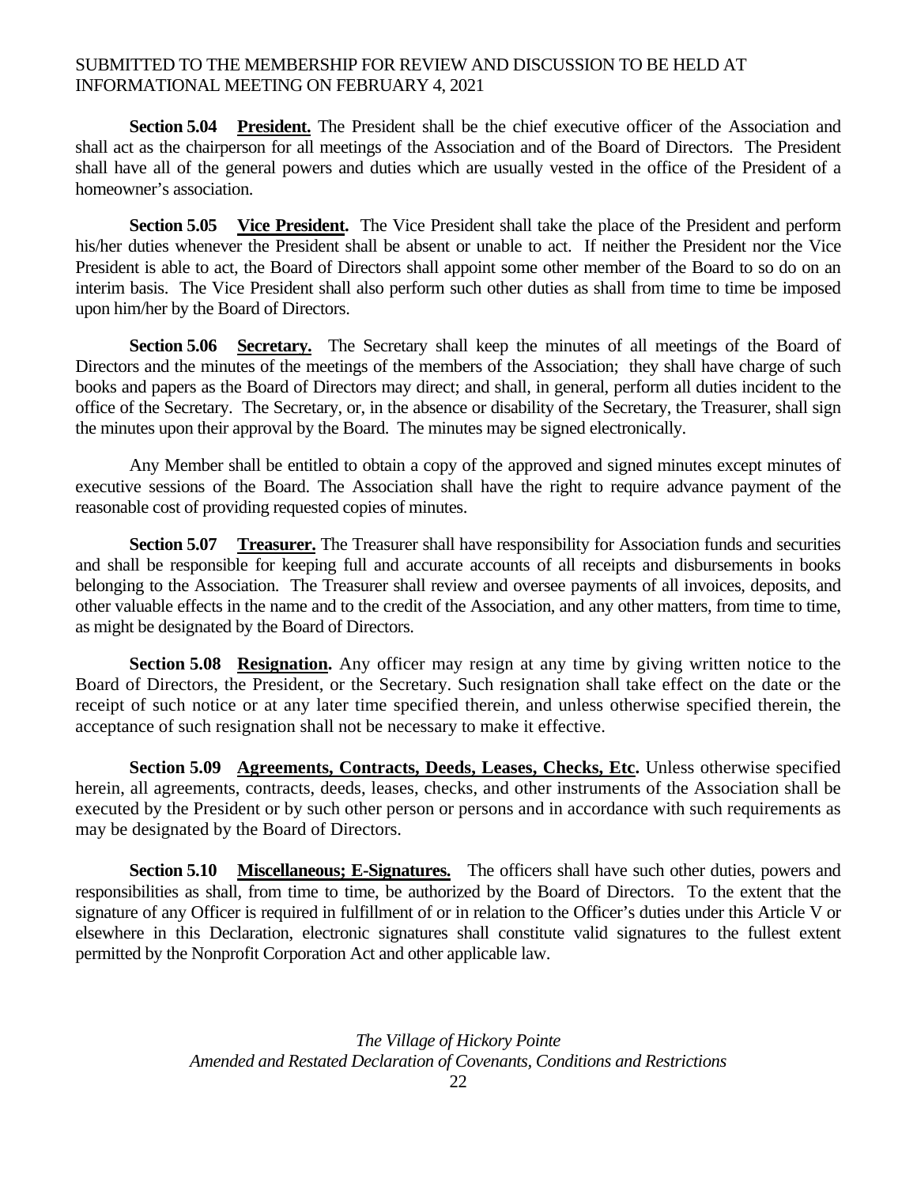**Section 5.04 President.** The President shall be the chief executive officer of the Association and shall act as the chairperson for all meetings of the Association and of the Board of Directors. The President shall have all of the general powers and duties which are usually vested in the office of the President of a homeowner's association.

**Section 5.05 Vice President.** The Vice President shall take the place of the President and perform his/her duties whenever the President shall be absent or unable to act. If neither the President nor the Vice President is able to act, the Board of Directors shall appoint some other member of the Board to so do on an interim basis. The Vice President shall also perform such other duties as shall from time to time be imposed upon him/her by the Board of Directors.

**Section 5.06 Secretary.** The Secretary shall keep the minutes of all meetings of the Board of Directors and the minutes of the meetings of the members of the Association; they shall have charge of such books and papers as the Board of Directors may direct; and shall, in general, perform all duties incident to the office of the Secretary. The Secretary, or, in the absence or disability of the Secretary, the Treasurer, shall sign the minutes upon their approval by the Board. The minutes may be signed electronically.

Any Member shall be entitled to obtain a copy of the approved and signed minutes except minutes of executive sessions of the Board. The Association shall have the right to require advance payment of the reasonable cost of providing requested copies of minutes.

**Section 5.07 Treasurer.** The Treasurer shall have responsibility for Association funds and securities and shall be responsible for keeping full and accurate accounts of all receipts and disbursements in books belonging to the Association. The Treasurer shall review and oversee payments of all invoices, deposits, and other valuable effects in the name and to the credit of the Association, and any other matters, from time to time, as might be designated by the Board of Directors.

**Section 5.08 Resignation.** Any officer may resign at any time by giving written notice to the Board of Directors, the President, or the Secretary. Such resignation shall take effect on the date or the receipt of such notice or at any later time specified therein, and unless otherwise specified therein, the acceptance of such resignation shall not be necessary to make it effective.

**Section 5.09 Agreements, Contracts, Deeds, Leases, Checks, Etc.** Unless otherwise specified herein, all agreements, contracts, deeds, leases, checks, and other instruments of the Association shall be executed by the President or by such other person or persons and in accordance with such requirements as may be designated by the Board of Directors.

**Section 5.10 Miscellaneous; E-Signatures.** The officers shall have such other duties, powers and responsibilities as shall, from time to time, be authorized by the Board of Directors. To the extent that the signature of any Officer is required in fulfillment of or in relation to the Officer's duties under this Article V or elsewhere in this Declaration, electronic signatures shall constitute valid signatures to the fullest extent permitted by the Nonprofit Corporation Act and other applicable law.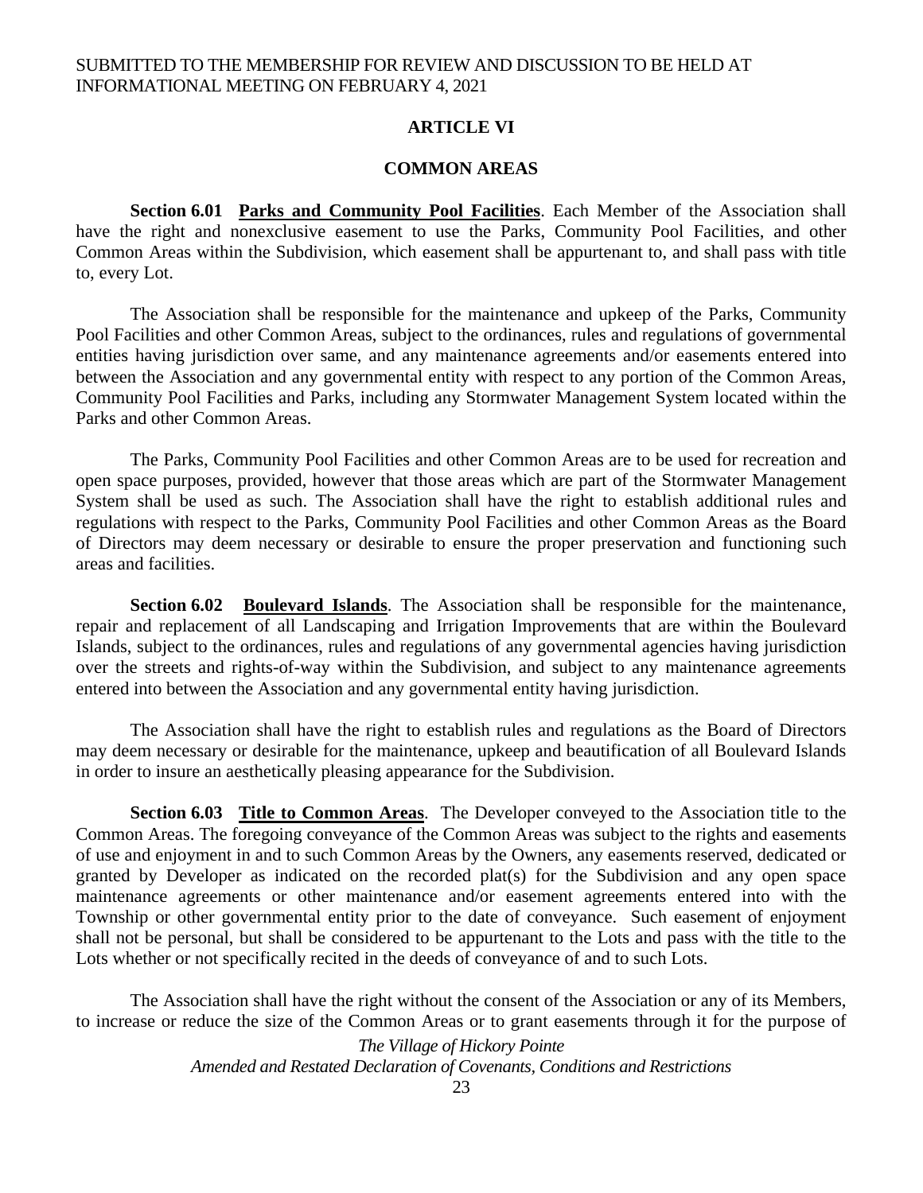SUBMITTED TO THE MEMBERSHIP FOR REVIEW AND DISCUSSION TO BE HELD AT INFORMATIONAL MEETING ON FEBRUARY 4, 2021

## ARTICLE VI

## COMMON AREAS

**Section 6.01 Parks and Community Pool Facilities**. Each Member of the Association shall have the right and nonexclusive easement to use the Parks, Community Pool Facilities, and other Common Areas within the Subdivision, which easement shall be appurtenant to, and shall pass with title to, every Lot.

The Association shall be responsible for the maintenance and upkeep of the Parks, Community Pool Facilities and other Common Areas, subject to the ordinances, rules and regulations of governmental entities having jurisdiction over same, and any maintenance agreements and/or easements entered into between the Association and any governmental entity with respect to any portion of the Common Areas, Community Pool Facilities and Parks, including any Stormwater Management System located within the Parks and other Common Areas.

The Parks, Community Pool Facilities and other Common Areas are to be used for recreation and open space purposes, provided, however that those areas which are part of the Stormwater Management System shall be used as such. The Association shall have the right to establish additional rules and regulations with respect to the Parks, Community Pool Facilities and other Common Areas as the Board of Directors may deem necessary or desirable to ensure the proper preservation and functioning such areas and facilities.

**Section 6.02 Boulevard Islands**. The Association shall be responsible for the maintenance, repair and replacement of all Landscaping and Irrigation Improvements that are within the Boulevard Islands, subject to the ordinances, rules and regulations of any governmental agencies having jurisdiction over the streets and rights-of-way within the Subdivision, and subject to any maintenance agreements entered into between the Association and any governmental entity having jurisdiction.

The Association shall have the right to establish rules and regulations as the Board of Directors may deem necessary or desirable for the maintenance, upkeep and beautification of all Boulevard Islands in order to insure an aesthetically pleasing appearance for the Subdivision.

**Section 6.03 Title to Common Areas**. The Developer conveyed to the Association title to the Common Areas. The foregoing conveyance of the Common Areas was subject to the rights and easements of use and enjoyment in and to such Common Areas by the Owners, any easements reserved, dedicated or granted by Developer as indicated on the recorded plat(s) for the Subdivision and any open space maintenance agreements or other maintenance and/or easement agreements entered into with the Township or other governmental entity prior to the date of conveyance. Such easement of enjoyment shall not be personal, but shall be considered to be appurtenant to the Lots and pass with the title to the Lots whether or not specifically recited in the deeds of conveyance of and to such Lots.

The Association shall have the right without the consent of the Association or any of its Members, to increase or reduce the size of the Common Areas or to grant easements through it for the purpose of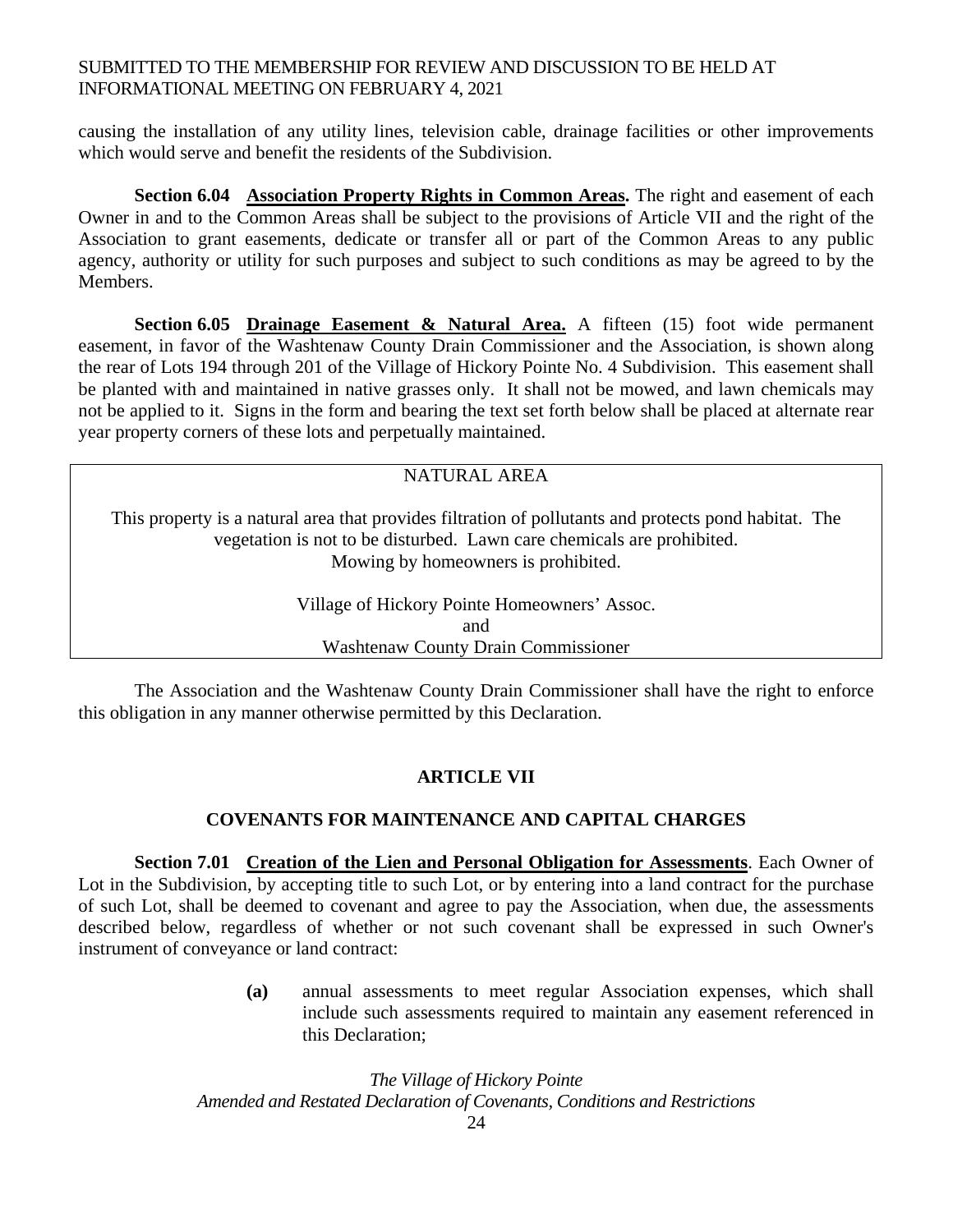causing the installation of any utility lines, television cable, drainage facilities or other improvements which would serve and benefit the residents of the Subdivision.

**Section 6.04 Association Property Rights in Common Areas.** The right and easement of each Owner in and to the Common Areas shall be subject to the provisions of Article VII and the right of the Association to grant easements, dedicate or transfer all or part of the Common Areas to any public agency, authority or utility for such purposes and subject to such conditions as may be agreed to by the Members.

**Section 6.05 Drainage Easement & Natural Area.** A fifteen (15) foot wide permanent easement, in favor of the Washtenaw County Drain Commissioner and the Association, is shown along the rear of Lots 194 through 201 of the Village of Hickory Pointe No. 4 Subdivision. This easement shall be planted with and maintained in native grasses only. It shall not be mowed, and lawn chemicals may not be applied to it. Signs in the form and bearing the text set forth below shall be placed at alternate rear year property corners of these lots and perpetually maintained.

> NATURAL AREA
>
> This property is a natural area that provides filtration of pollutants and protects pond habitat. The vegetation is not to be disturbed. Lawn care chemicals are prohibited. Mowing by homeowners is prohibited.
>
> Village of Hickory Pointe Homeowners' Assoc.
> and
> Washtenaw County Drain Commissioner

The Association and the Washtenaw County Drain Commissioner shall have the right to enforce this obligation in any manner otherwise permitted by this Declaration.

## ARTICLE VII

## COVENANTS FOR MAINTENANCE AND CAPITAL CHARGES

**Section 7.01 Creation of the Lien and Personal Obligation for Assessments**. Each Owner of Lot in the Subdivision, by accepting title to such Lot, or by entering into a land contract for the purchase of such Lot, shall be deemed to covenant and agree to pay the Association, when due, the assessments described below, regardless of whether or not such covenant shall be expressed in such Owner's instrument of conveyance or land contract:

**(a)** annual assessments to meet regular Association expenses, which shall include such assessments required to maintain any easement referenced in this Declaration;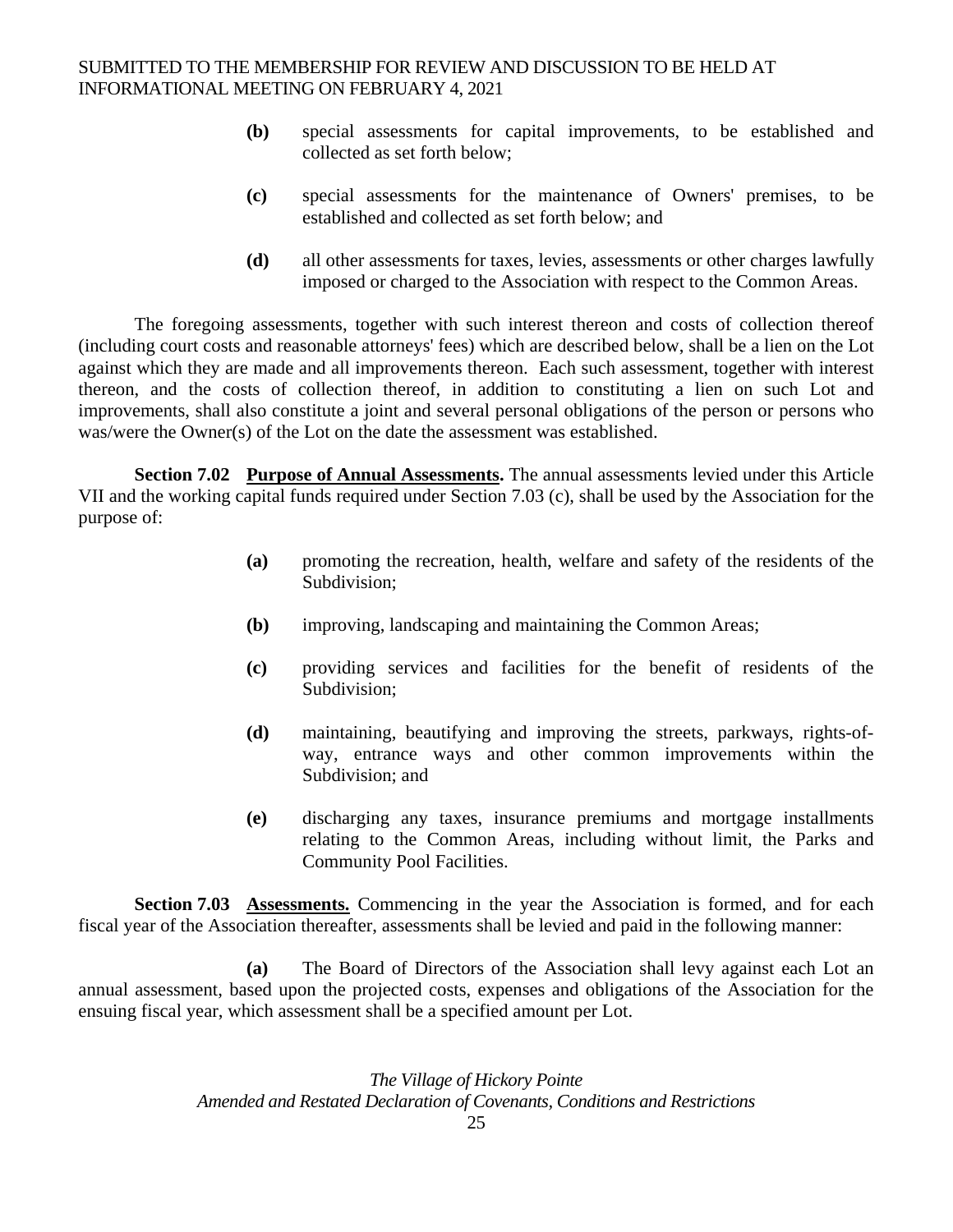**(b)** special assessments for capital improvements, to be established and collected as set forth below;

**(c)** special assessments for the maintenance of Owners' premises, to be established and collected as set forth below; and

**(d)** all other assessments for taxes, levies, assessments or other charges lawfully imposed or charged to the Association with respect to the Common Areas.

The foregoing assessments, together with such interest thereon and costs of collection thereof (including court costs and reasonable attorneys' fees) which are described below, shall be a lien on the Lot against which they are made and all improvements thereon. Each such assessment, together with interest thereon, and the costs of collection thereof, in addition to constituting a lien on such Lot and improvements, shall also constitute a joint and several personal obligations of the person or persons who was/were the Owner(s) of the Lot on the date the assessment was established.

**Section 7.02 <u>Purpose of Annual Assessments</u>.** The annual assessments levied under this Article VII and the working capital funds required under Section 7.03 (c), shall be used by the Association for the purpose of:

**(a)** promoting the recreation, health, welfare and safety of the residents of the Subdivision;

**(b)** improving, landscaping and maintaining the Common Areas;

**(c)** providing services and facilities for the benefit of residents of the Subdivision;

**(d)** maintaining, beautifying and improving the streets, parkways, rights-of-way, entrance ways and other common improvements within the Subdivision; and

**(e)** discharging any taxes, insurance premiums and mortgage installments relating to the Common Areas, including without limit, the Parks and Community Pool Facilities.

**Section 7.03 <u>Assessments.</u>** Commencing in the year the Association is formed, and for each fiscal year of the Association thereafter, assessments shall be levied and paid in the following manner:

**(a)** The Board of Directors of the Association shall levy against each Lot an annual assessment, based upon the projected costs, expenses and obligations of the Association for the ensuing fiscal year, which assessment shall be a specified amount per Lot.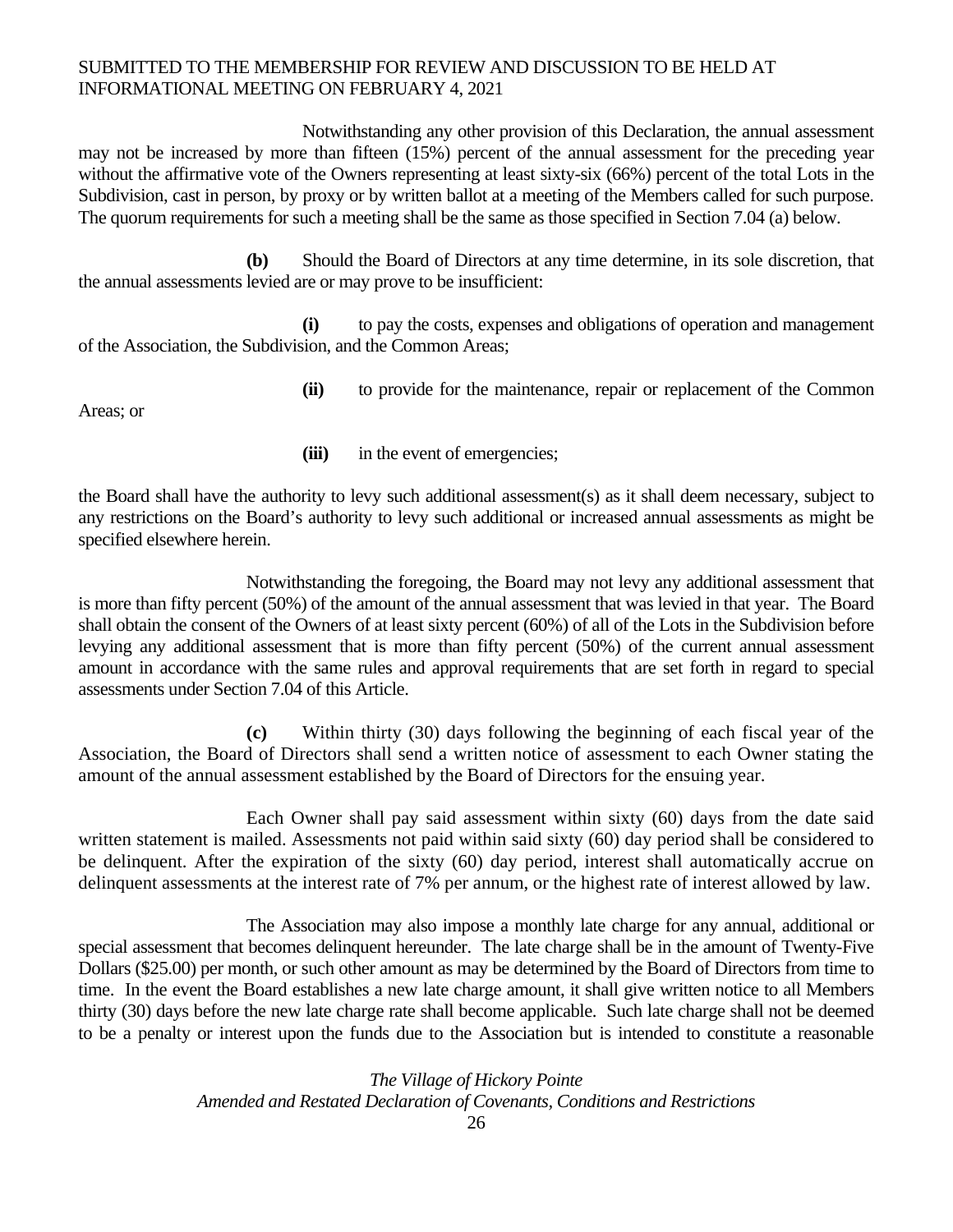Notwithstanding any other provision of this Declaration, the annual assessment may not be increased by more than fifteen (15%) percent of the annual assessment for the preceding year without the affirmative vote of the Owners representing at least sixty-six (66%) percent of the total Lots in the Subdivision, cast in person, by proxy or by written ballot at a meeting of the Members called for such purpose. The quorum requirements for such a meeting shall be the same as those specified in Section 7.04 (a) below.

**(b)** Should the Board of Directors at any time determine, in its sole discretion, that the annual assessments levied are or may prove to be insufficient:

**(i)** to pay the costs, expenses and obligations of operation and management of the Association, the Subdivision, and the Common Areas;

**(ii)** to provide for the maintenance, repair or replacement of the Common Areas; or

**(iii)** in the event of emergencies;

the Board shall have the authority to levy such additional assessment(s) as it shall deem necessary, subject to any restrictions on the Board's authority to levy such additional or increased annual assessments as might be specified elsewhere herein.

Notwithstanding the foregoing, the Board may not levy any additional assessment that is more than fifty percent (50%) of the amount of the annual assessment that was levied in that year. The Board shall obtain the consent of the Owners of at least sixty percent (60%) of all of the Lots in the Subdivision before levying any additional assessment that is more than fifty percent (50%) of the current annual assessment amount in accordance with the same rules and approval requirements that are set forth in regard to special assessments under Section 7.04 of this Article.

**(c)** Within thirty (30) days following the beginning of each fiscal year of the Association, the Board of Directors shall send a written notice of assessment to each Owner stating the amount of the annual assessment established by the Board of Directors for the ensuing year.

Each Owner shall pay said assessment within sixty (60) days from the date said written statement is mailed. Assessments not paid within said sixty (60) day period shall be considered to be delinquent. After the expiration of the sixty (60) day period, interest shall automatically accrue on delinquent assessments at the interest rate of 7% per annum, or the highest rate of interest allowed by law.

The Association may also impose a monthly late charge for any annual, additional or special assessment that becomes delinquent hereunder. The late charge shall be in the amount of Twenty-Five Dollars ($25.00) per month, or such other amount as may be determined by the Board of Directors from time to time. In the event the Board establishes a new late charge amount, it shall give written notice to all Members thirty (30) days before the new late charge rate shall become applicable. Such late charge shall not be deemed to be a penalty or interest upon the funds due to the Association but is intended to constitute a reasonable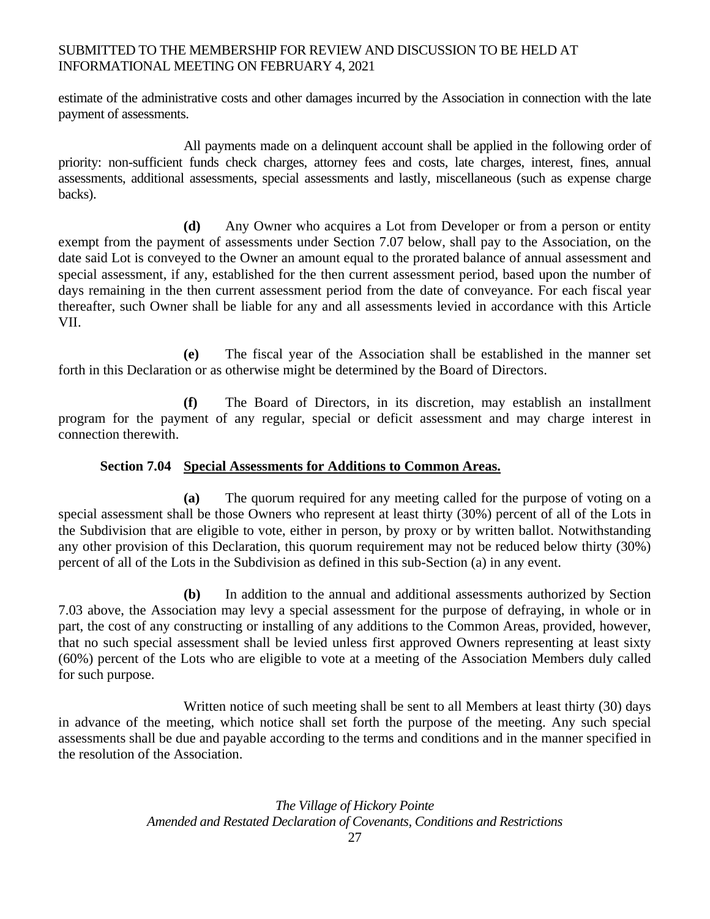estimate of the administrative costs and other damages incurred by the Association in connection with the late payment of assessments.

All payments made on a delinquent account shall be applied in the following order of priority: non-sufficient funds check charges, attorney fees and costs, late charges, interest, fines, annual assessments, additional assessments, special assessments and lastly, miscellaneous (such as expense charge backs).

**(d)** Any Owner who acquires a Lot from Developer or from a person or entity exempt from the payment of assessments under Section 7.07 below, shall pay to the Association, on the date said Lot is conveyed to the Owner an amount equal to the prorated balance of annual assessment and special assessment, if any, established for the then current assessment period, based upon the number of days remaining in the then current assessment period from the date of conveyance. For each fiscal year thereafter, such Owner shall be liable for any and all assessments levied in accordance with this Article VII.

**(e)** The fiscal year of the Association shall be established in the manner set forth in this Declaration or as otherwise might be determined by the Board of Directors.

**(f)** The Board of Directors, in its discretion, may establish an installment program for the payment of any regular, special or deficit assessment and may charge interest in connection therewith.

### Section 7.04 Special Assessments for Additions to Common Areas.

**(a)** The quorum required for any meeting called for the purpose of voting on a special assessment shall be those Owners who represent at least thirty (30%) percent of all of the Lots in the Subdivision that are eligible to vote, either in person, by proxy or by written ballot. Notwithstanding any other provision of this Declaration, this quorum requirement may not be reduced below thirty (30%) percent of all of the Lots in the Subdivision as defined in this sub-Section (a) in any event.

**(b)** In addition to the annual and additional assessments authorized by Section 7.03 above, the Association may levy a special assessment for the purpose of defraying, in whole or in part, the cost of any constructing or installing of any additions to the Common Areas, provided, however, that no such special assessment shall be levied unless first approved Owners representing at least sixty (60%) percent of the Lots who are eligible to vote at a meeting of the Association Members duly called for such purpose.

Written notice of such meeting shall be sent to all Members at least thirty (30) days in advance of the meeting, which notice shall set forth the purpose of the meeting. Any such special assessments shall be due and payable according to the terms and conditions and in the manner specified in the resolution of the Association.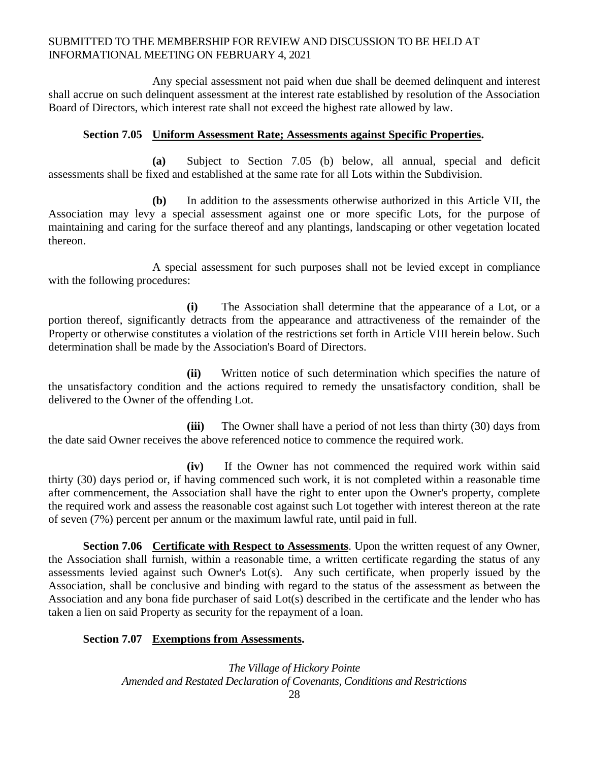Any special assessment not paid when due shall be deemed delinquent and interest shall accrue on such delinquent assessment at the interest rate established by resolution of the Association Board of Directors, which interest rate shall not exceed the highest rate allowed by law.

**Section 7.05 Uniform Assessment Rate; Assessments against Specific Properties.**

**(a)** Subject to Section 7.05 (b) below, all annual, special and deficit assessments shall be fixed and established at the same rate for all Lots within the Subdivision.

**(b)** In addition to the assessments otherwise authorized in this Article VII, the Association may levy a special assessment against one or more specific Lots, for the purpose of maintaining and caring for the surface thereof and any plantings, landscaping or other vegetation located thereon.

A special assessment for such purposes shall not be levied except in compliance with the following procedures:

**(i)** The Association shall determine that the appearance of a Lot, or a portion thereof, significantly detracts from the appearance and attractiveness of the remainder of the Property or otherwise constitutes a violation of the restrictions set forth in Article VIII herein below. Such determination shall be made by the Association's Board of Directors.

**(ii)** Written notice of such determination which specifies the nature of the unsatisfactory condition and the actions required to remedy the unsatisfactory condition, shall be delivered to the Owner of the offending Lot.

**(iii)** The Owner shall have a period of not less than thirty (30) days from the date said Owner receives the above referenced notice to commence the required work.

**(iv)** If the Owner has not commenced the required work within said thirty (30) days period or, if having commenced such work, it is not completed within a reasonable time after commencement, the Association shall have the right to enter upon the Owner's property, complete the required work and assess the reasonable cost against such Lot together with interest thereon at the rate of seven (7%) percent per annum or the maximum lawful rate, until paid in full.

**Section 7.06 Certificate with Respect to Assessments**. Upon the written request of any Owner, the Association shall furnish, within a reasonable time, a written certificate regarding the status of any assessments levied against such Owner's Lot(s). Any such certificate, when properly issued by the Association, shall be conclusive and binding with regard to the status of the assessment as between the Association and any bona fide purchaser of said Lot(s) described in the certificate and the lender who has taken a lien on said Property as security for the repayment of a loan.

**Section 7.07 Exemptions from Assessments.**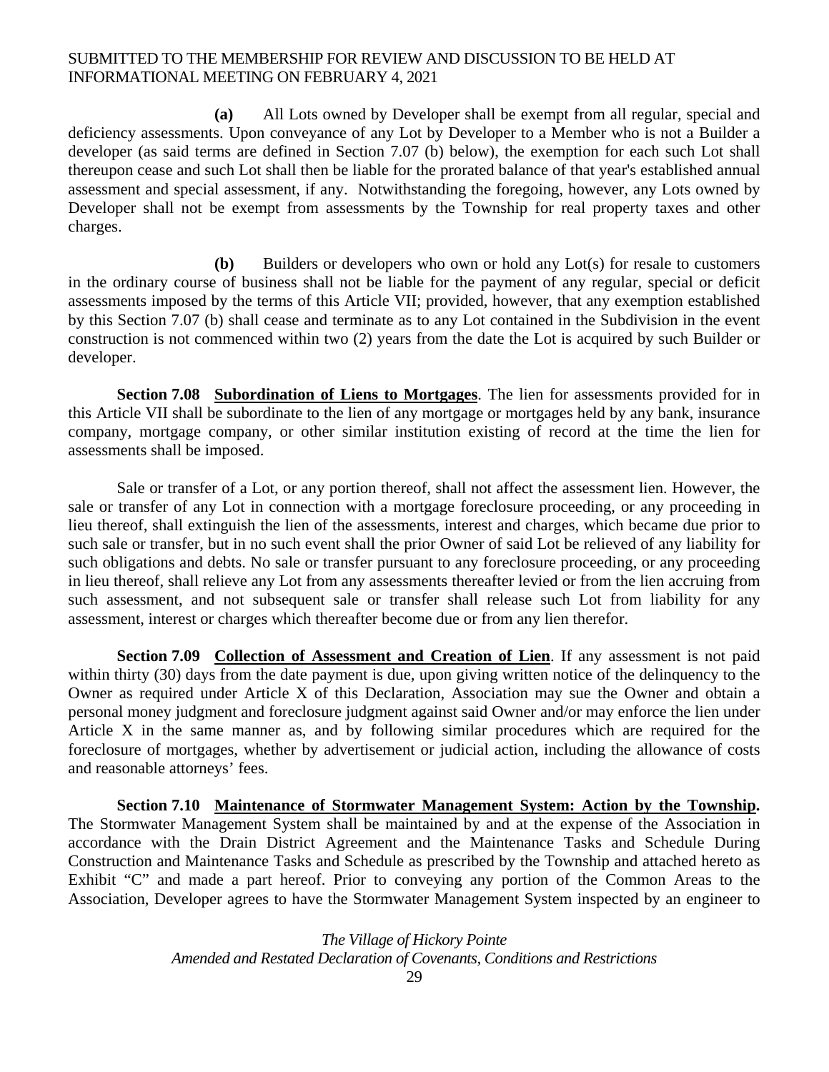**(a)** All Lots owned by Developer shall be exempt from all regular, special and deficiency assessments. Upon conveyance of any Lot by Developer to a Member who is not a Builder a developer (as said terms are defined in Section 7.07 (b) below), the exemption for each such Lot shall thereupon cease and such Lot shall then be liable for the prorated balance of that year's established annual assessment and special assessment, if any. Notwithstanding the foregoing, however, any Lots owned by Developer shall not be exempt from assessments by the Township for real property taxes and other charges.

**(b)** Builders or developers who own or hold any Lot(s) for resale to customers in the ordinary course of business shall not be liable for the payment of any regular, special or deficit assessments imposed by the terms of this Article VII; provided, however, that any exemption established by this Section 7.07 (b) shall cease and terminate as to any Lot contained in the Subdivision in the event construction is not commenced within two (2) years from the date the Lot is acquired by such Builder or developer.

**Section 7.08 Subordination of Liens to Mortgages**. The lien for assessments provided for in this Article VII shall be subordinate to the lien of any mortgage or mortgages held by any bank, insurance company, mortgage company, or other similar institution existing of record at the time the lien for assessments shall be imposed.

Sale or transfer of a Lot, or any portion thereof, shall not affect the assessment lien. However, the sale or transfer of any Lot in connection with a mortgage foreclosure proceeding, or any proceeding in lieu thereof, shall extinguish the lien of the assessments, interest and charges, which became due prior to such sale or transfer, but in no such event shall the prior Owner of said Lot be relieved of any liability for such obligations and debts. No sale or transfer pursuant to any foreclosure proceeding, or any proceeding in lieu thereof, shall relieve any Lot from any assessments thereafter levied or from the lien accruing from such assessment, and not subsequent sale or transfer shall release such Lot from liability for any assessment, interest or charges which thereafter become due or from any lien therefor.

**Section 7.09 Collection of Assessment and Creation of Lien**. If any assessment is not paid within thirty (30) days from the date payment is due, upon giving written notice of the delinquency to the Owner as required under Article X of this Declaration, Association may sue the Owner and obtain a personal money judgment and foreclosure judgment against said Owner and/or may enforce the lien under Article X in the same manner as, and by following similar procedures which are required for the foreclosure of mortgages, whether by advertisement or judicial action, including the allowance of costs and reasonable attorneys' fees.

**Section 7.10 Maintenance of Stormwater Management System: Action by the Township.** The Stormwater Management System shall be maintained by and at the expense of the Association in accordance with the Drain District Agreement and the Maintenance Tasks and Schedule During Construction and Maintenance Tasks and Schedule as prescribed by the Township and attached hereto as Exhibit "C" and made a part hereof. Prior to conveying any portion of the Common Areas to the Association, Developer agrees to have the Stormwater Management System inspected by an engineer to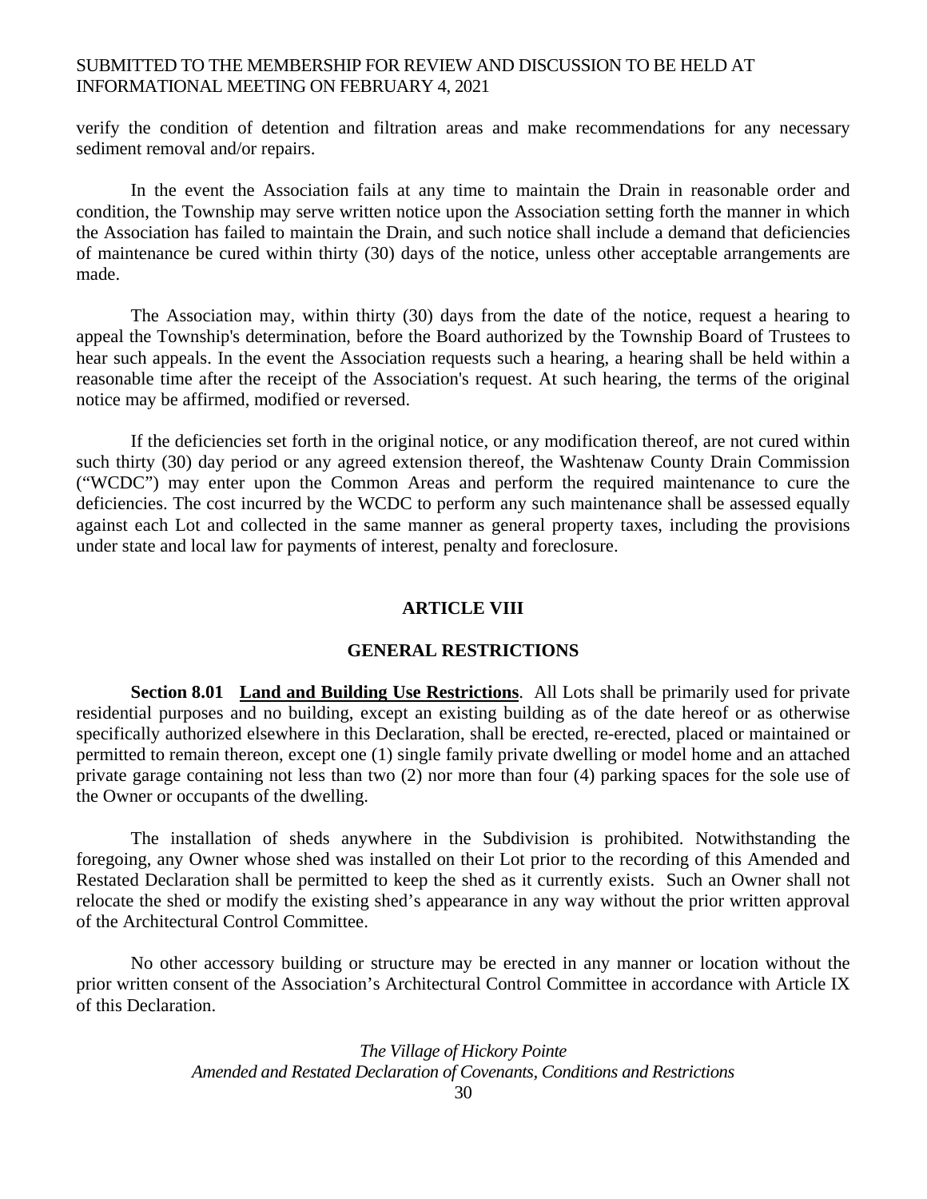verify the condition of detention and filtration areas and make recommendations for any necessary sediment removal and/or repairs.

In the event the Association fails at any time to maintain the Drain in reasonable order and condition, the Township may serve written notice upon the Association setting forth the manner in which the Association has failed to maintain the Drain, and such notice shall include a demand that deficiencies of maintenance be cured within thirty (30) days of the notice, unless other acceptable arrangements are made.

The Association may, within thirty (30) days from the date of the notice, request a hearing to appeal the Township's determination, before the Board authorized by the Township Board of Trustees to hear such appeals. In the event the Association requests such a hearing, a hearing shall be held within a reasonable time after the receipt of the Association's request. At such hearing, the terms of the original notice may be affirmed, modified or reversed.

If the deficiencies set forth in the original notice, or any modification thereof, are not cured within such thirty (30) day period or any agreed extension thereof, the Washtenaw County Drain Commission ("WCDC") may enter upon the Common Areas and perform the required maintenance to cure the deficiencies. The cost incurred by the WCDC to perform any such maintenance shall be assessed equally against each Lot and collected in the same manner as general property taxes, including the provisions under state and local law for payments of interest, penalty and foreclosure.

## ARTICLE VIII

## GENERAL RESTRICTIONS

**Section 8.01 Land and Building Use Restrictions**. All Lots shall be primarily used for private residential purposes and no building, except an existing building as of the date hereof or as otherwise specifically authorized elsewhere in this Declaration, shall be erected, re-erected, placed or maintained or permitted to remain thereon, except one (1) single family private dwelling or model home and an attached private garage containing not less than two (2) nor more than four (4) parking spaces for the sole use of the Owner or occupants of the dwelling.

The installation of sheds anywhere in the Subdivision is prohibited. Notwithstanding the foregoing, any Owner whose shed was installed on their Lot prior to the recording of this Amended and Restated Declaration shall be permitted to keep the shed as it currently exists. Such an Owner shall not relocate the shed or modify the existing shed's appearance in any way without the prior written approval of the Architectural Control Committee.

No other accessory building or structure may be erected in any manner or location without the prior written consent of the Association's Architectural Control Committee in accordance with Article IX of this Declaration.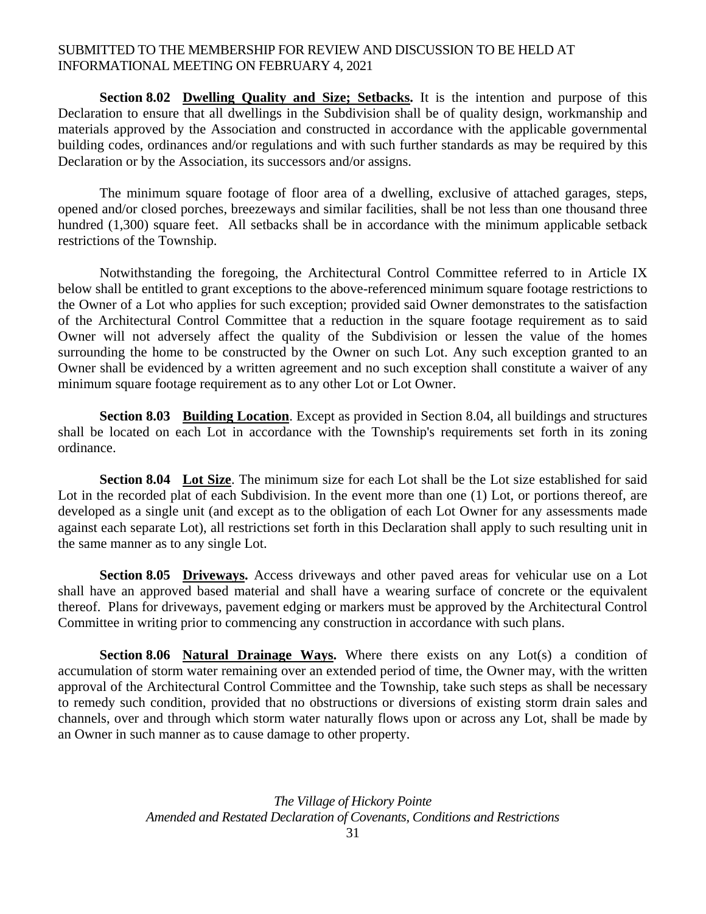**Section 8.02 Dwelling Quality and Size; Setbacks.** It is the intention and purpose of this Declaration to ensure that all dwellings in the Subdivision shall be of quality design, workmanship and materials approved by the Association and constructed in accordance with the applicable governmental building codes, ordinances and/or regulations and with such further standards as may be required by this Declaration or by the Association, its successors and/or assigns.

The minimum square footage of floor area of a dwelling, exclusive of attached garages, steps, opened and/or closed porches, breezeways and similar facilities, shall be not less than one thousand three hundred (1,300) square feet. All setbacks shall be in accordance with the minimum applicable setback restrictions of the Township.

Notwithstanding the foregoing, the Architectural Control Committee referred to in Article IX below shall be entitled to grant exceptions to the above-referenced minimum square footage restrictions to the Owner of a Lot who applies for such exception; provided said Owner demonstrates to the satisfaction of the Architectural Control Committee that a reduction in the square footage requirement as to said Owner will not adversely affect the quality of the Subdivision or lessen the value of the homes surrounding the home to be constructed by the Owner on such Lot. Any such exception granted to an Owner shall be evidenced by a written agreement and no such exception shall constitute a waiver of any minimum square footage requirement as to any other Lot or Lot Owner.

**Section 8.03 Building Location**. Except as provided in Section 8.04, all buildings and structures shall be located on each Lot in accordance with the Township's requirements set forth in its zoning ordinance.

**Section 8.04 Lot Size**. The minimum size for each Lot shall be the Lot size established for said Lot in the recorded plat of each Subdivision. In the event more than one (1) Lot, or portions thereof, are developed as a single unit (and except as to the obligation of each Lot Owner for any assessments made against each separate Lot), all restrictions set forth in this Declaration shall apply to such resulting unit in the same manner as to any single Lot.

**Section 8.05 Driveways.** Access driveways and other paved areas for vehicular use on a Lot shall have an approved based material and shall have a wearing surface of concrete or the equivalent thereof. Plans for driveways, pavement edging or markers must be approved by the Architectural Control Committee in writing prior to commencing any construction in accordance with such plans.

**Section 8.06 Natural Drainage Ways.** Where there exists on any Lot(s) a condition of accumulation of storm water remaining over an extended period of time, the Owner may, with the written approval of the Architectural Control Committee and the Township, take such steps as shall be necessary to remedy such condition, provided that no obstructions or diversions of existing storm drain sales and channels, over and through which storm water naturally flows upon or across any Lot, shall be made by an Owner in such manner as to cause damage to other property.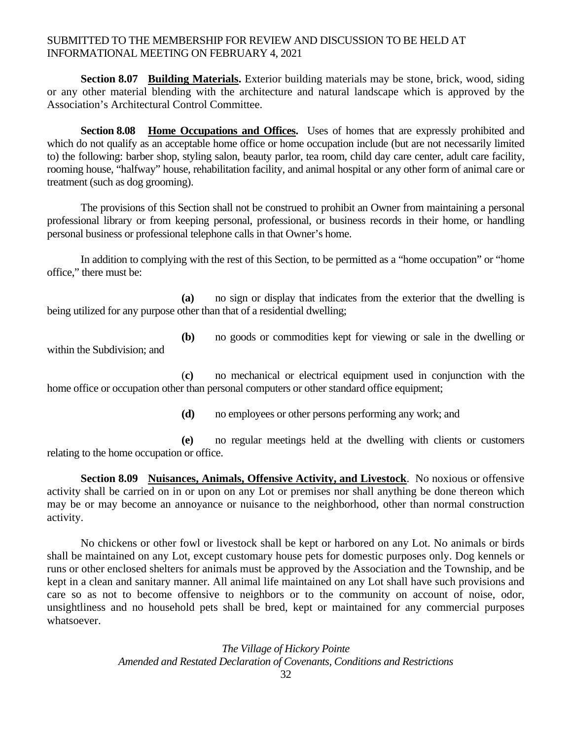**Section 8.07 Building Materials.** Exterior building materials may be stone, brick, wood, siding or any other material blending with the architecture and natural landscape which is approved by the Association's Architectural Control Committee.

**Section 8.08 Home Occupations and Offices.** Uses of homes that are expressly prohibited and which do not qualify as an acceptable home office or home occupation include (but are not necessarily limited to) the following: barber shop, styling salon, beauty parlor, tea room, child day care center, adult care facility, rooming house, "halfway" house, rehabilitation facility, and animal hospital or any other form of animal care or treatment (such as dog grooming).

The provisions of this Section shall not be construed to prohibit an Owner from maintaining a personal professional library or from keeping personal, professional, or business records in their home, or handling personal business or professional telephone calls in that Owner's home.

In addition to complying with the rest of this Section, to be permitted as a "home occupation" or "home office," there must be:

**(a)** no sign or display that indicates from the exterior that the dwelling is being utilized for any purpose other than that of a residential dwelling;

**(b)** no goods or commodities kept for viewing or sale in the dwelling or within the Subdivision; and

(**c)** no mechanical or electrical equipment used in conjunction with the home office or occupation other than personal computers or other standard office equipment;

**(d)** no employees or other persons performing any work; and

**(e)** no regular meetings held at the dwelling with clients or customers relating to the home occupation or office.

**Section 8.09 Nuisances, Animals, Offensive Activity, and Livestock**. No noxious or offensive activity shall be carried on in or upon on any Lot or premises nor shall anything be done thereon which may be or may become an annoyance or nuisance to the neighborhood, other than normal construction activity.

No chickens or other fowl or livestock shall be kept or harbored on any Lot. No animals or birds shall be maintained on any Lot, except customary house pets for domestic purposes only. Dog kennels or runs or other enclosed shelters for animals must be approved by the Association and the Township, and be kept in a clean and sanitary manner. All animal life maintained on any Lot shall have such provisions and care so as not to become offensive to neighbors or to the community on account of noise, odor, unsightliness and no household pets shall be bred, kept or maintained for any commercial purposes whatsoever.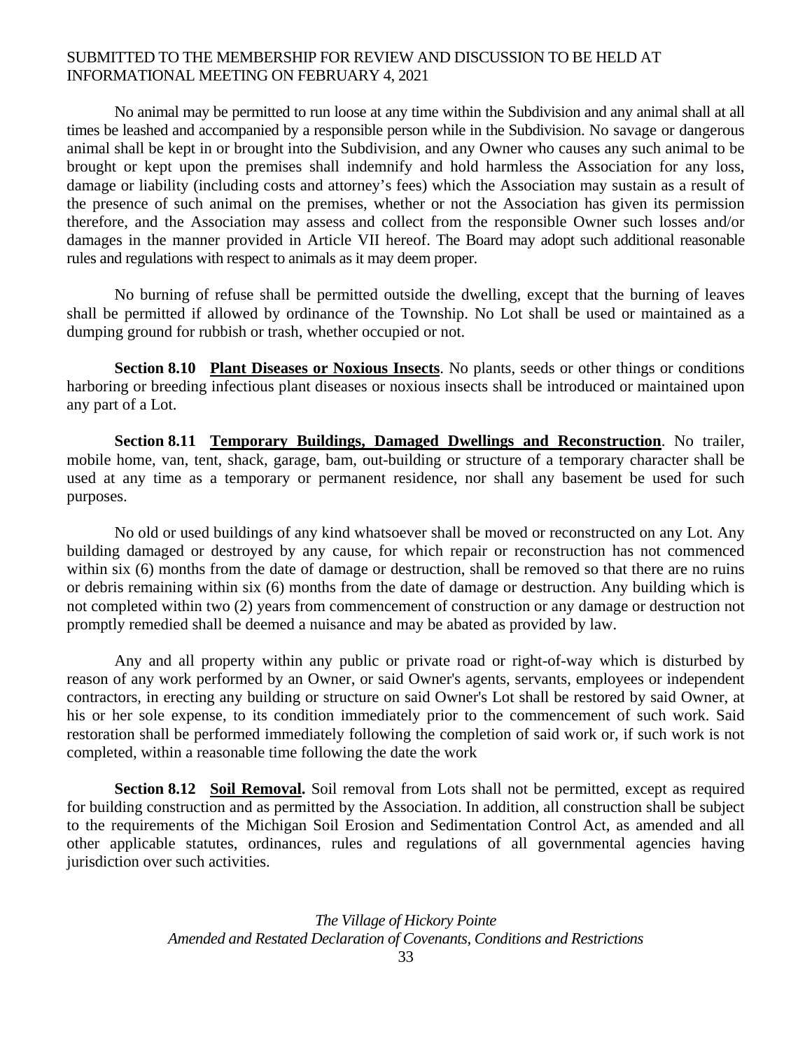SUBMITTED TO THE MEMBERSHIP FOR REVIEW AND DISCUSSION TO BE HELD AT INFORMATIONAL MEETING ON FEBRUARY 4, 2021

No animal may be permitted to run loose at any time within the Subdivision and any animal shall at all times be leashed and accompanied by a responsible person while in the Subdivision. No savage or dangerous animal shall be kept in or brought into the Subdivision, and any Owner who causes any such animal to be brought or kept upon the premises shall indemnify and hold harmless the Association for any loss, damage or liability (including costs and attorney's fees) which the Association may sustain as a result of the presence of such animal on the premises, whether or not the Association has given its permission therefore, and the Association may assess and collect from the responsible Owner such losses and/or damages in the manner provided in Article VII hereof. The Board may adopt such additional reasonable rules and regulations with respect to animals as it may deem proper.

No burning of refuse shall be permitted outside the dwelling, except that the burning of leaves shall be permitted if allowed by ordinance of the Township. No Lot shall be used or maintained as a dumping ground for rubbish or trash, whether occupied or not.

**Section 8.10 Plant Diseases or Noxious Insects**. No plants, seeds or other things or conditions harboring or breeding infectious plant diseases or noxious insects shall be introduced or maintained upon any part of a Lot.

**Section 8.11 Temporary Buildings, Damaged Dwellings and Reconstruction**. No trailer, mobile home, van, tent, shack, garage, bam, out-building or structure of a temporary character shall be used at any time as a temporary or permanent residence, nor shall any basement be used for such purposes.

No old or used buildings of any kind whatsoever shall be moved or reconstructed on any Lot. Any building damaged or destroyed by any cause, for which repair or reconstruction has not commenced within six (6) months from the date of damage or destruction, shall be removed so that there are no ruins or debris remaining within six (6) months from the date of damage or destruction. Any building which is not completed within two (2) years from commencement of construction or any damage or destruction not promptly remedied shall be deemed a nuisance and may be abated as provided by law.

Any and all property within any public or private road or right-of-way which is disturbed by reason of any work performed by an Owner, or said Owner's agents, servants, employees or independent contractors, in erecting any building or structure on said Owner's Lot shall be restored by said Owner, at his or her sole expense, to its condition immediately prior to the commencement of such work. Said restoration shall be performed immediately following the completion of said work or, if such work is not completed, within a reasonable time following the date the work

**Section 8.12 Soil Removal.** Soil removal from Lots shall not be permitted, except as required for building construction and as permitted by the Association. In addition, all construction shall be subject to the requirements of the Michigan Soil Erosion and Sedimentation Control Act, as amended and all other applicable statutes, ordinances, rules and regulations of all governmental agencies having jurisdiction over such activities.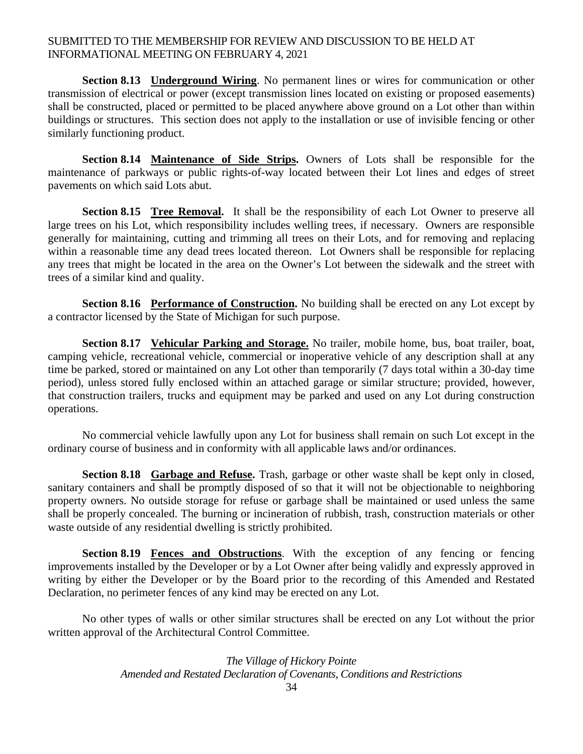**Section 8.13 Underground Wiring**. No permanent lines or wires for communication or other transmission of electrical or power (except transmission lines located on existing or proposed easements) shall be constructed, placed or permitted to be placed anywhere above ground on a Lot other than within buildings or structures. This section does not apply to the installation or use of invisible fencing or other similarly functioning product.

**Section 8.14 Maintenance of Side Strips.** Owners of Lots shall be responsible for the maintenance of parkways or public rights-of-way located between their Lot lines and edges of street pavements on which said Lots abut.

**Section 8.15 Tree Removal.** It shall be the responsibility of each Lot Owner to preserve all large trees on his Lot, which responsibility includes welling trees, if necessary. Owners are responsible generally for maintaining, cutting and trimming all trees on their Lots, and for removing and replacing within a reasonable time any dead trees located thereon. Lot Owners shall be responsible for replacing any trees that might be located in the area on the Owner's Lot between the sidewalk and the street with trees of a similar kind and quality.

**Section 8.16 Performance of Construction.** No building shall be erected on any Lot except by a contractor licensed by the State of Michigan for such purpose.

**Section 8.17 Vehicular Parking and Storage.** No trailer, mobile home, bus, boat trailer, boat, camping vehicle, recreational vehicle, commercial or inoperative vehicle of any description shall at any time be parked, stored or maintained on any Lot other than temporarily (7 days total within a 30-day time period), unless stored fully enclosed within an attached garage or similar structure; provided, however, that construction trailers, trucks and equipment may be parked and used on any Lot during construction operations.

No commercial vehicle lawfully upon any Lot for business shall remain on such Lot except in the ordinary course of business and in conformity with all applicable laws and/or ordinances.

**Section 8.18 Garbage and Refuse.** Trash, garbage or other waste shall be kept only in closed, sanitary containers and shall be promptly disposed of so that it will not be objectionable to neighboring property owners. No outside storage for refuse or garbage shall be maintained or used unless the same shall be properly concealed. The burning or incineration of rubbish, trash, construction materials or other waste outside of any residential dwelling is strictly prohibited.

**Section 8.19 Fences and Obstructions**. With the exception of any fencing or fencing improvements installed by the Developer or by a Lot Owner after being validly and expressly approved in writing by either the Developer or by the Board prior to the recording of this Amended and Restated Declaration, no perimeter fences of any kind may be erected on any Lot.

No other types of walls or other similar structures shall be erected on any Lot without the prior written approval of the Architectural Control Committee.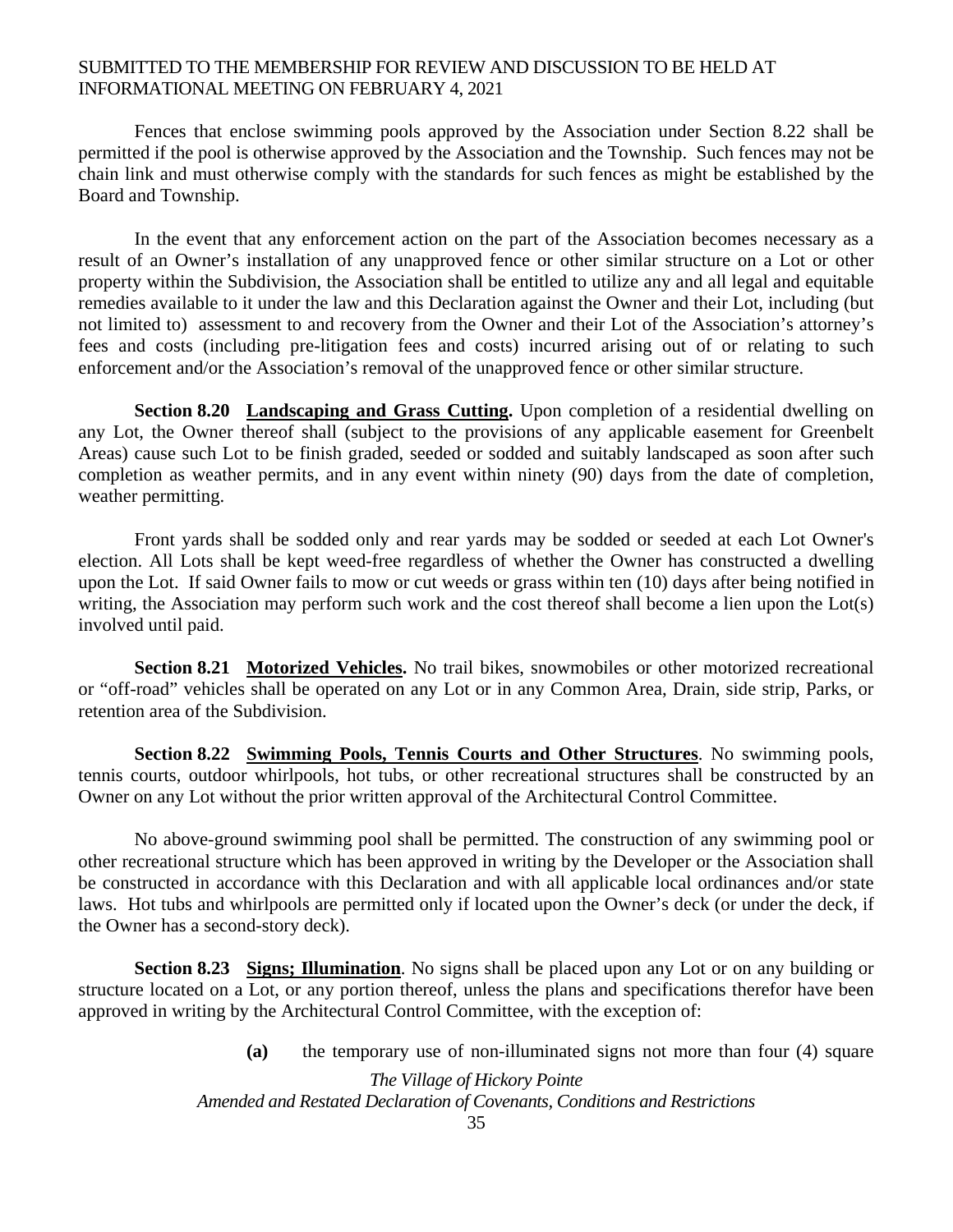Fences that enclose swimming pools approved by the Association under Section 8.22 shall be permitted if the pool is otherwise approved by the Association and the Township. Such fences may not be chain link and must otherwise comply with the standards for such fences as might be established by the Board and Township.

In the event that any enforcement action on the part of the Association becomes necessary as a result of an Owner's installation of any unapproved fence or other similar structure on a Lot or other property within the Subdivision, the Association shall be entitled to utilize any and all legal and equitable remedies available to it under the law and this Declaration against the Owner and their Lot, including (but not limited to) assessment to and recovery from the Owner and their Lot of the Association's attorney's fees and costs (including pre-litigation fees and costs) incurred arising out of or relating to such enforcement and/or the Association's removal of the unapproved fence or other similar structure.

**Section 8.20 <u>Landscaping and Grass Cutting</u>.** Upon completion of a residential dwelling on any Lot, the Owner thereof shall (subject to the provisions of any applicable easement for Greenbelt Areas) cause such Lot to be finish graded, seeded or sodded and suitably landscaped as soon after such completion as weather permits, and in any event within ninety (90) days from the date of completion, weather permitting.

Front yards shall be sodded only and rear yards may be sodded or seeded at each Lot Owner's election. All Lots shall be kept weed-free regardless of whether the Owner has constructed a dwelling upon the Lot. If said Owner fails to mow or cut weeds or grass within ten (10) days after being notified in writing, the Association may perform such work and the cost thereof shall become a lien upon the Lot(s) involved until paid.

**Section 8.21 <u>Motorized Vehicles</u>.** No trail bikes, snowmobiles or other motorized recreational or "off-road" vehicles shall be operated on any Lot or in any Common Area, Drain, side strip, Parks, or retention area of the Subdivision.

**Section 8.22 <u>Swimming Pools, Tennis Courts and Other Structures</u>**. No swimming pools, tennis courts, outdoor whirlpools, hot tubs, or other recreational structures shall be constructed by an Owner on any Lot without the prior written approval of the Architectural Control Committee.

No above-ground swimming pool shall be permitted. The construction of any swimming pool or other recreational structure which has been approved in writing by the Developer or the Association shall be constructed in accordance with this Declaration and with all applicable local ordinances and/or state laws. Hot tubs and whirlpools are permitted only if located upon the Owner's deck (or under the deck, if the Owner has a second-story deck).

**Section 8.23 <u>Signs; Illumination</u>**. No signs shall be placed upon any Lot or on any building or structure located on a Lot, or any portion thereof, unless the plans and specifications therefor have been approved in writing by the Architectural Control Committee, with the exception of:

**(a)** the temporary use of non-illuminated signs not more than four (4) square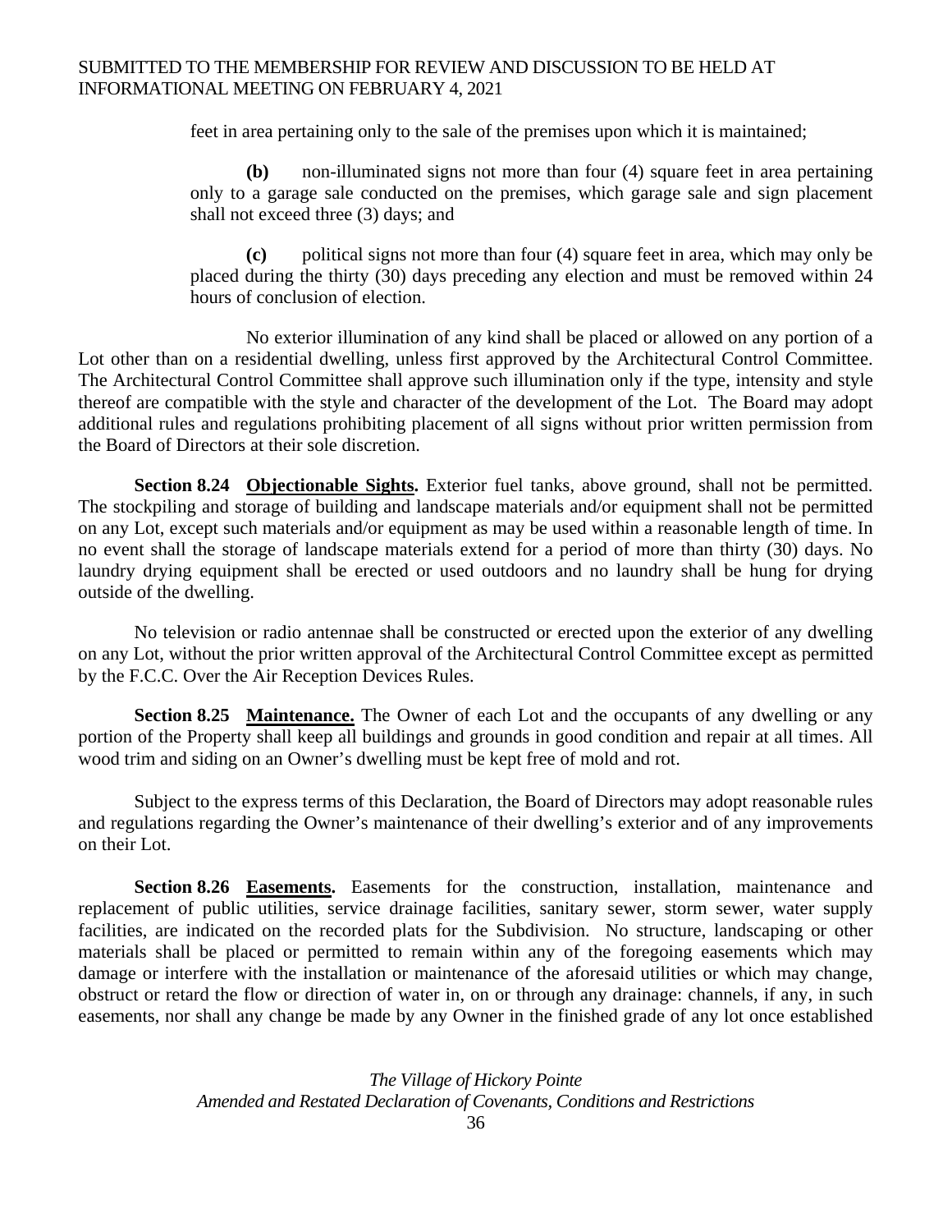feet in area pertaining only to the sale of the premises upon which it is maintained;

**(b)** non-illuminated signs not more than four (4) square feet in area pertaining only to a garage sale conducted on the premises, which garage sale and sign placement shall not exceed three (3) days; and

**(c)** political signs not more than four (4) square feet in area, which may only be placed during the thirty (30) days preceding any election and must be removed within 24 hours of conclusion of election.

No exterior illumination of any kind shall be placed or allowed on any portion of a Lot other than on a residential dwelling, unless first approved by the Architectural Control Committee. The Architectural Control Committee shall approve such illumination only if the type, intensity and style thereof are compatible with the style and character of the development of the Lot. The Board may adopt additional rules and regulations prohibiting placement of all signs without prior written permission from the Board of Directors at their sole discretion.

**Section 8.24 Objectionable Sights.** Exterior fuel tanks, above ground, shall not be permitted. The stockpiling and storage of building and landscape materials and/or equipment shall not be permitted on any Lot, except such materials and/or equipment as may be used within a reasonable length of time. In no event shall the storage of landscape materials extend for a period of more than thirty (30) days. No laundry drying equipment shall be erected or used outdoors and no laundry shall be hung for drying outside of the dwelling.

No television or radio antennae shall be constructed or erected upon the exterior of any dwelling on any Lot, without the prior written approval of the Architectural Control Committee except as permitted by the F.C.C. Over the Air Reception Devices Rules.

**Section 8.25 Maintenance.** The Owner of each Lot and the occupants of any dwelling or any portion of the Property shall keep all buildings and grounds in good condition and repair at all times. All wood trim and siding on an Owner's dwelling must be kept free of mold and rot.

Subject to the express terms of this Declaration, the Board of Directors may adopt reasonable rules and regulations regarding the Owner's maintenance of their dwelling's exterior and of any improvements on their Lot.

**Section 8.26 Easements.** Easements for the construction, installation, maintenance and replacement of public utilities, service drainage facilities, sanitary sewer, storm sewer, water supply facilities, are indicated on the recorded plats for the Subdivision. No structure, landscaping or other materials shall be placed or permitted to remain within any of the foregoing easements which may damage or interfere with the installation or maintenance of the aforesaid utilities or which may change, obstruct or retard the flow or direction of water in, on or through any drainage: channels, if any, in such easements, nor shall any change be made by any Owner in the finished grade of any lot once established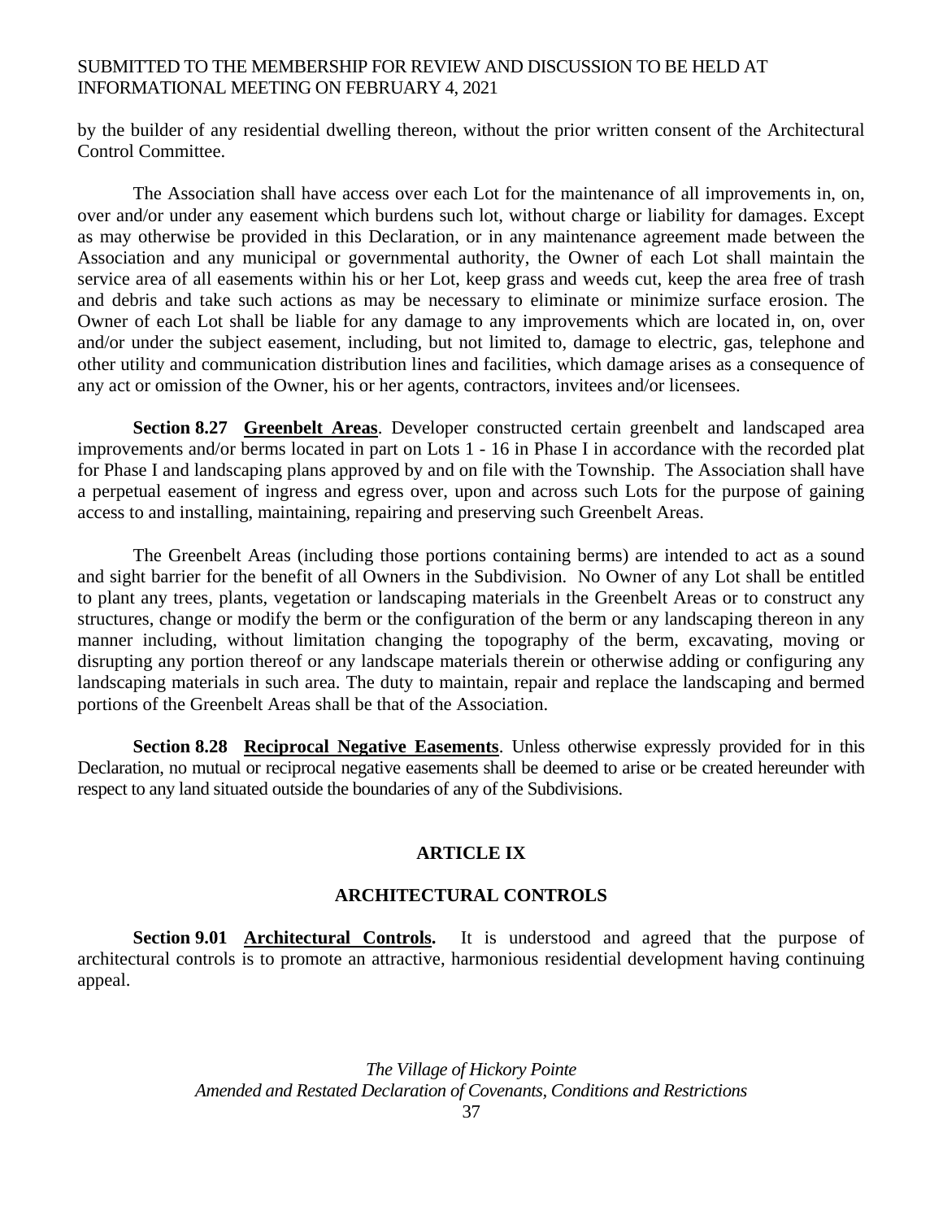by the builder of any residential dwelling thereon, without the prior written consent of the Architectural Control Committee.

The Association shall have access over each Lot for the maintenance of all improvements in, on, over and/or under any easement which burdens such lot, without charge or liability for damages. Except as may otherwise be provided in this Declaration, or in any maintenance agreement made between the Association and any municipal or governmental authority, the Owner of each Lot shall maintain the service area of all easements within his or her Lot, keep grass and weeds cut, keep the area free of trash and debris and take such actions as may be necessary to eliminate or minimize surface erosion. The Owner of each Lot shall be liable for any damage to any improvements which are located in, on, over and/or under the subject easement, including, but not limited to, damage to electric, gas, telephone and other utility and communication distribution lines and facilities, which damage arises as a consequence of any act or omission of the Owner, his or her agents, contractors, invitees and/or licensees.

**Section 8.27 Greenbelt Areas**. Developer constructed certain greenbelt and landscaped area improvements and/or berms located in part on Lots 1 - 16 in Phase I in accordance with the recorded plat for Phase I and landscaping plans approved by and on file with the Township. The Association shall have a perpetual easement of ingress and egress over, upon and across such Lots for the purpose of gaining access to and installing, maintaining, repairing and preserving such Greenbelt Areas.

The Greenbelt Areas (including those portions containing berms) are intended to act as a sound and sight barrier for the benefit of all Owners in the Subdivision. No Owner of any Lot shall be entitled to plant any trees, plants, vegetation or landscaping materials in the Greenbelt Areas or to construct any structures, change or modify the berm or the configuration of the berm or any landscaping thereon in any manner including, without limitation changing the topography of the berm, excavating, moving or disrupting any portion thereof or any landscape materials therein or otherwise adding or configuring any landscaping materials in such area. The duty to maintain, repair and replace the landscaping and bermed portions of the Greenbelt Areas shall be that of the Association.

**Section 8.28 Reciprocal Negative Easements**. Unless otherwise expressly provided for in this Declaration, no mutual or reciprocal negative easements shall be deemed to arise or be created hereunder with respect to any land situated outside the boundaries of any of the Subdivisions.

## ARTICLE IX

## ARCHITECTURAL CONTROLS

**Section 9.01 Architectural Controls.** It is understood and agreed that the purpose of architectural controls is to promote an attractive, harmonious residential development having continuing appeal.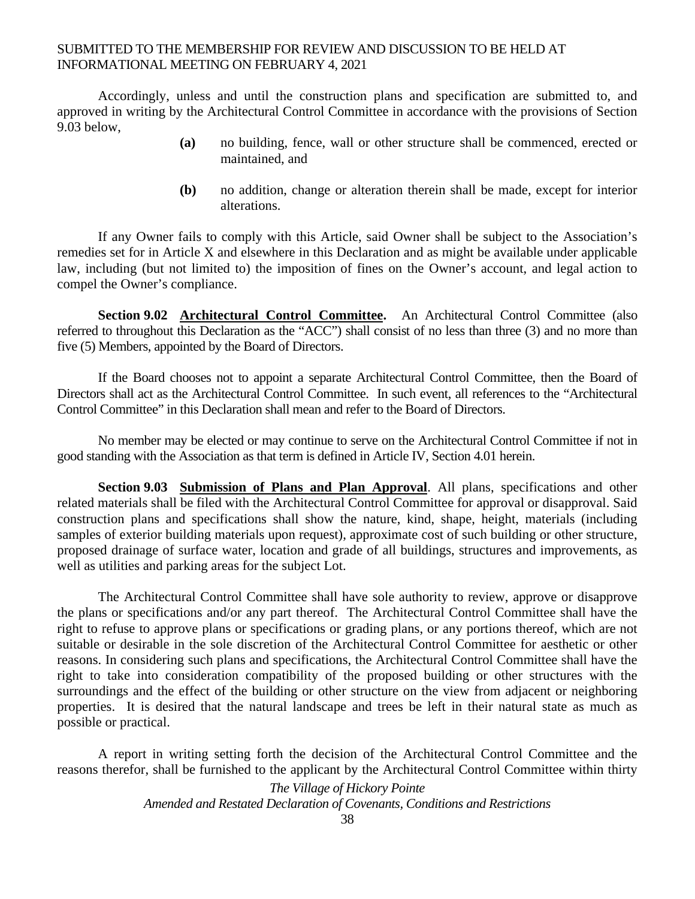Accordingly, unless and until the construction plans and specification are submitted to, and approved in writing by the Architectural Control Committee in accordance with the provisions of Section 9.03 below,

> **(a)** no building, fence, wall or other structure shall be commenced, erected or maintained, and
>
> **(b)** no addition, change or alteration therein shall be made, except for interior alterations.

If any Owner fails to comply with this Article, said Owner shall be subject to the Association's remedies set for in Article X and elsewhere in this Declaration and as might be available under applicable law, including (but not limited to) the imposition of fines on the Owner's account, and legal action to compel the Owner's compliance.

**Section 9.02 <u>Architectural Control Committee</u>.** An Architectural Control Committee (also referred to throughout this Declaration as the "ACC") shall consist of no less than three (3) and no more than five (5) Members, appointed by the Board of Directors.

If the Board chooses not to appoint a separate Architectural Control Committee, then the Board of Directors shall act as the Architectural Control Committee. In such event, all references to the "Architectural Control Committee" in this Declaration shall mean and refer to the Board of Directors.

No member may be elected or may continue to serve on the Architectural Control Committee if not in good standing with the Association as that term is defined in Article IV, Section 4.01 herein.

**Section 9.03 <u>Submission of Plans and Plan Approval</u>**. All plans, specifications and other related materials shall be filed with the Architectural Control Committee for approval or disapproval. Said construction plans and specifications shall show the nature, kind, shape, height, materials (including samples of exterior building materials upon request), approximate cost of such building or other structure, proposed drainage of surface water, location and grade of all buildings, structures and improvements, as well as utilities and parking areas for the subject Lot.

The Architectural Control Committee shall have sole authority to review, approve or disapprove the plans or specifications and/or any part thereof. The Architectural Control Committee shall have the right to refuse to approve plans or specifications or grading plans, or any portions thereof, which are not suitable or desirable in the sole discretion of the Architectural Control Committee for aesthetic or other reasons. In considering such plans and specifications, the Architectural Control Committee shall have the right to take into consideration compatibility of the proposed building or other structures with the surroundings and the effect of the building or other structure on the view from adjacent or neighboring properties. It is desired that the natural landscape and trees be left in their natural state as much as possible or practical.

A report in writing setting forth the decision of the Architectural Control Committee and the reasons therefor, shall be furnished to the applicant by the Architectural Control Committee within thirty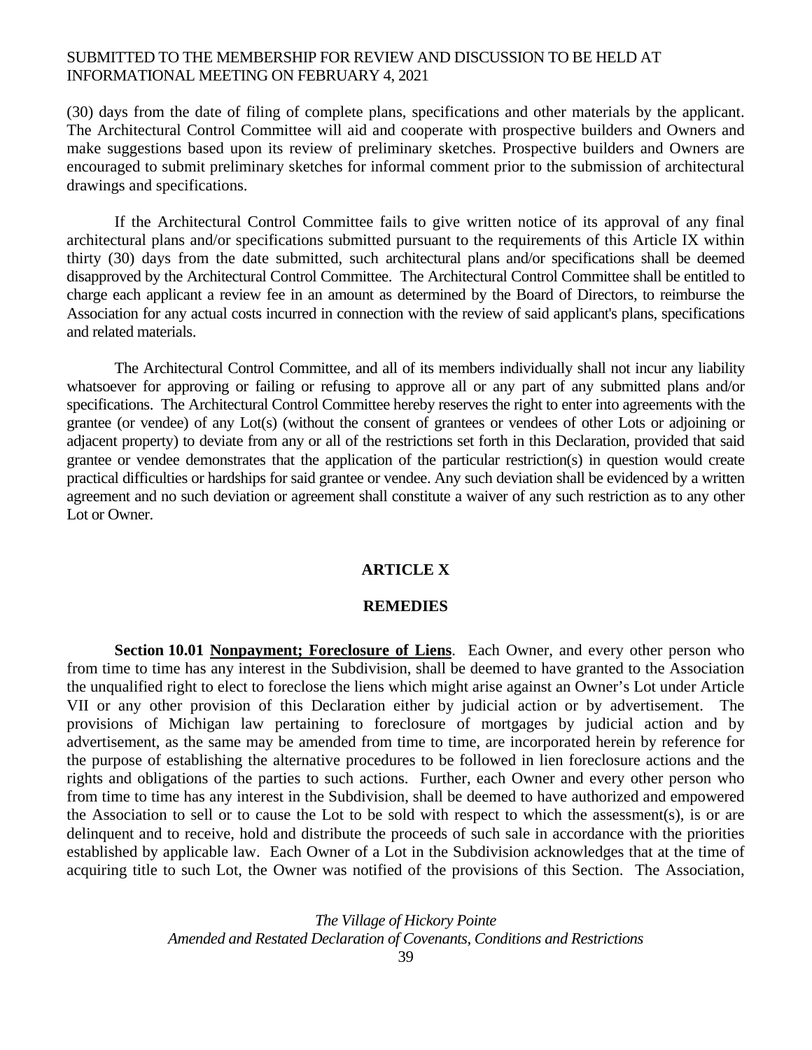(30) days from the date of filing of complete plans, specifications and other materials by the applicant. The Architectural Control Committee will aid and cooperate with prospective builders and Owners and make suggestions based upon its review of preliminary sketches. Prospective builders and Owners are encouraged to submit preliminary sketches for informal comment prior to the submission of architectural drawings and specifications.

If the Architectural Control Committee fails to give written notice of its approval of any final architectural plans and/or specifications submitted pursuant to the requirements of this Article IX within thirty (30) days from the date submitted, such architectural plans and/or specifications shall be deemed disapproved by the Architectural Control Committee. The Architectural Control Committee shall be entitled to charge each applicant a review fee in an amount as determined by the Board of Directors, to reimburse the Association for any actual costs incurred in connection with the review of said applicant's plans, specifications and related materials.

The Architectural Control Committee, and all of its members individually shall not incur any liability whatsoever for approving or failing or refusing to approve all or any part of any submitted plans and/or specifications. The Architectural Control Committee hereby reserves the right to enter into agreements with the grantee (or vendee) of any Lot(s) (without the consent of grantees or vendees of other Lots or adjoining or adjacent property) to deviate from any or all of the restrictions set forth in this Declaration, provided that said grantee or vendee demonstrates that the application of the particular restriction(s) in question would create practical difficulties or hardships for said grantee or vendee. Any such deviation shall be evidenced by a written agreement and no such deviation or agreement shall constitute a waiver of any such restriction as to any other Lot or Owner.

## ARTICLE X

## REMEDIES

**Section 10.01** **Nonpayment; Foreclosure of Liens**. Each Owner, and every other person who from time to time has any interest in the Subdivision, shall be deemed to have granted to the Association the unqualified right to elect to foreclose the liens which might arise against an Owner's Lot under Article VII or any other provision of this Declaration either by judicial action or by advertisement. The provisions of Michigan law pertaining to foreclosure of mortgages by judicial action and by advertisement, as the same may be amended from time to time, are incorporated herein by reference for the purpose of establishing the alternative procedures to be followed in lien foreclosure actions and the rights and obligations of the parties to such actions. Further, each Owner and every other person who from time to time has any interest in the Subdivision, shall be deemed to have authorized and empowered the Association to sell or to cause the Lot to be sold with respect to which the assessment(s), is or are delinquent and to receive, hold and distribute the proceeds of such sale in accordance with the priorities established by applicable law. Each Owner of a Lot in the Subdivision acknowledges that at the time of acquiring title to such Lot, the Owner was notified of the provisions of this Section. The Association,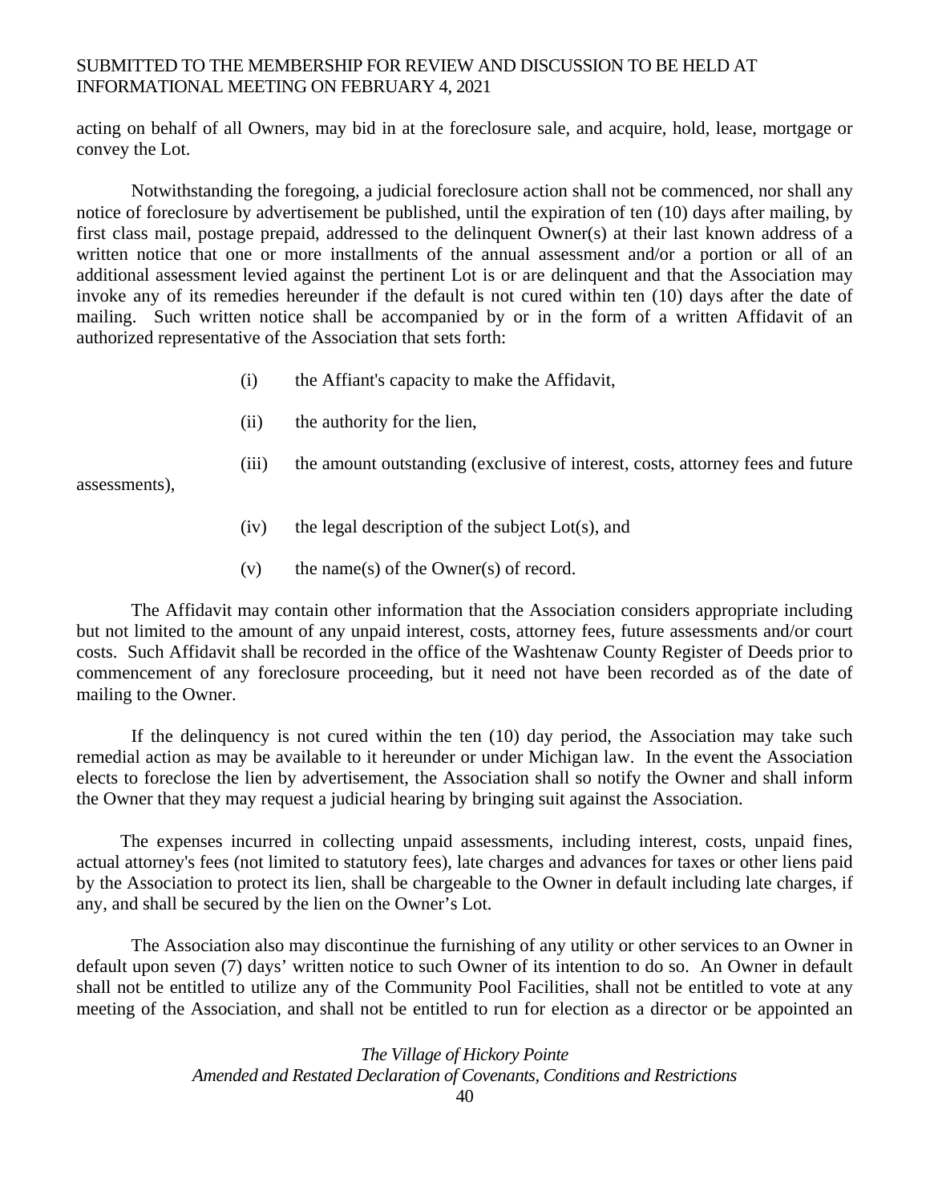acting on behalf of all Owners, may bid in at the foreclosure sale, and acquire, hold, lease, mortgage or convey the Lot.

Notwithstanding the foregoing, a judicial foreclosure action shall not be commenced, nor shall any notice of foreclosure by advertisement be published, until the expiration of ten (10) days after mailing, by first class mail, postage prepaid, addressed to the delinquent Owner(s) at their last known address of a written notice that one or more installments of the annual assessment and/or a portion or all of an additional assessment levied against the pertinent Lot is or are delinquent and that the Association may invoke any of its remedies hereunder if the default is not cured within ten (10) days after the date of mailing. Such written notice shall be accompanied by or in the form of a written Affidavit of an authorized representative of the Association that sets forth:

(i) the Affiant's capacity to make the Affidavit,

(ii) the authority for the lien,

(iii) the amount outstanding (exclusive of interest, costs, attorney fees and future assessments),

(iv) the legal description of the subject Lot(s), and

(v) the name(s) of the Owner(s) of record.

The Affidavit may contain other information that the Association considers appropriate including but not limited to the amount of any unpaid interest, costs, attorney fees, future assessments and/or court costs. Such Affidavit shall be recorded in the office of the Washtenaw County Register of Deeds prior to commencement of any foreclosure proceeding, but it need not have been recorded as of the date of mailing to the Owner.

If the delinquency is not cured within the ten (10) day period, the Association may take such remedial action as may be available to it hereunder or under Michigan law. In the event the Association elects to foreclose the lien by advertisement, the Association shall so notify the Owner and shall inform the Owner that they may request a judicial hearing by bringing suit against the Association.

The expenses incurred in collecting unpaid assessments, including interest, costs, unpaid fines, actual attorney's fees (not limited to statutory fees), late charges and advances for taxes or other liens paid by the Association to protect its lien, shall be chargeable to the Owner in default including late charges, if any, and shall be secured by the lien on the Owner's Lot.

The Association also may discontinue the furnishing of any utility or other services to an Owner in default upon seven (7) days' written notice to such Owner of its intention to do so. An Owner in default shall not be entitled to utilize any of the Community Pool Facilities, shall not be entitled to vote at any meeting of the Association, and shall not be entitled to run for election as a director or be appointed an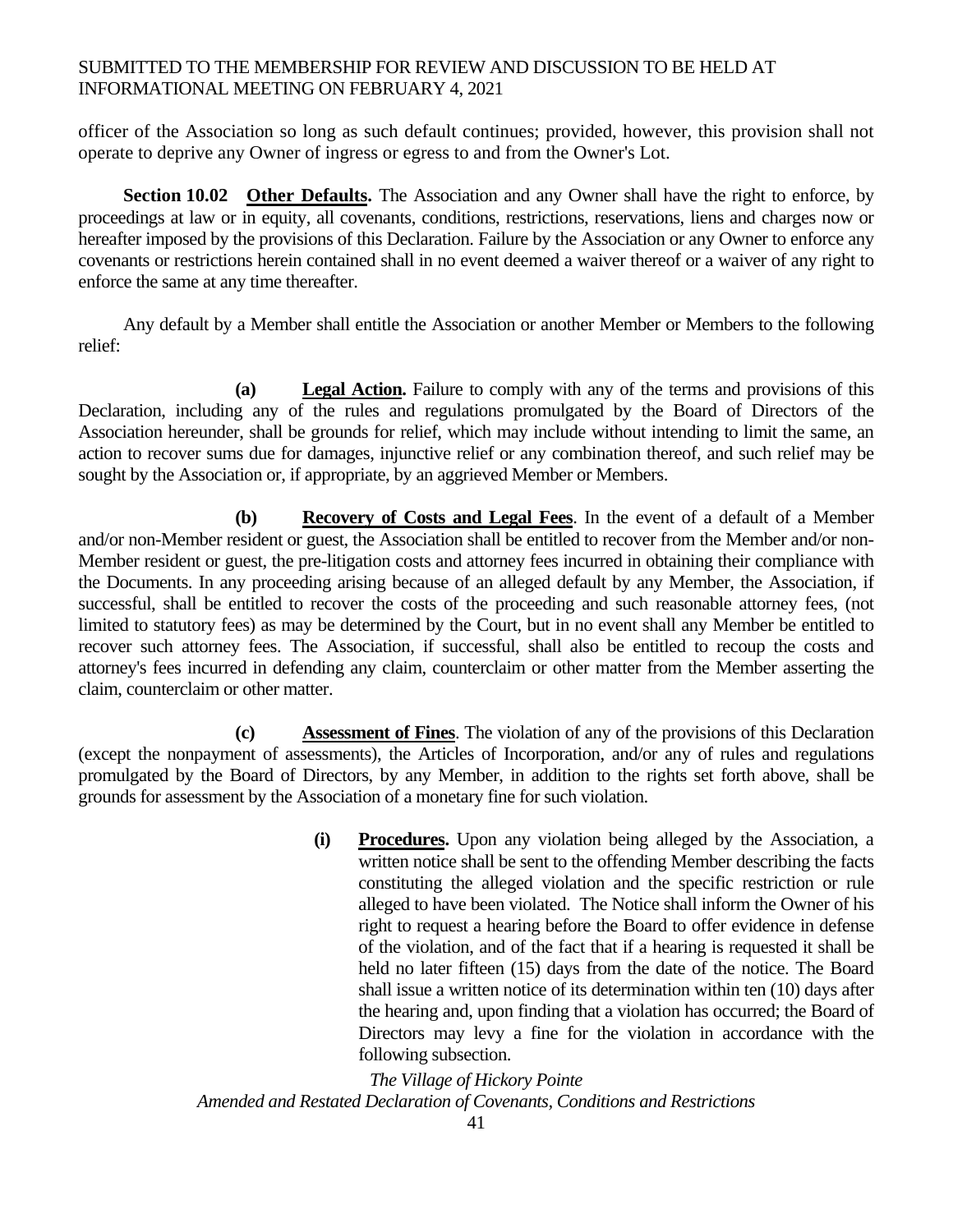officer of the Association so long as such default continues; provided, however, this provision shall not operate to deprive any Owner of ingress or egress to and from the Owner's Lot.

**Section 10.02 Other Defaults.** The Association and any Owner shall have the right to enforce, by proceedings at law or in equity, all covenants, conditions, restrictions, reservations, liens and charges now or hereafter imposed by the provisions of this Declaration. Failure by the Association or any Owner to enforce any covenants or restrictions herein contained shall in no event deemed a waiver thereof or a waiver of any right to enforce the same at any time thereafter.

Any default by a Member shall entitle the Association or another Member or Members to the following relief:

**(a) Legal Action.** Failure to comply with any of the terms and provisions of this Declaration, including any of the rules and regulations promulgated by the Board of Directors of the Association hereunder, shall be grounds for relief, which may include without intending to limit the same, an action to recover sums due for damages, injunctive relief or any combination thereof, and such relief may be sought by the Association or, if appropriate, by an aggrieved Member or Members.

**(b) Recovery of Costs and Legal Fees**. In the event of a default of a Member and/or non-Member resident or guest, the Association shall be entitled to recover from the Member and/or non-Member resident or guest, the pre-litigation costs and attorney fees incurred in obtaining their compliance with the Documents. In any proceeding arising because of an alleged default by any Member, the Association, if successful, shall be entitled to recover the costs of the proceeding and such reasonable attorney fees, (not limited to statutory fees) as may be determined by the Court, but in no event shall any Member be entitled to recover such attorney fees. The Association, if successful, shall also be entitled to recoup the costs and attorney's fees incurred in defending any claim, counterclaim or other matter from the Member asserting the claim, counterclaim or other matter.

**(c) Assessment of Fines**. The violation of any of the provisions of this Declaration (except the nonpayment of assessments), the Articles of Incorporation, and/or any of rules and regulations promulgated by the Board of Directors, by any Member, in addition to the rights set forth above, shall be grounds for assessment by the Association of a monetary fine for such violation.

> **(i) Procedures.** Upon any violation being alleged by the Association, a written notice shall be sent to the offending Member describing the facts constituting the alleged violation and the specific restriction or rule alleged to have been violated. The Notice shall inform the Owner of his right to request a hearing before the Board to offer evidence in defense of the violation, and of the fact that if a hearing is requested it shall be held no later fifteen (15) days from the date of the notice. The Board shall issue a written notice of its determination within ten (10) days after the hearing and, upon finding that a violation has occurred; the Board of Directors may levy a fine for the violation in accordance with the following subsection.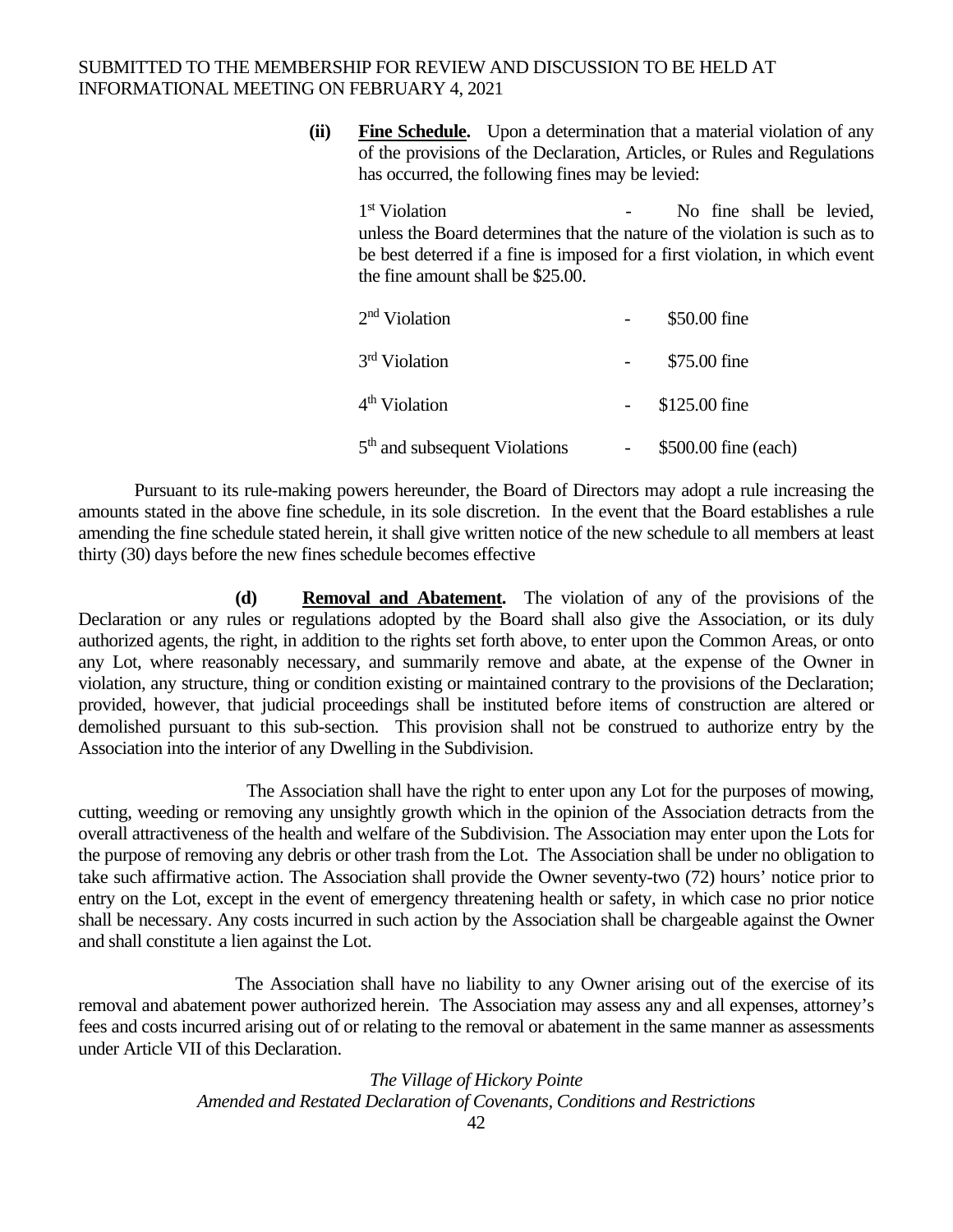SUBMITTED TO THE MEMBERSHIP FOR REVIEW AND DISCUSSION TO BE HELD AT INFORMATIONAL MEETING ON FEBRUARY 4, 2021

**(ii) Fine Schedule.** Upon a determination that a material violation of any of the provisions of the Declaration, Articles, or Rules and Regulations has occurred, the following fines may be levied:

1st Violation - No fine shall be levied, unless the Board determines that the nature of the violation is such as to be best deterred if a fine is imposed for a first violation, in which event the fine amount shall be $25.00.

| | | |
|---|---|---|
| 2nd Violation | - | $50.00 fine |
| 3rd Violation | - | $75.00 fine |
| 4th Violation | - | $125.00 fine |
| 5th and subsequent Violations | - | $500.00 fine (each) |

Pursuant to its rule-making powers hereunder, the Board of Directors may adopt a rule increasing the amounts stated in the above fine schedule, in its sole discretion. In the event that the Board establishes a rule amending the fine schedule stated herein, it shall give written notice of the new schedule to all members at least thirty (30) days before the new fines schedule becomes effective

**(d) Removal and Abatement.** The violation of any of the provisions of the Declaration or any rules or regulations adopted by the Board shall also give the Association, or its duly authorized agents, the right, in addition to the rights set forth above, to enter upon the Common Areas, or onto any Lot, where reasonably necessary, and summarily remove and abate, at the expense of the Owner in violation, any structure, thing or condition existing or maintained contrary to the provisions of the Declaration; provided, however, that judicial proceedings shall be instituted before items of construction are altered or demolished pursuant to this sub-section. This provision shall not be construed to authorize entry by the Association into the interior of any Dwelling in the Subdivision.

The Association shall have the right to enter upon any Lot for the purposes of mowing, cutting, weeding or removing any unsightly growth which in the opinion of the Association detracts from the overall attractiveness of the health and welfare of the Subdivision. The Association may enter upon the Lots for the purpose of removing any debris or other trash from the Lot. The Association shall be under no obligation to take such affirmative action. The Association shall provide the Owner seventy-two (72) hours' notice prior to entry on the Lot, except in the event of emergency threatening health or safety, in which case no prior notice shall be necessary. Any costs incurred in such action by the Association shall be chargeable against the Owner and shall constitute a lien against the Lot.

The Association shall have no liability to any Owner arising out of the exercise of its removal and abatement power authorized herein. The Association may assess any and all expenses, attorney's fees and costs incurred arising out of or relating to the removal or abatement in the same manner as assessments under Article VII of this Declaration.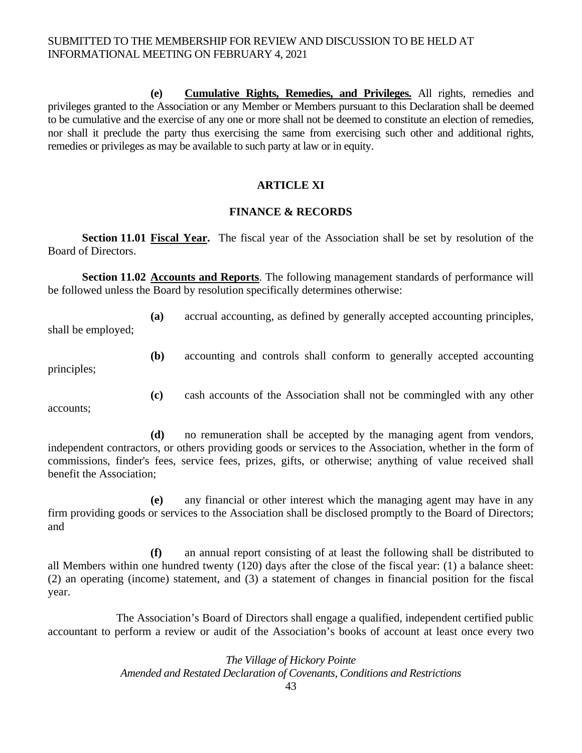**(e) Cumulative Rights, Remedies, and Privileges.** All rights, remedies and privileges granted to the Association or any Member or Members pursuant to this Declaration shall be deemed to be cumulative and the exercise of any one or more shall not be deemed to constitute an election of remedies, nor shall it preclude the party thus exercising the same from exercising such other and additional rights, remedies or privileges as may be available to such party at law or in equity.

## ARTICLE XI

## FINANCE & RECORDS

**Section 11.01 Fiscal Year.** The fiscal year of the Association shall be set by resolution of the Board of Directors.

**Section 11.02 Accounts and Reports**. The following management standards of performance will be followed unless the Board by resolution specifically determines otherwise:

**(a)** accrual accounting, as defined by generally accepted accounting principles, shall be employed;

**(b)** accounting and controls shall conform to generally accepted accounting principles;

**(c)** cash accounts of the Association shall not be commingled with any other accounts;

**(d)** no remuneration shall be accepted by the managing agent from vendors, independent contractors, or others providing goods or services to the Association, whether in the form of commissions, finder's fees, service fees, prizes, gifts, or otherwise; anything of value received shall benefit the Association;

**(e)** any financial or other interest which the managing agent may have in any firm providing goods or services to the Association shall be disclosed promptly to the Board of Directors; and

**(f)** an annual report consisting of at least the following shall be distributed to all Members within one hundred twenty (120) days after the close of the fiscal year: (1) a balance sheet: (2) an operating (income) statement, and (3) a statement of changes in financial position for the fiscal year.

The Association's Board of Directors shall engage a qualified, independent certified public accountant to perform a review or audit of the Association's books of account at least once every two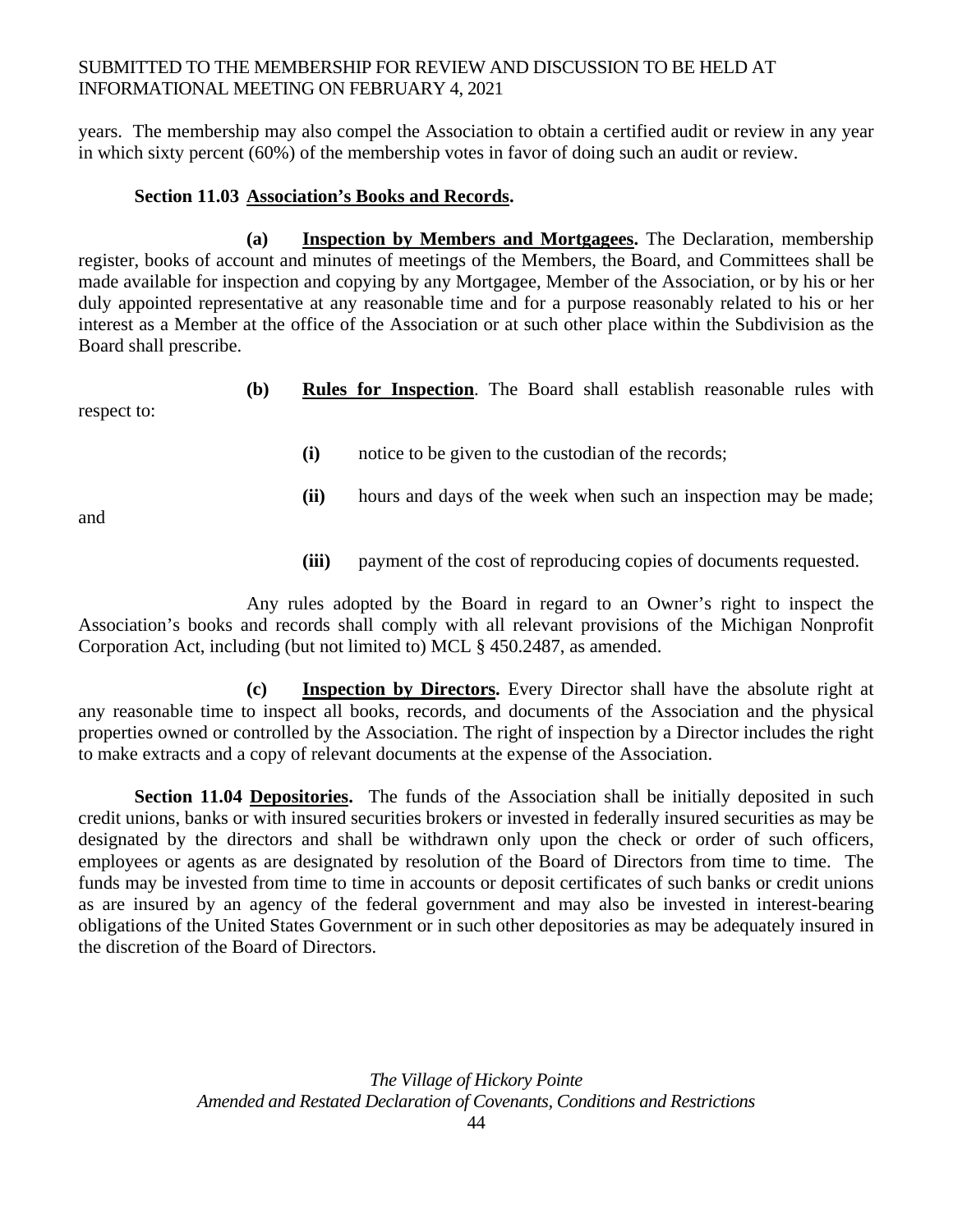years. The membership may also compel the Association to obtain a certified audit or review in any year in which sixty percent (60%) of the membership votes in favor of doing such an audit or review.

**Section 11.03 Association's Books and Records.**

**(a) Inspection by Members and Mortgagees.** The Declaration, membership register, books of account and minutes of meetings of the Members, the Board, and Committees shall be made available for inspection and copying by any Mortgagee, Member of the Association, or by his or her duly appointed representative at any reasonable time and for a purpose reasonably related to his or her interest as a Member at the office of the Association or at such other place within the Subdivision as the Board shall prescribe.

**(b) Rules for Inspection**. The Board shall establish reasonable rules with respect to:

**(i)** notice to be given to the custodian of the records;

**(ii)** hours and days of the week when such an inspection may be made; and

**(iii)** payment of the cost of reproducing copies of documents requested.

Any rules adopted by the Board in regard to an Owner's right to inspect the Association's books and records shall comply with all relevant provisions of the Michigan Nonprofit Corporation Act, including (but not limited to) MCL § 450.2487, as amended.

**(c) Inspection by Directors.** Every Director shall have the absolute right at any reasonable time to inspect all books, records, and documents of the Association and the physical properties owned or controlled by the Association. The right of inspection by a Director includes the right to make extracts and a copy of relevant documents at the expense of the Association.

**Section 11.04 Depositories.** The funds of the Association shall be initially deposited in such credit unions, banks or with insured securities brokers or invested in federally insured securities as may be designated by the directors and shall be withdrawn only upon the check or order of such officers, employees or agents as are designated by resolution of the Board of Directors from time to time. The funds may be invested from time to time in accounts or deposit certificates of such banks or credit unions as are insured by an agency of the federal government and may also be invested in interest-bearing obligations of the United States Government or in such other depositories as may be adequately insured in the discretion of the Board of Directors.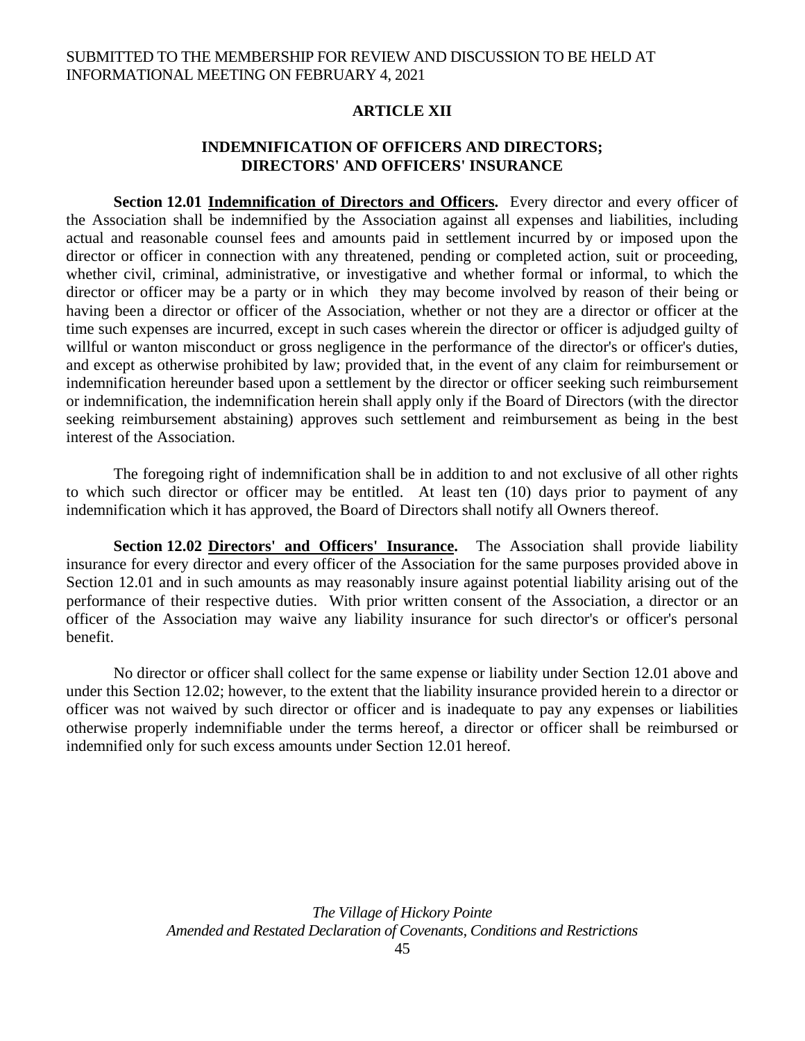SUBMITTED TO THE MEMBERSHIP FOR REVIEW AND DISCUSSION TO BE HELD AT INFORMATIONAL MEETING ON FEBRUARY 4, 2021

## ARTICLE XII

## INDEMNIFICATION OF OFFICERS AND DIRECTORS; DIRECTORS' AND OFFICERS' INSURANCE

**Section 12.01 Indemnification of Directors and Officers.** Every director and every officer of the Association shall be indemnified by the Association against all expenses and liabilities, including actual and reasonable counsel fees and amounts paid in settlement incurred by or imposed upon the director or officer in connection with any threatened, pending or completed action, suit or proceeding, whether civil, criminal, administrative, or investigative and whether formal or informal, to which the director or officer may be a party or in which they may become involved by reason of their being or having been a director or officer of the Association, whether or not they are a director or officer at the time such expenses are incurred, except in such cases wherein the director or officer is adjudged guilty of willful or wanton misconduct or gross negligence in the performance of the director's or officer's duties, and except as otherwise prohibited by law; provided that, in the event of any claim for reimbursement or indemnification hereunder based upon a settlement by the director or officer seeking such reimbursement or indemnification, the indemnification herein shall apply only if the Board of Directors (with the director seeking reimbursement abstaining) approves such settlement and reimbursement as being in the best interest of the Association.

The foregoing right of indemnification shall be in addition to and not exclusive of all other rights to which such director or officer may be entitled. At least ten (10) days prior to payment of any indemnification which it has approved, the Board of Directors shall notify all Owners thereof.

**Section 12.02 Directors' and Officers' Insurance.** The Association shall provide liability insurance for every director and every officer of the Association for the same purposes provided above in Section 12.01 and in such amounts as may reasonably insure against potential liability arising out of the performance of their respective duties. With prior written consent of the Association, a director or an officer of the Association may waive any liability insurance for such director's or officer's personal benefit.

No director or officer shall collect for the same expense or liability under Section 12.01 above and under this Section 12.02; however, to the extent that the liability insurance provided herein to a director or officer was not waived by such director or officer and is inadequate to pay any expenses or liabilities otherwise properly indemnifiable under the terms hereof, a director or officer shall be reimbursed or indemnified only for such excess amounts under Section 12.01 hereof.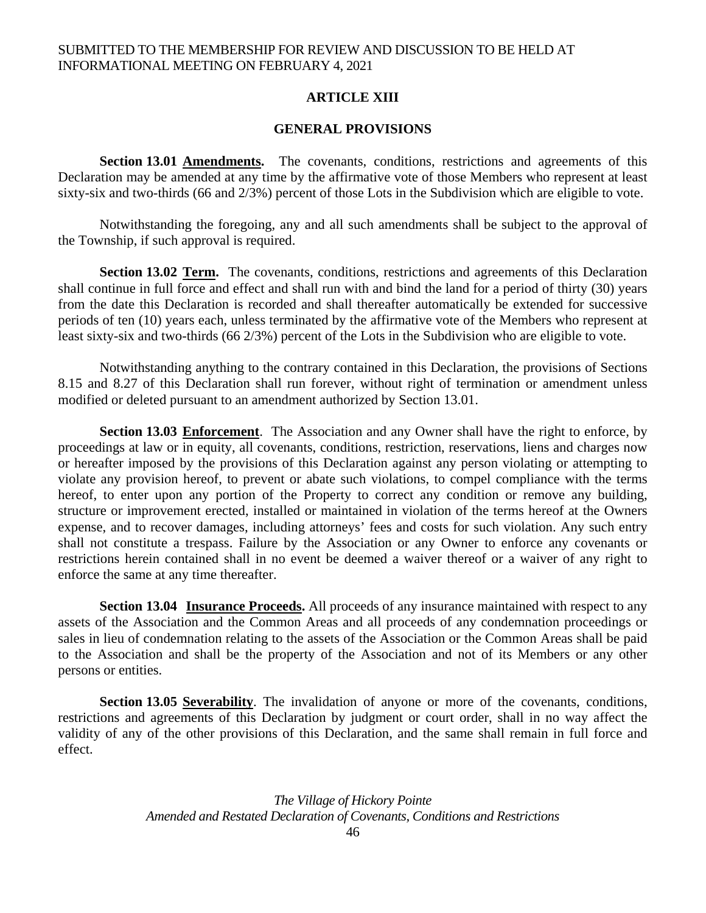SUBMITTED TO THE MEMBERSHIP FOR REVIEW AND DISCUSSION TO BE HELD AT INFORMATIONAL MEETING ON FEBRUARY 4, 2021

# ARTICLE XIII

## GENERAL PROVISIONS

**Section 13.01 Amendments.** The covenants, conditions, restrictions and agreements of this Declaration may be amended at any time by the affirmative vote of those Members who represent at least sixty-six and two-thirds (66 and 2/3%) percent of those Lots in the Subdivision which are eligible to vote.

Notwithstanding the foregoing, any and all such amendments shall be subject to the approval of the Township, if such approval is required.

**Section 13.02 Term.** The covenants, conditions, restrictions and agreements of this Declaration shall continue in full force and effect and shall run with and bind the land for a period of thirty (30) years from the date this Declaration is recorded and shall thereafter automatically be extended for successive periods of ten (10) years each, unless terminated by the affirmative vote of the Members who represent at least sixty-six and two-thirds (66 2/3%) percent of the Lots in the Subdivision who are eligible to vote.

Notwithstanding anything to the contrary contained in this Declaration, the provisions of Sections 8.15 and 8.27 of this Declaration shall run forever, without right of termination or amendment unless modified or deleted pursuant to an amendment authorized by Section 13.01.

**Section 13.03 Enforcement**. The Association and any Owner shall have the right to enforce, by proceedings at law or in equity, all covenants, conditions, restriction, reservations, liens and charges now or hereafter imposed by the provisions of this Declaration against any person violating or attempting to violate any provision hereof, to prevent or abate such violations, to compel compliance with the terms hereof, to enter upon any portion of the Property to correct any condition or remove any building, structure or improvement erected, installed or maintained in violation of the terms hereof at the Owners expense, and to recover damages, including attorneys' fees and costs for such violation. Any such entry shall not constitute a trespass. Failure by the Association or any Owner to enforce any covenants or restrictions herein contained shall in no event be deemed a waiver thereof or a waiver of any right to enforce the same at any time thereafter.

**Section 13.04 Insurance Proceeds.** All proceeds of any insurance maintained with respect to any assets of the Association and the Common Areas and all proceeds of any condemnation proceedings or sales in lieu of condemnation relating to the assets of the Association or the Common Areas shall be paid to the Association and shall be the property of the Association and not of its Members or any other persons or entities.

**Section 13.05 Severability**. The invalidation of anyone or more of the covenants, conditions, restrictions and agreements of this Declaration by judgment or court order, shall in no way affect the validity of any of the other provisions of this Declaration, and the same shall remain in full force and effect.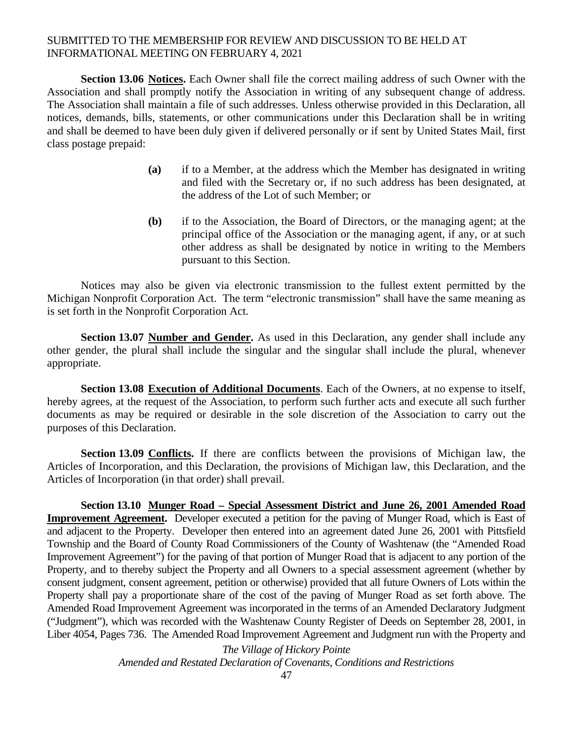**Section 13.06 Notices.** Each Owner shall file the correct mailing address of such Owner with the Association and shall promptly notify the Association in writing of any subsequent change of address. The Association shall maintain a file of such addresses. Unless otherwise provided in this Declaration, all notices, demands, bills, statements, or other communications under this Declaration shall be in writing and shall be deemed to have been duly given if delivered personally or if sent by United States Mail, first class postage prepaid:

> **(a)** if to a Member, at the address which the Member has designated in writing and filed with the Secretary or, if no such address has been designated, at the address of the Lot of such Member; or
>
> **(b)** if to the Association, the Board of Directors, or the managing agent; at the principal office of the Association or the managing agent, if any, or at such other address as shall be designated by notice in writing to the Members pursuant to this Section.

Notices may also be given via electronic transmission to the fullest extent permitted by the Michigan Nonprofit Corporation Act. The term "electronic transmission" shall have the same meaning as is set forth in the Nonprofit Corporation Act.

**Section 13.07 Number and Gender.** As used in this Declaration, any gender shall include any other gender, the plural shall include the singular and the singular shall include the plural, whenever appropriate.

**Section 13.08 Execution of Additional Documents**. Each of the Owners, at no expense to itself, hereby agrees, at the request of the Association, to perform such further acts and execute all such further documents as may be required or desirable in the sole discretion of the Association to carry out the purposes of this Declaration.

**Section 13.09 Conflicts.** If there are conflicts between the provisions of Michigan law, the Articles of Incorporation, and this Declaration, the provisions of Michigan law, this Declaration, and the Articles of Incorporation (in that order) shall prevail.

**Section 13.10 Munger Road – Special Assessment District and June 26, 2001 Amended Road Improvement Agreement.** Developer executed a petition for the paving of Munger Road, which is East of and adjacent to the Property. Developer then entered into an agreement dated June 26, 2001 with Pittsfield Township and the Board of County Road Commissioners of the County of Washtenaw (the "Amended Road Improvement Agreement") for the paving of that portion of Munger Road that is adjacent to any portion of the Property, and to thereby subject the Property and all Owners to a special assessment agreement (whether by consent judgment, consent agreement, petition or otherwise) provided that all future Owners of Lots within the Property shall pay a proportionate share of the cost of the paving of Munger Road as set forth above. The Amended Road Improvement Agreement was incorporated in the terms of an Amended Declaratory Judgment ("Judgment"), which was recorded with the Washtenaw County Register of Deeds on September 28, 2001, in Liber 4054, Pages 736. The Amended Road Improvement Agreement and Judgment run with the Property and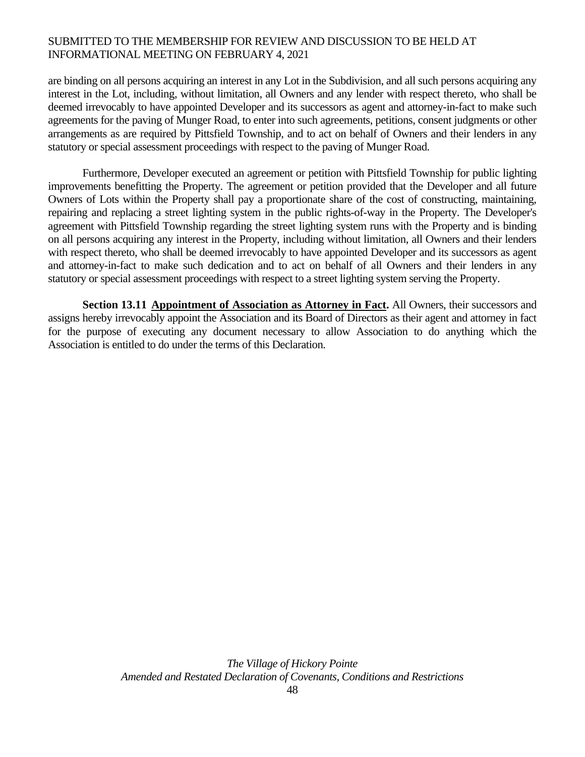are binding on all persons acquiring an interest in any Lot in the Subdivision, and all such persons acquiring any interest in the Lot, including, without limitation, all Owners and any lender with respect thereto, who shall be deemed irrevocably to have appointed Developer and its successors as agent and attorney-in-fact to make such agreements for the paving of Munger Road, to enter into such agreements, petitions, consent judgments or other arrangements as are required by Pittsfield Township, and to act on behalf of Owners and their lenders in any statutory or special assessment proceedings with respect to the paving of Munger Road.

Furthermore, Developer executed an agreement or petition with Pittsfield Township for public lighting improvements benefitting the Property. The agreement or petition provided that the Developer and all future Owners of Lots within the Property shall pay a proportionate share of the cost of constructing, maintaining, repairing and replacing a street lighting system in the public rights-of-way in the Property. The Developer's agreement with Pittsfield Township regarding the street lighting system runs with the Property and is binding on all persons acquiring any interest in the Property, including without limitation, all Owners and their lenders with respect thereto, who shall be deemed irrevocably to have appointed Developer and its successors as agent and attorney-in-fact to make such dedication and to act on behalf of all Owners and their lenders in any statutory or special assessment proceedings with respect to a street lighting system serving the Property.

**Section 13.11 <u>Appointment of Association as Attorney in Fact</u>.** All Owners, their successors and assigns hereby irrevocably appoint the Association and its Board of Directors as their agent and attorney in fact for the purpose of executing any document necessary to allow Association to do anything which the Association is entitled to do under the terms of this Declaration.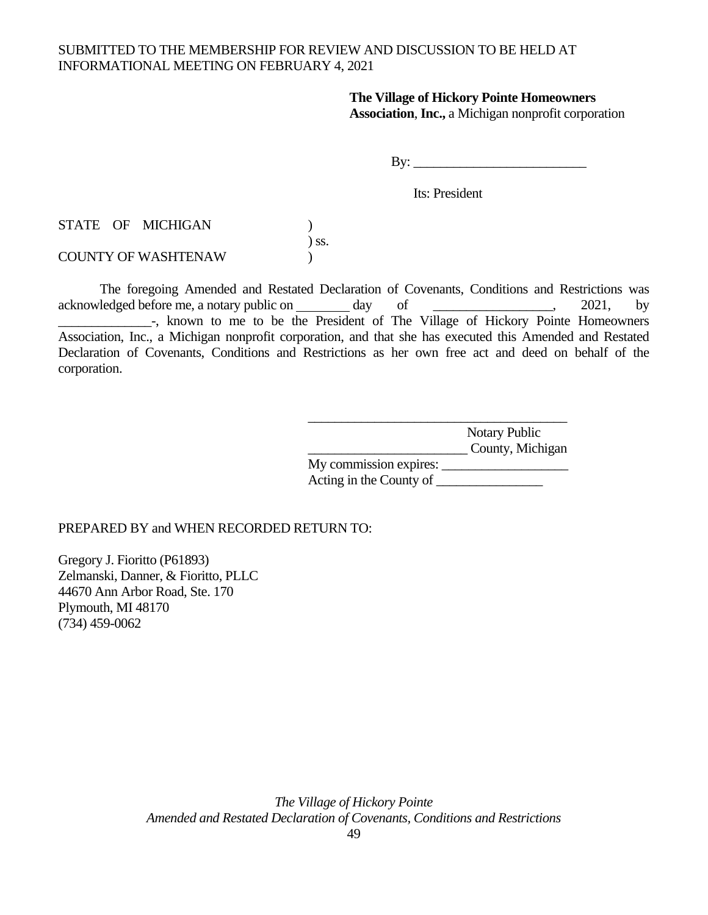SUBMITTED TO THE MEMBERSHIP FOR REVIEW AND DISCUSSION TO BE HELD AT INFORMATIONAL MEETING ON FEBRUARY 4, 2021

**The Village of Hickory Pointe Homeowners Association, Inc.,** a Michigan nonprofit corporation

By: ___________________________

Its: President

STATE OF MICHIGAN )
) ss.
COUNTY OF WASHTENAW )

The foregoing Amended and Restated Declaration of Covenants, Conditions and Restrictions was acknowledged before me, a notary public on ________ day of __________________, 2021, by ______________-, known to me to be the President of The Village of Hickory Pointe Homeowners Association, Inc., a Michigan nonprofit corporation, and that she has executed this Amended and Restated Declaration of Covenants, Conditions and Restrictions as her own free act and deed on behalf of the corporation.

_________________________________________
Notary Public
_________________________ County, Michigan
My commission expires: ___________________
Acting in the County of ________________

PREPARED BY and WHEN RECORDED RETURN TO:

Gregory J. Fioritto (P61893)
Zelmanski, Danner, & Fioritto, PLLC
44670 Ann Arbor Road, Ste. 170
Plymouth, MI 48170
(734) 459-0062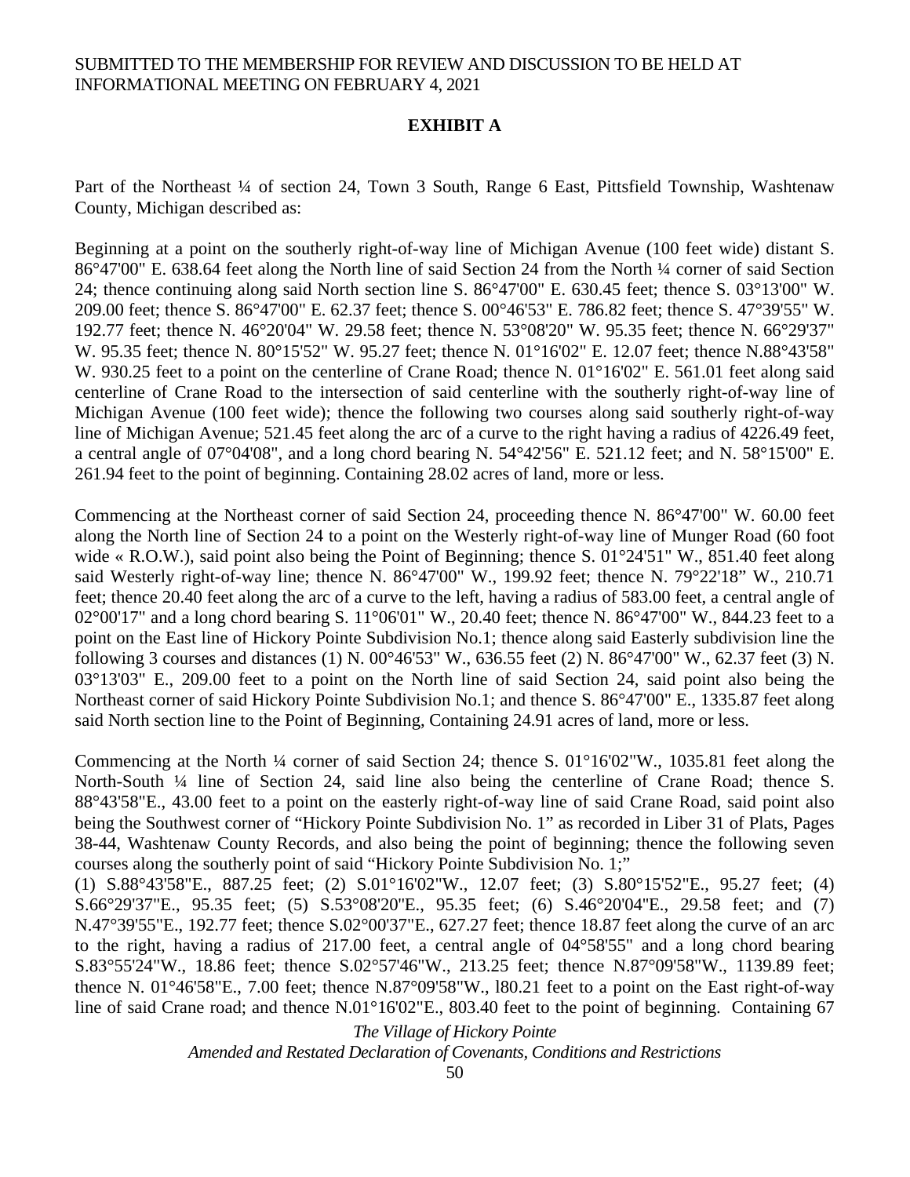SUBMITTED TO THE MEMBERSHIP FOR REVIEW AND DISCUSSION TO BE HELD AT INFORMATIONAL MEETING ON FEBRUARY 4, 2021

## EXHIBIT A

Part of the Northeast ¼ of section 24, Town 3 South, Range 6 East, Pittsfield Township, Washtenaw County, Michigan described as:

Beginning at a point on the southerly right-of-way line of Michigan Avenue (100 feet wide) distant S. 86°47'00" E. 638.64 feet along the North line of said Section 24 from the North ¼ corner of said Section 24; thence continuing along said North section line S. 86°47'00" E. 630.45 feet; thence S. 03°13'00" W. 209.00 feet; thence S. 86°47'00" E. 62.37 feet; thence S. 00°46'53" E. 786.82 feet; thence S. 47°39'55" W. 192.77 feet; thence N. 46°20'04" W. 29.58 feet; thence N. 53°08'20" W. 95.35 feet; thence N. 66°29'37" W. 95.35 feet; thence N. 80°15'52" W. 95.27 feet; thence N. 01°16'02" E. 12.07 feet; thence N.88°43'58" W. 930.25 feet to a point on the centerline of Crane Road; thence N. 01°16'02" E. 561.01 feet along said centerline of Crane Road to the intersection of said centerline with the southerly right-of-way line of Michigan Avenue (100 feet wide); thence the following two courses along said southerly right-of-way line of Michigan Avenue; 521.45 feet along the arc of a curve to the right having a radius of 4226.49 feet, a central angle of 07°04'08", and a long chord bearing N. 54°42'56" E. 521.12 feet; and N. 58°15'00" E. 261.94 feet to the point of beginning. Containing 28.02 acres of land, more or less.

Commencing at the Northeast corner of said Section 24, proceeding thence N. 86°47'00" W. 60.00 feet along the North line of Section 24 to a point on the Westerly right-of-way line of Munger Road (60 foot wide « R.O.W.), said point also being the Point of Beginning; thence S. 01°24'51" W., 851.40 feet along said Westerly right-of-way line; thence N. 86°47'00" W., 199.92 feet; thence N. 79°22'18" W., 210.71 feet; thence 20.40 feet along the arc of a curve to the left, having a radius of 583.00 feet, a central angle of 02°00'17" and a long chord bearing S. 11°06'01" W., 20.40 feet; thence N. 86°47'00" W., 844.23 feet to a point on the East line of Hickory Pointe Subdivision No.1; thence along said Easterly subdivision line the following 3 courses and distances (1) N. 00°46'53" W., 636.55 feet (2) N. 86°47'00" W., 62.37 feet (3) N. 03°13'03" E., 209.00 feet to a point on the North line of said Section 24, said point also being the Northeast corner of said Hickory Pointe Subdivision No.1; and thence S. 86°47'00" E., 1335.87 feet along said North section line to the Point of Beginning, Containing 24.91 acres of land, more or less.

Commencing at the North ¼ corner of said Section 24; thence S. 01°16'02"W., 1035.81 feet along the North-South ¼ line of Section 24, said line also being the centerline of Crane Road; thence S. 88°43'58"E., 43.00 feet to a point on the easterly right-of-way line of said Crane Road, said point also being the Southwest corner of "Hickory Pointe Subdivision No. 1" as recorded in Liber 31 of Plats, Pages 38-44, Washtenaw County Records, and also being the point of beginning; thence the following seven courses along the southerly point of said "Hickory Pointe Subdivision No. 1;"
(1) S.88°43'58"E., 887.25 feet; (2) S.01°16'02"W., 12.07 feet; (3) S.80°15'52"E., 95.27 feet; (4) S.66°29'37"E., 95.35 feet; (5) S.53°08'20"E., 95.35 feet; (6) S.46°20'04"E., 29.58 feet; and (7) N.47°39'55"E., 192.77 feet; thence S.02°00'37"E., 627.27 feet; thence 18.87 feet along the curve of an arc to the right, having a radius of 217.00 feet, a central angle of 04°58'55" and a long chord bearing S.83°55'24"W., 18.86 feet; thence S.02°57'46"W., 213.25 feet; thence N.87°09'58"W., 1139.89 feet; thence N. 01°46'58"E., 7.00 feet; thence N.87°09'58"W., l80.21 feet to a point on the East right-of-way line of said Crane road; and thence N.01°16'02"E., 803.40 feet to the point of beginning. Containing 67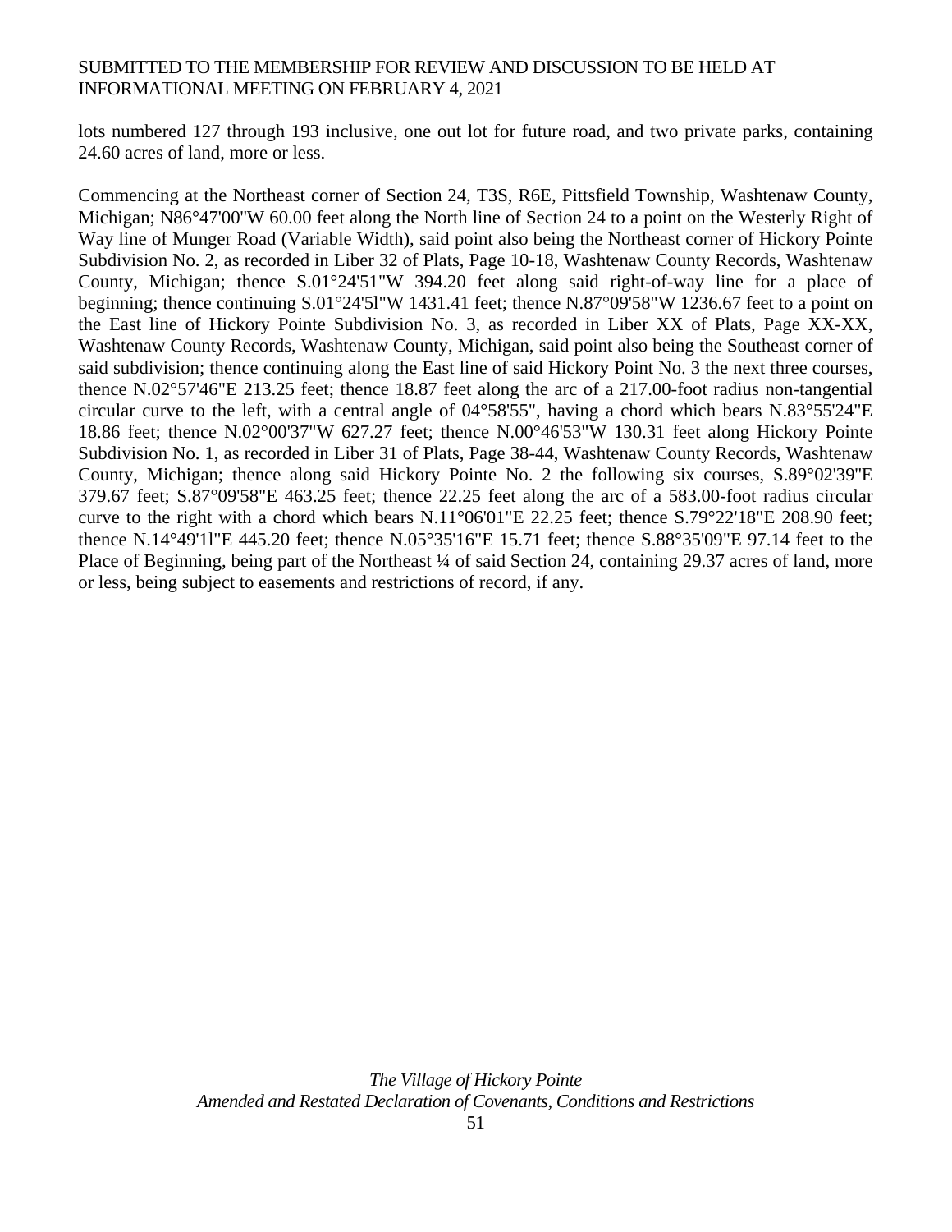lots numbered 127 through 193 inclusive, one out lot for future road, and two private parks, containing 24.60 acres of land, more or less.

Commencing at the Northeast corner of Section 24, T3S, R6E, Pittsfield Township, Washtenaw County, Michigan; N86°47'00"W 60.00 feet along the North line of Section 24 to a point on the Westerly Right of Way line of Munger Road (Variable Width), said point also being the Northeast corner of Hickory Pointe Subdivision No. 2, as recorded in Liber 32 of Plats, Page 10-18, Washtenaw County Records, Washtenaw County, Michigan; thence S.01°24'51"W 394.20 feet along said right-of-way line for a place of beginning; thence continuing S.01°24'5l"W 1431.41 feet; thence N.87°09'58"W 1236.67 feet to a point on the East line of Hickory Pointe Subdivision No. 3, as recorded in Liber XX of Plats, Page XX-XX, Washtenaw County Records, Washtenaw County, Michigan, said point also being the Southeast corner of said subdivision; thence continuing along the East line of said Hickory Point No. 3 the next three courses, thence N.02°57'46"E 213.25 feet; thence 18.87 feet along the arc of a 217.00-foot radius non-tangential circular curve to the left, with a central angle of 04°58'55", having a chord which bears N.83°55'24"E 18.86 feet; thence N.02°00'37"W 627.27 feet; thence N.00°46'53"W 130.31 feet along Hickory Pointe Subdivision No. 1, as recorded in Liber 31 of Plats, Page 38-44, Washtenaw County Records, Washtenaw County, Michigan; thence along said Hickory Pointe No. 2 the following six courses, S.89°02'39"E 379.67 feet; S.87°09'58"E 463.25 feet; thence 22.25 feet along the arc of a 583.00-foot radius circular curve to the right with a chord which bears N.11°06'01"E 22.25 feet; thence S.79°22'18"E 208.90 feet; thence N.14°49'1l"E 445.20 feet; thence N.05°35'16"E 15.71 feet; thence S.88°35'09"E 97.14 feet to the Place of Beginning, being part of the Northeast ¼ of said Section 24, containing 29.37 acres of land, more or less, being subject to easements and restrictions of record, if any.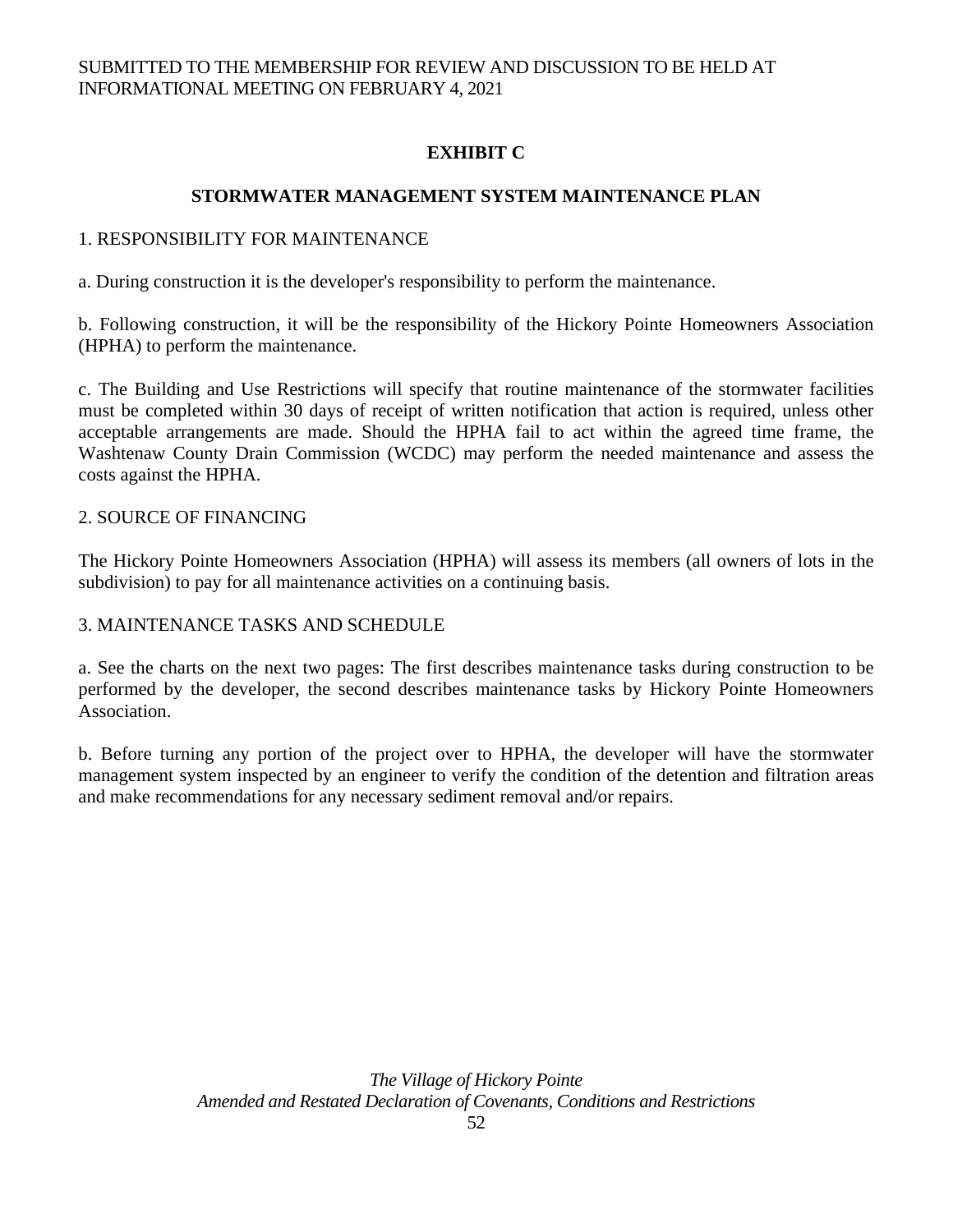SUBMITTED TO THE MEMBERSHIP FOR REVIEW AND DISCUSSION TO BE HELD AT INFORMATIONAL MEETING ON FEBRUARY 4, 2021

# EXHIBIT C

## STORMWATER MANAGEMENT SYSTEM MAINTENANCE PLAN

1. RESPONSIBILITY FOR MAINTENANCE

a. During construction it is the developer's responsibility to perform the maintenance.

b. Following construction, it will be the responsibility of the Hickory Pointe Homeowners Association (HPHA) to perform the maintenance.

c. The Building and Use Restrictions will specify that routine maintenance of the stormwater facilities must be completed within 30 days of receipt of written notification that action is required, unless other acceptable arrangements are made. Should the HPHA fail to act within the agreed time frame, the Washtenaw County Drain Commission (WCDC) may perform the needed maintenance and assess the costs against the HPHA.

2. SOURCE OF FINANCING

The Hickory Pointe Homeowners Association (HPHA) will assess its members (all owners of lots in the subdivision) to pay for all maintenance activities on a continuing basis.

3. MAINTENANCE TASKS AND SCHEDULE

a. See the charts on the next two pages: The first describes maintenance tasks during construction to be performed by the developer, the second describes maintenance tasks by Hickory Pointe Homeowners Association.

b. Before turning any portion of the project over to HPHA, the developer will have the stormwater management system inspected by an engineer to verify the condition of the detention and filtration areas and make recommendations for any necessary sediment removal and/or repairs.